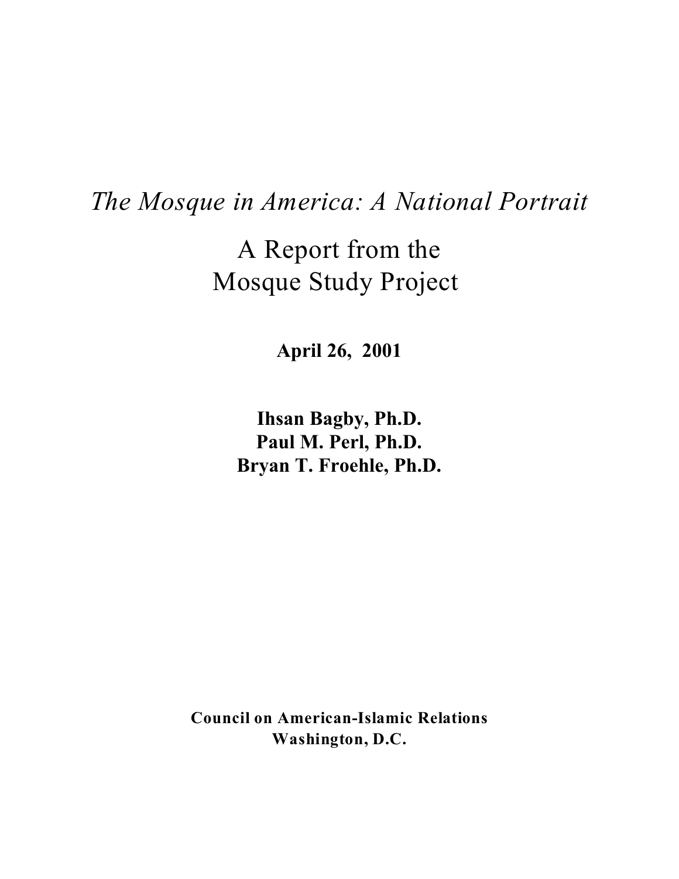# *The Mosque in America: A National Portrait*

## A Report from the Mosque Study Project

**April 26, 2001**

**Ihsan Bagby, Ph.D.**
**Paul M. Perl, Ph.D.**
**Bryan T. Froehle, Ph.D.**

**Council on American-Islamic Relations**
**Washington, D.C.**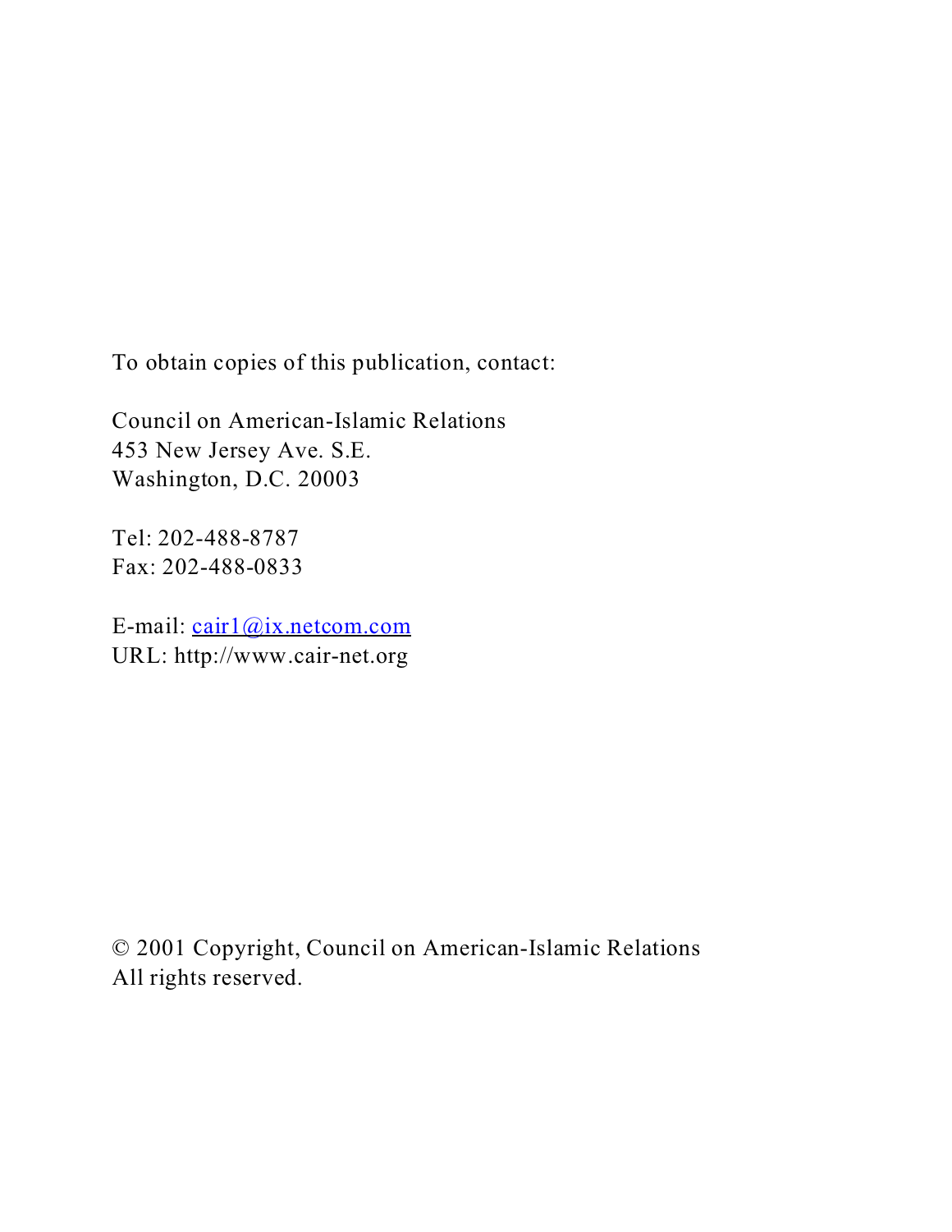To obtain copies of this publication, contact:

Council on American-Islamic Relations
453 New Jersey Ave. S.E.
Washington, D.C. 20003

Tel: 202-488-8787
Fax: 202-488-0833

E-mail: cair1@ix.netcom.com
URL: http://www.cair-net.org

© 2001 Copyright, Council on American-Islamic Relations
All rights reserved.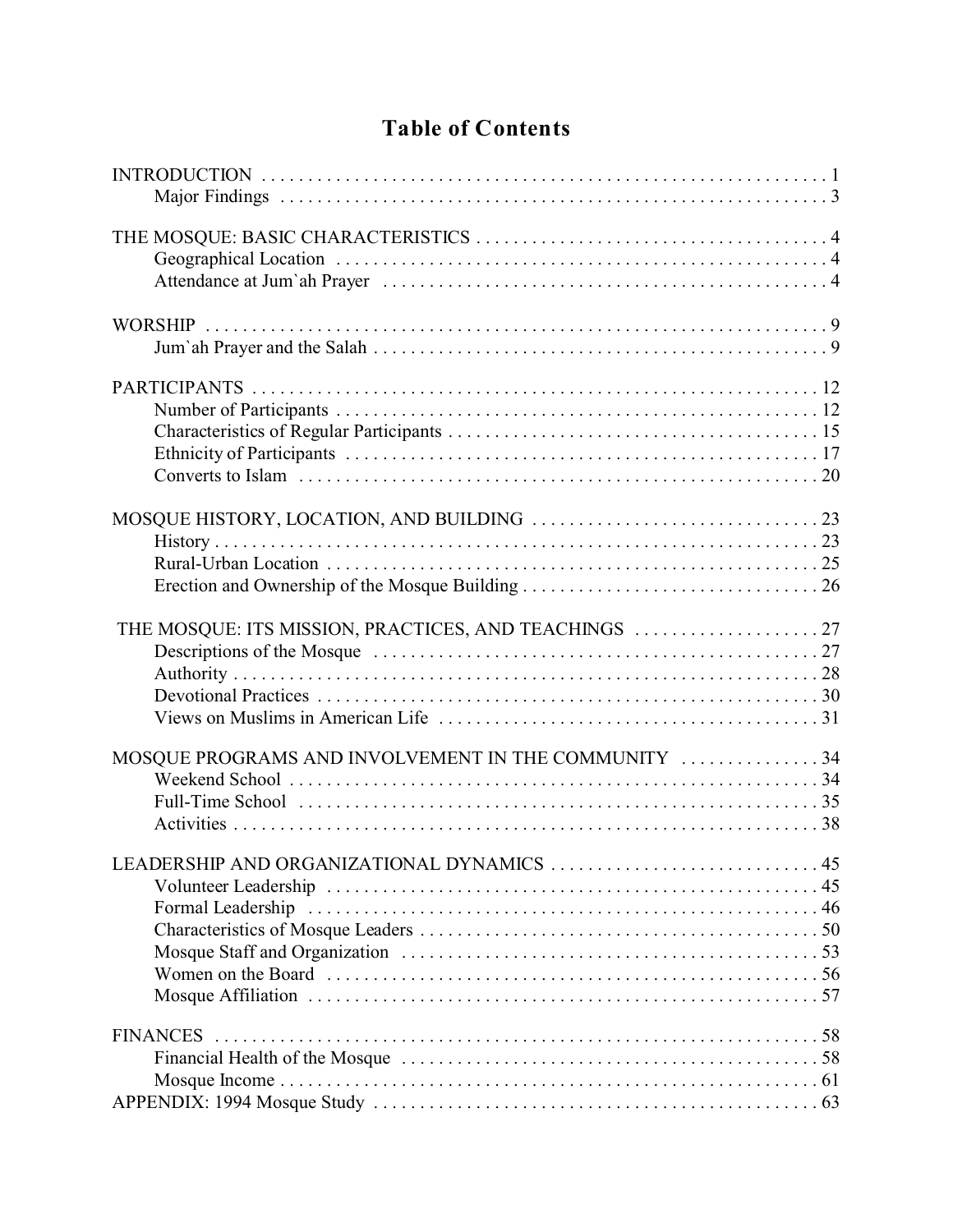# Table of Contents

INTRODUCTION . . . . . . . . . . 1
- Major Findings . . . . . . . . . . 3

THE MOSQUE: BASIC CHARACTERISTICS . . . . . . . . . . 4
- Geographical Location . . . . . . . . . . 4
- Attendance at Jum`ah Prayer . . . . . . . . . . 4

WORSHIP . . . . . . . . . . 9
- Jum`ah Prayer and the Salah . . . . . . . . . . 9

PARTICIPANTS . . . . . . . . . . 12
- Number of Participants . . . . . . . . . . 12
- Characteristics of Regular Participants . . . . . . . . . . 15
- Ethnicity of Participants . . . . . . . . . . 17
- Converts to Islam . . . . . . . . . . 20

MOSQUE HISTORY, LOCATION, AND BUILDING . . . . . . . . . . 23
- History . . . . . . . . . . 23
- Rural-Urban Location . . . . . . . . . . 25
- Erection and Ownership of the Mosque Building . . . . . . . . . . 26

THE MOSQUE: ITS MISSION, PRACTICES, AND TEACHINGS . . . . . . . . . . 27
- Descriptions of the Mosque . . . . . . . . . . 27
- Authority . . . . . . . . . . 28
- Devotional Practices . . . . . . . . . . 30
- Views on Muslims in American Life . . . . . . . . . . 31

MOSQUE PROGRAMS AND INVOLVEMENT IN THE COMMUNITY . . . . . . . . . . 34
- Weekend School . . . . . . . . . . 34
- Full-Time School . . . . . . . . . . 35
- Activities . . . . . . . . . . 38

LEADERSHIP AND ORGANIZATIONAL DYNAMICS . . . . . . . . . . 45
- Volunteer Leadership . . . . . . . . . . 45
- Formal Leadership . . . . . . . . . . 46
- Characteristics of Mosque Leaders . . . . . . . . . . 50
- Mosque Staff and Organization . . . . . . . . . . 53
- Women on the Board . . . . . . . . . . 56
- Mosque Affiliation . . . . . . . . . . 57

FINANCES . . . . . . . . . . 58
- Financial Health of the Mosque . . . . . . . . . . 58
- Mosque Income . . . . . . . . . . 61

APPENDIX: 1994 Mosque Study . . . . . . . . . . 63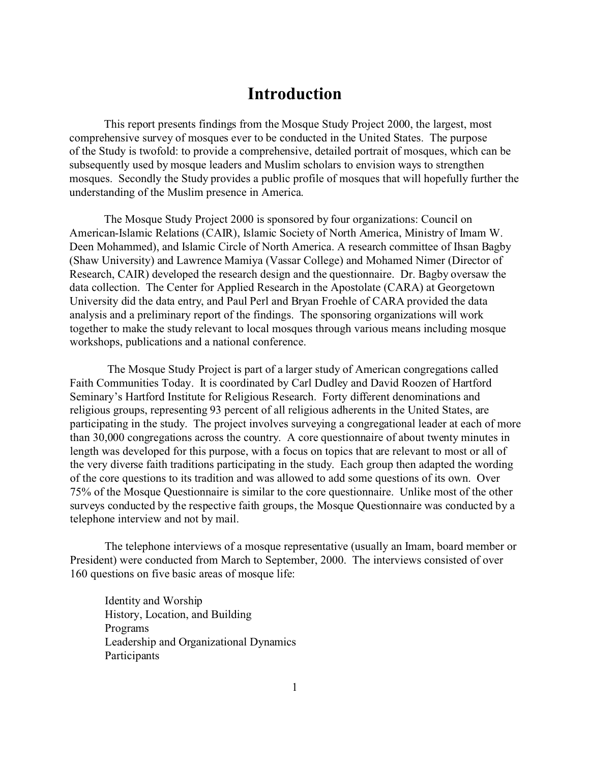# Introduction

This report presents findings from the Mosque Study Project 2000, the largest, most comprehensive survey of mosques ever to be conducted in the United States. The purpose of the Study is twofold: to provide a comprehensive, detailed portrait of mosques, which can be subsequently used by mosque leaders and Muslim scholars to envision ways to strengthen mosques. Secondly the Study provides a public profile of mosques that will hopefully further the understanding of the Muslim presence in America.

The Mosque Study Project 2000 is sponsored by four organizations: Council on American-Islamic Relations (CAIR), Islamic Society of North America, Ministry of Imam W. Deen Mohammed), and Islamic Circle of North America. A research committee of Ihsan Bagby (Shaw University) and Lawrence Mamiya (Vassar College) and Mohamed Nimer (Director of Research, CAIR) developed the research design and the questionnaire. Dr. Bagby oversaw the data collection. The Center for Applied Research in the Apostolate (CARA) at Georgetown University did the data entry, and Paul Perl and Bryan Froehle of CARA provided the data analysis and a preliminary report of the findings. The sponsoring organizations will work together to make the study relevant to local mosques through various means including mosque workshops, publications and a national conference.

The Mosque Study Project is part of a larger study of American congregations called Faith Communities Today. It is coordinated by Carl Dudley and David Roozen of Hartford Seminary's Hartford Institute for Religious Research. Forty different denominations and religious groups, representing 93 percent of all religious adherents in the United States, are participating in the study. The project involves surveying a congregational leader at each of more than 30,000 congregations across the country. A core questionnaire of about twenty minutes in length was developed for this purpose, with a focus on topics that are relevant to most or all of the very diverse faith traditions participating in the study. Each group then adapted the wording of the core questions to its tradition and was allowed to add some questions of its own. Over 75% of the Mosque Questionnaire is similar to the core questionnaire. Unlike most of the other surveys conducted by the respective faith groups, the Mosque Questionnaire was conducted by a telephone interview and not by mail.

The telephone interviews of a mosque representative (usually an Imam, board member or President) were conducted from March to September, 2000. The interviews consisted of over 160 questions on five basic areas of mosque life:

- Identity and Worship
- History, Location, and Building
- Programs
- Leadership and Organizational Dynamics
- Participants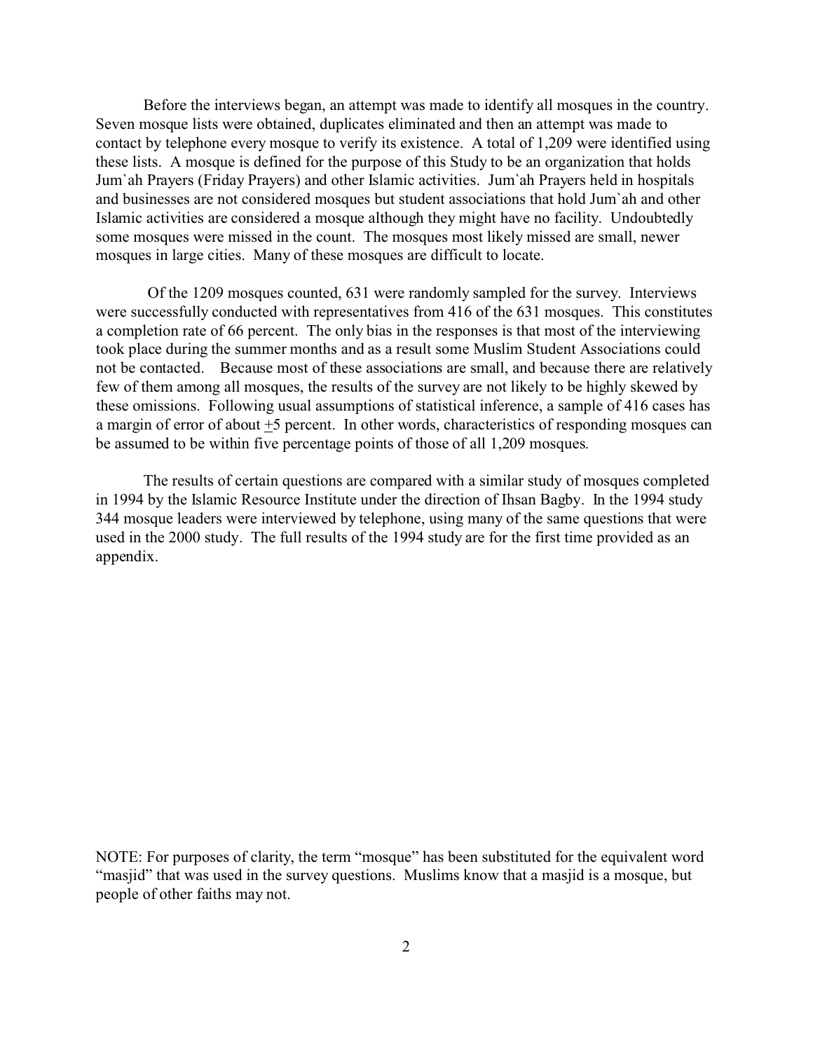Before the interviews began, an attempt was made to identify all mosques in the country. Seven mosque lists were obtained, duplicates eliminated and then an attempt was made to contact by telephone every mosque to verify its existence. A total of 1,209 were identified using these lists. A mosque is defined for the purpose of this Study to be an organization that holds Jum`ah Prayers (Friday Prayers) and other Islamic activities. Jum`ah Prayers held in hospitals and businesses are not considered mosques but student associations that hold Jum`ah and other Islamic activities are considered a mosque although they might have no facility. Undoubtedly some mosques were missed in the count. The mosques most likely missed are small, newer mosques in large cities. Many of these mosques are difficult to locate.

Of the 1209 mosques counted, 631 were randomly sampled for the survey. Interviews were successfully conducted with representatives from 416 of the 631 mosques. This constitutes a completion rate of 66 percent. The only bias in the responses is that most of the interviewing took place during the summer months and as a result some Muslim Student Associations could not be contacted. Because most of these associations are small, and because there are relatively few of them among all mosques, the results of the survey are not likely to be highly skewed by these omissions. Following usual assumptions of statistical inference, a sample of 416 cases has a margin of error of about ±5 percent. In other words, characteristics of responding mosques can be assumed to be within five percentage points of those of all 1,209 mosques.

The results of certain questions are compared with a similar study of mosques completed in 1994 by the Islamic Resource Institute under the direction of Ihsan Bagby. In the 1994 study 344 mosque leaders were interviewed by telephone, using many of the same questions that were used in the 2000 study. The full results of the 1994 study are for the first time provided as an appendix.

NOTE: For purposes of clarity, the term "mosque" has been substituted for the equivalent word "masjid" that was used in the survey questions. Muslims know that a masjid is a mosque, but people of other faiths may not.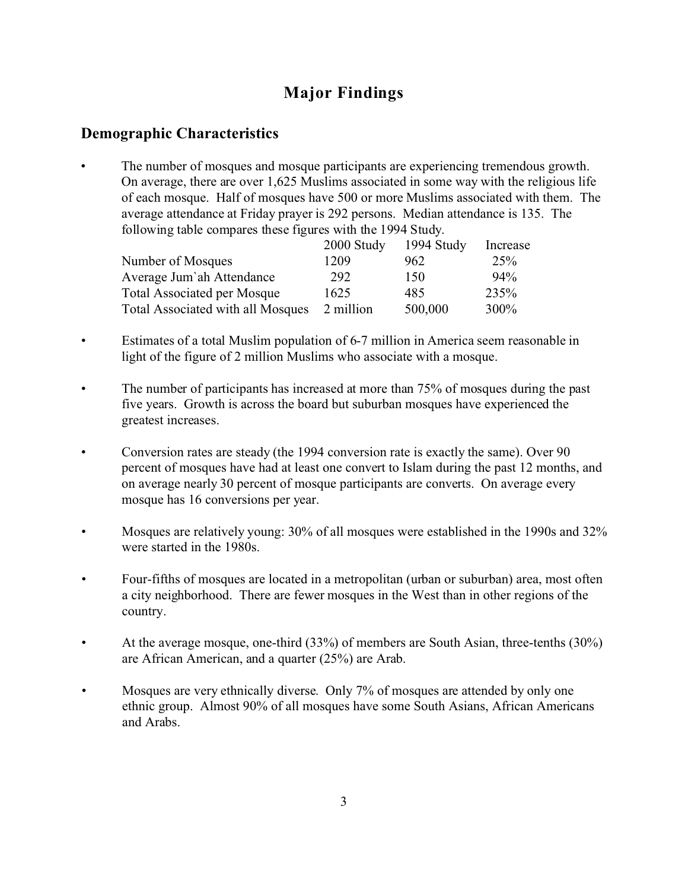# Major Findings

## Demographic Characteristics

- The number of mosques and mosque participants are experiencing tremendous growth. On average, there are over 1,625 Muslims associated in some way with the religious life of each mosque. Half of mosques have 500 or more Muslims associated with them. The average attendance at Friday prayer is 292 persons. Median attendance is 135. The following table compares these figures with the 1994 Study.

| | 2000 Study | 1994 Study | Increase |
|---|---|---|---|
| Number of Mosques | 1209 | 962 | 25% |
| Average Jum`ah Attendance | 292 | 150 | 94% |
| Total Associated per Mosque | 1625 | 485 | 235% |
| Total Associated with all Mosques | 2 million | 500,000 | 300% |

- Estimates of a total Muslim population of 6-7 million in America seem reasonable in light of the figure of 2 million Muslims who associate with a mosque.

- The number of participants has increased at more than 75% of mosques during the past five years. Growth is across the board but suburban mosques have experienced the greatest increases.

- Conversion rates are steady (the 1994 conversion rate is exactly the same). Over 90 percent of mosques have had at least one convert to Islam during the past 12 months, and on average nearly 30 percent of mosque participants are converts. On average every mosque has 16 conversions per year.

- Mosques are relatively young: 30% of all mosques were established in the 1990s and 32% were started in the 1980s.

- Four-fifths of mosques are located in a metropolitan (urban or suburban) area, most often a city neighborhood. There are fewer mosques in the West than in other regions of the country.

- At the average mosque, one-third (33%) of members are South Asian, three-tenths (30%) are African American, and a quarter (25%) are Arab.

- Mosques are very ethnically diverse. Only 7% of mosques are attended by only one ethnic group. Almost 90% of all mosques have some South Asians, African Americans and Arabs.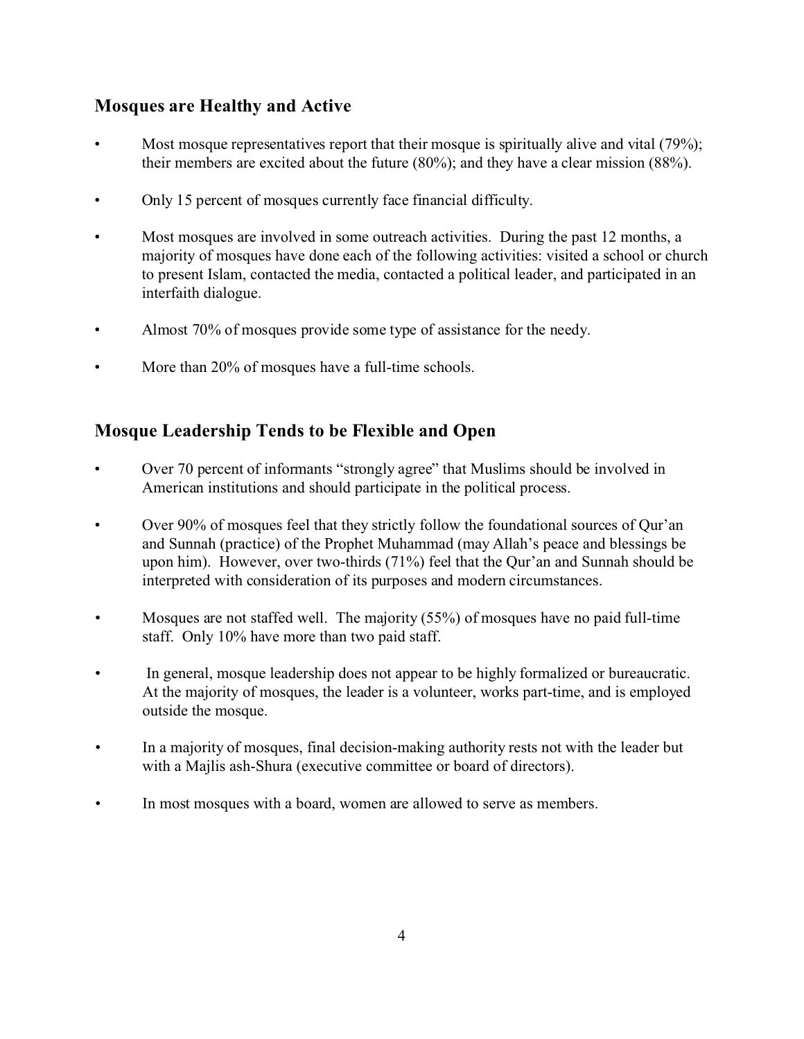## Mosques are Healthy and Active

- Most mosque representatives report that their mosque is spiritually alive and vital (79%); their members are excited about the future (80%); and they have a clear mission (88%).
- Only 15 percent of mosques currently face financial difficulty.
- Most mosques are involved in some outreach activities. During the past 12 months, a majority of mosques have done each of the following activities: visited a school or church to present Islam, contacted the media, contacted a political leader, and participated in an interfaith dialogue.
- Almost 70% of mosques provide some type of assistance for the needy.
- More than 20% of mosques have a full-time schools.

## Mosque Leadership Tends to be Flexible and Open

- Over 70 percent of informants "strongly agree" that Muslims should be involved in American institutions and should participate in the political process.
- Over 90% of mosques feel that they strictly follow the foundational sources of Qur'an and Sunnah (practice) of the Prophet Muhammad (may Allah's peace and blessings be upon him). However, over two-thirds (71%) feel that the Qur'an and Sunnah should be interpreted with consideration of its purposes and modern circumstances.
- Mosques are not staffed well. The majority (55%) of mosques have no paid full-time staff. Only 10% have more than two paid staff.
- In general, mosque leadership does not appear to be highly formalized or bureaucratic. At the majority of mosques, the leader is a volunteer, works part-time, and is employed outside the mosque.
- In a majority of mosques, final decision-making authority rests not with the leader but with a Majlis ash-Shura (executive committee or board of directors).
- In most mosques with a board, women are allowed to serve as members.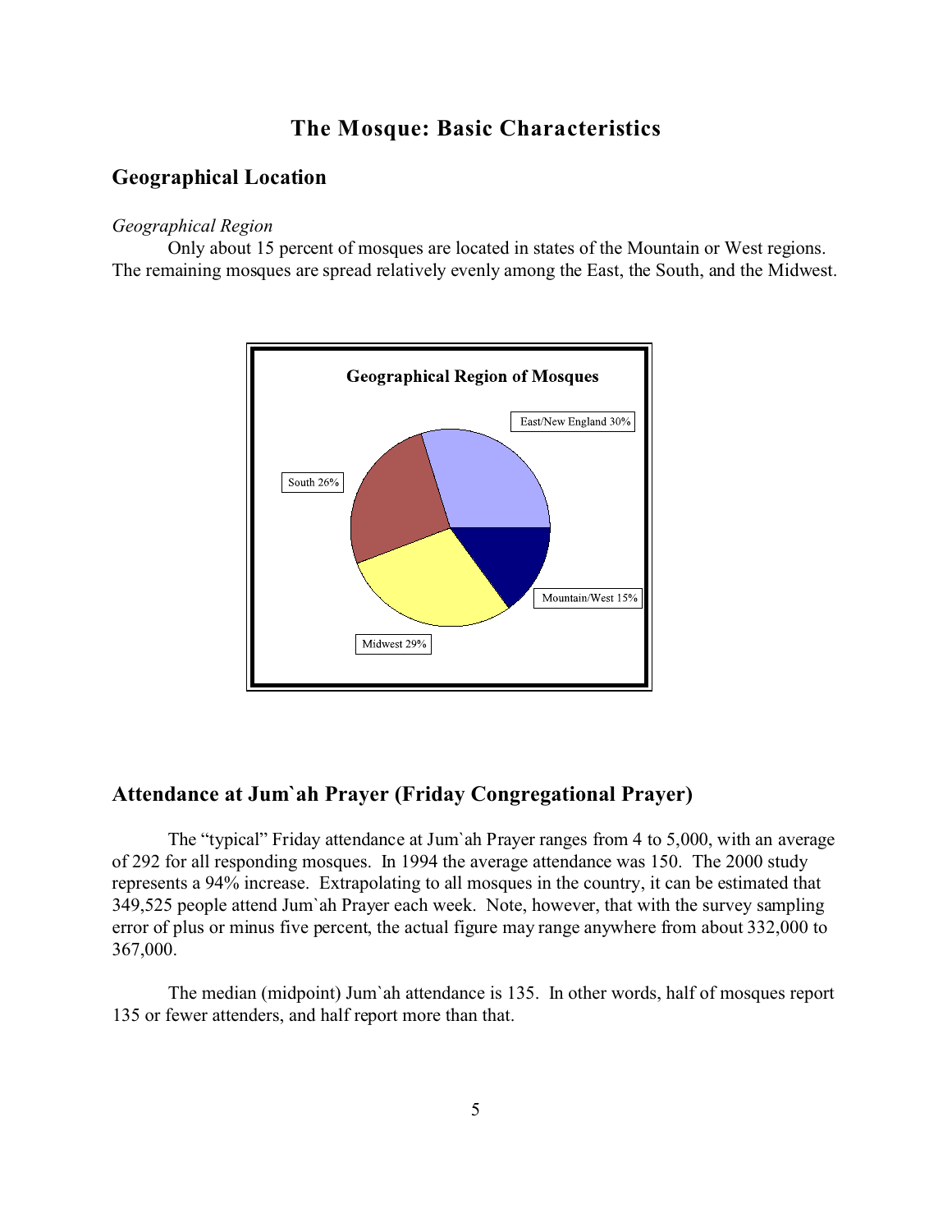# The Mosque: Basic Characteristics

## Geographical Location

*Geographical Region*

Only about 15 percent of mosques are located in states of the Mountain or West regions. The remaining mosques are spread relatively evenly among the East, the South, and the Midwest.

**Geographical Region of Mosques**

| Region | Percent |
|---|---|
| East/New England | 30% |
| South | 26% |
| Midwest | 29% |
| Mountain/West | 15% |

## Attendance at Jum`ah Prayer (Friday Congregational Prayer)

The "typical" Friday attendance at Jum`ah Prayer ranges from 4 to 5,000, with an average of 292 for all responding mosques. In 1994 the average attendance was 150. The 2000 study represents a 94% increase. Extrapolating to all mosques in the country, it can be estimated that 349,525 people attend Jum`ah Prayer each week. Note, however, that with the survey sampling error of plus or minus five percent, the actual figure may range anywhere from about 332,000 to 367,000.

The median (midpoint) Jum`ah attendance is 135. In other words, half of mosques report 135 or fewer attenders, and half report more than that.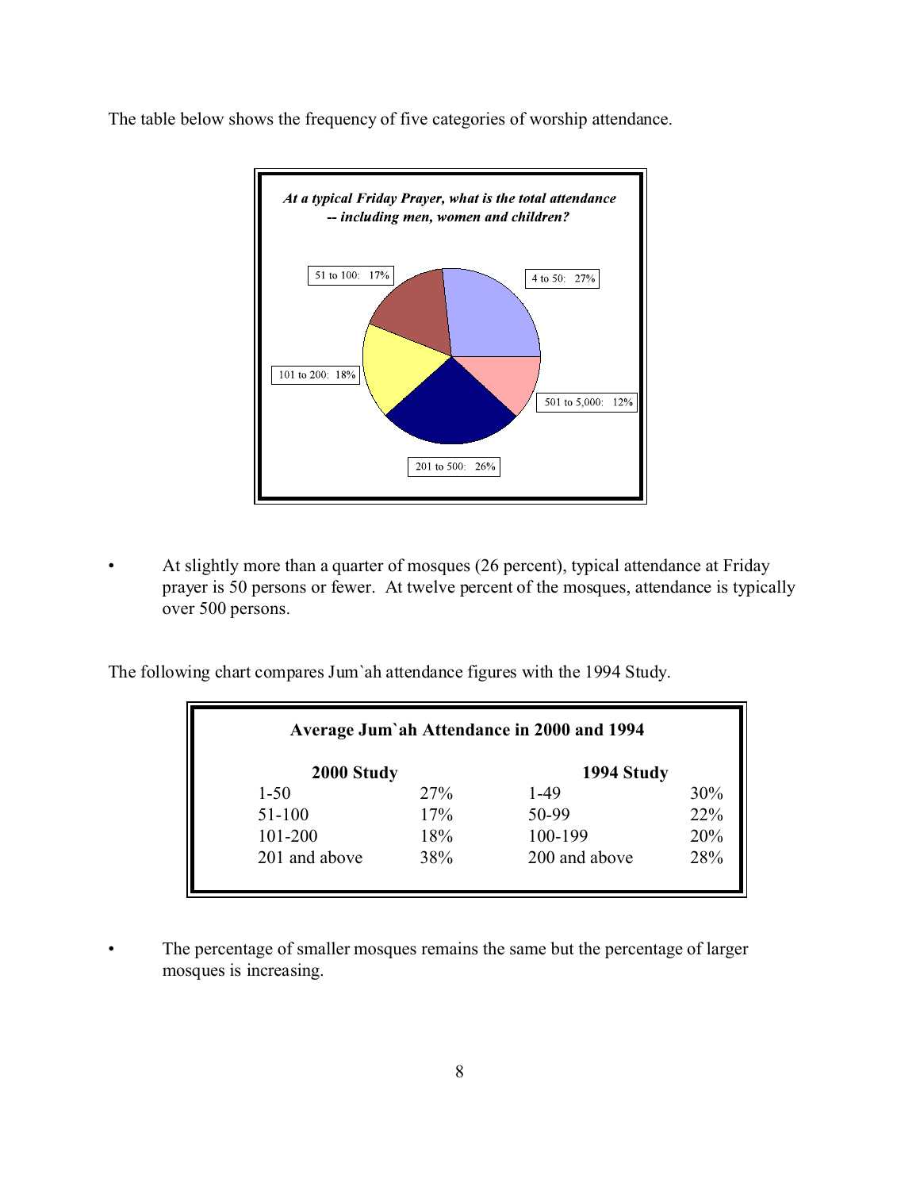The table below shows the frequency of five categories of worship attendance.

***At a typical Friday Prayer, what is the total attendance -- including men, women and children?***

| Attendance | Percent |
|---|---|
| 4 to 50 | 27% |
| 51 to 100 | 17% |
| 101 to 200 | 18% |
| 201 to 500 | 26% |
| 501 to 5,000 | 12% |

- At slightly more than a quarter of mosques (26 percent), typical attendance at Friday prayer is 50 persons or fewer. At twelve percent of the mosques, attendance is typically over 500 persons.

The following chart compares Jum`ah attendance figures with the 1994 Study.

**Average Jum`ah Attendance in 2000 and 1994**

| 2000 Study | | 1994 Study | |
|---|---|---|---|
| 1-50 | 27% | 1-49 | 30% |
| 51-100 | 17% | 50-99 | 22% |
| 101-200 | 18% | 100-199 | 20% |
| 201 and above | 38% | 200 and above | 28% |

- The percentage of smaller mosques remains the same but the percentage of larger mosques is increasing.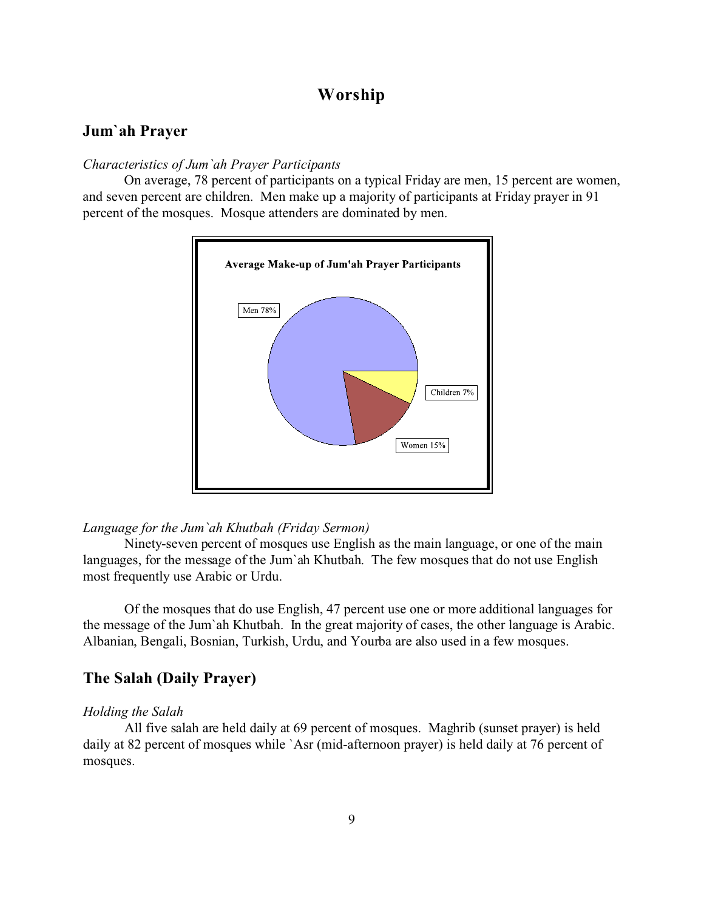# Worship

## Jum`ah Prayer

*Characteristics of Jum`ah Prayer Participants*

On average, 78 percent of participants on a typical Friday are men, 15 percent are women, and seven percent are children. Men make up a majority of participants at Friday prayer in 91 percent of the mosques. Mosque attenders are dominated by men.

**Average Make-up of Jum'ah Prayer Participants**

Men 78%

Children 7%

Women 15%

*Language for the Jum`ah Khutbah (Friday Sermon)*

Ninety-seven percent of mosques use English as the main language, or one of the main languages, for the message of the Jum`ah Khutbah. The few mosques that do not use English most frequently use Arabic or Urdu.

Of the mosques that do use English, 47 percent use one or more additional languages for the message of the Jum`ah Khutbah. In the great majority of cases, the other language is Arabic. Albanian, Bengali, Bosnian, Turkish, Urdu, and Yourba are also used in a few mosques.

## The Salah (Daily Prayer)

*Holding the Salah*

All five salah are held daily at 69 percent of mosques. Maghrib (sunset prayer) is held daily at 82 percent of mosques while `Asr (mid-afternoon prayer) is held daily at 76 percent of mosques.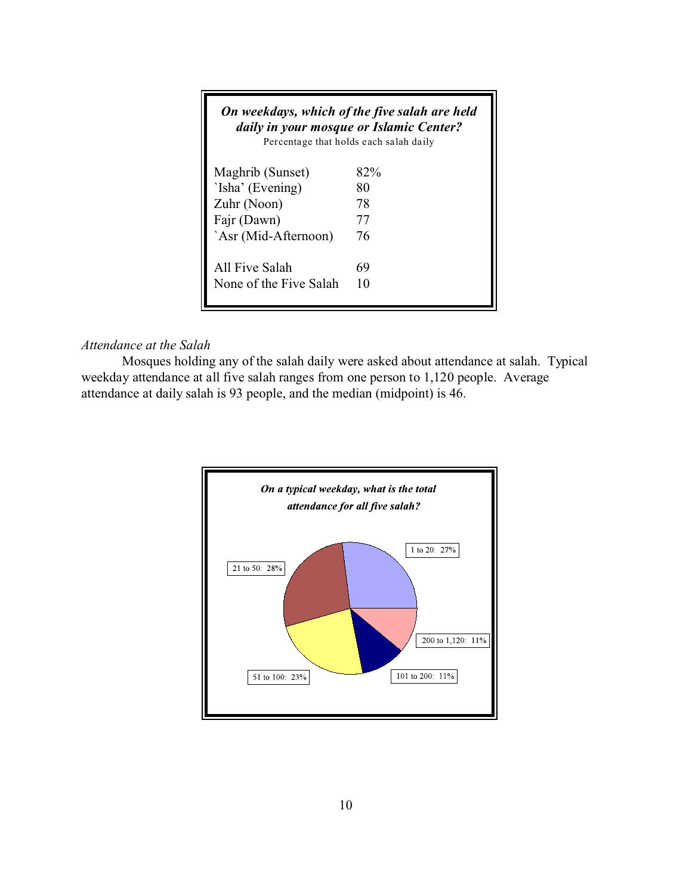***On weekdays, which of the five salah are held daily in your mosque or Islamic Center?***

Percentage that holds each salah daily

| Salah | Percentage |
|---|---|
| Maghrib (Sunset) | 82% |
| `Isha' (Evening) | 80 |
| Zuhr (Noon) | 78 |
| Fajr (Dawn) | 77 |
| `Asr (Mid-Afternoon) | 76 |
| All Five Salah | 69 |
| None of the Five Salah | 10 |

*Attendance at the Salah*

Mosques holding any of the salah daily were asked about attendance at salah. Typical weekday attendance at all five salah ranges from one person to 1,120 people. Average attendance at daily salah is 93 people, and the median (midpoint) is 46.

***On a typical weekday, what is the total attendance for all five salah?***

| Attendance | Percentage |
|---|---|
| 1 to 20 | 27% |
| 21 to 50 | 28% |
| 51 to 100 | 23% |
| 101 to 200 | 11% |
| 200 to 1,120 | 11% |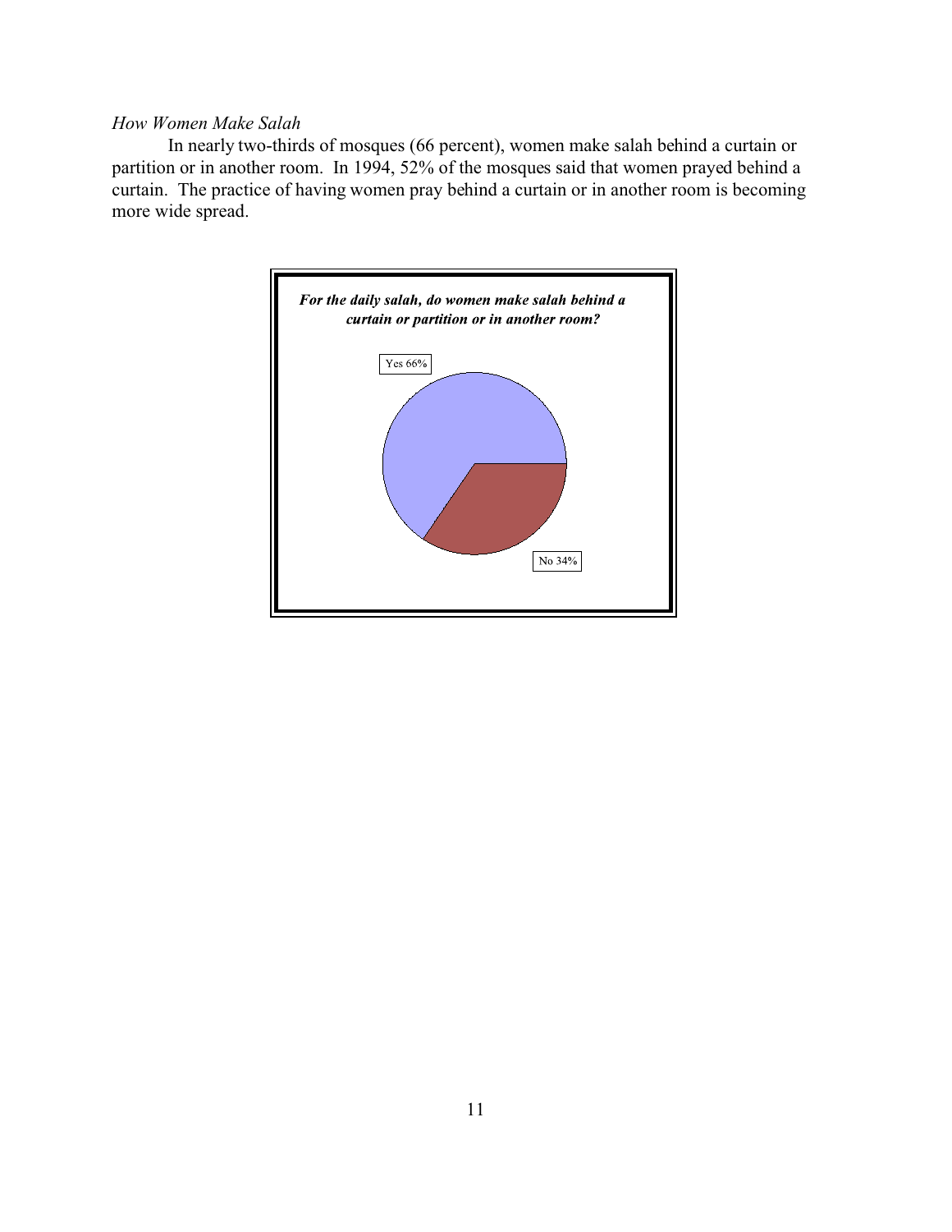*How Women Make Salah*

In nearly two-thirds of mosques (66 percent), women make salah behind a curtain or partition or in another room. In 1994, 52% of the mosques said that women prayed behind a curtain. The practice of having women pray behind a curtain or in another room is becoming more wide spread.

***For the daily salah, do women make salah behind a curtain or partition or in another room?***

Yes 66%

No 34%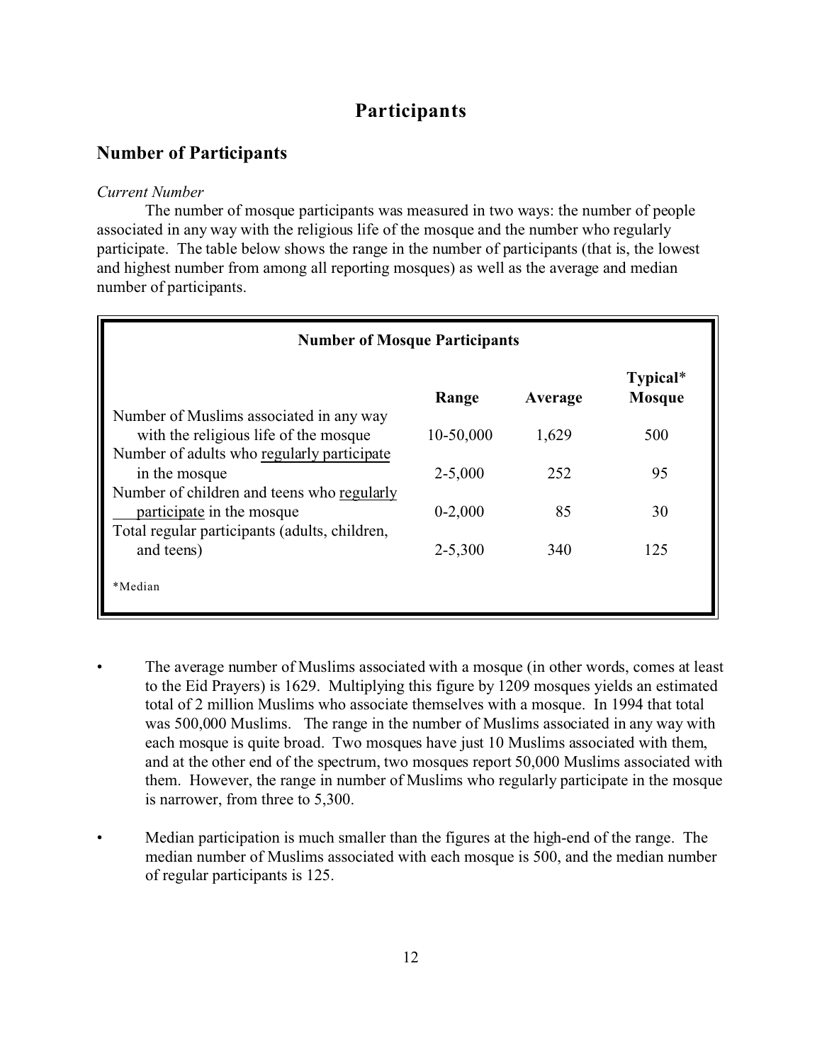# Participants

## Number of Participants

*Current Number*

The number of mosque participants was measured in two ways: the number of people associated in any way with the religious life of the mosque and the number who regularly participate. The table below shows the range in the number of participants (that is, the lowest and highest number from among all reporting mosques) as well as the average and median number of participants.

**Number of Mosque Participants**

| | Range | Average | Typical* Mosque |
|---|---|---|---|
| Number of Muslims associated in any way with the religious life of the mosque | 10-50,000 | 1,629 | 500 |
| Number of adults who regularly participate in the mosque | 2-5,000 | 252 | 95 |
| Number of children and teens who regularly participate in the mosque | 0-2,000 | 85 | 30 |
| Total regular participants (adults, children, and teens) | 2-5,300 | 340 | 125 |

*Median

- The average number of Muslims associated with a mosque (in other words, comes at least to the Eid Prayers) is 1629. Multiplying this figure by 1209 mosques yields an estimated total of 2 million Muslims who associate themselves with a mosque. In 1994 that total was 500,000 Muslims. The range in the number of Muslims associated in any way with each mosque is quite broad. Two mosques have just 10 Muslims associated with them, and at the other end of the spectrum, two mosques report 50,000 Muslims associated with them. However, the range in number of Muslims who regularly participate in the mosque is narrower, from three to 5,300.

- Median participation is much smaller than the figures at the high-end of the range. The median number of Muslims associated with each mosque is 500, and the median number of regular participants is 125.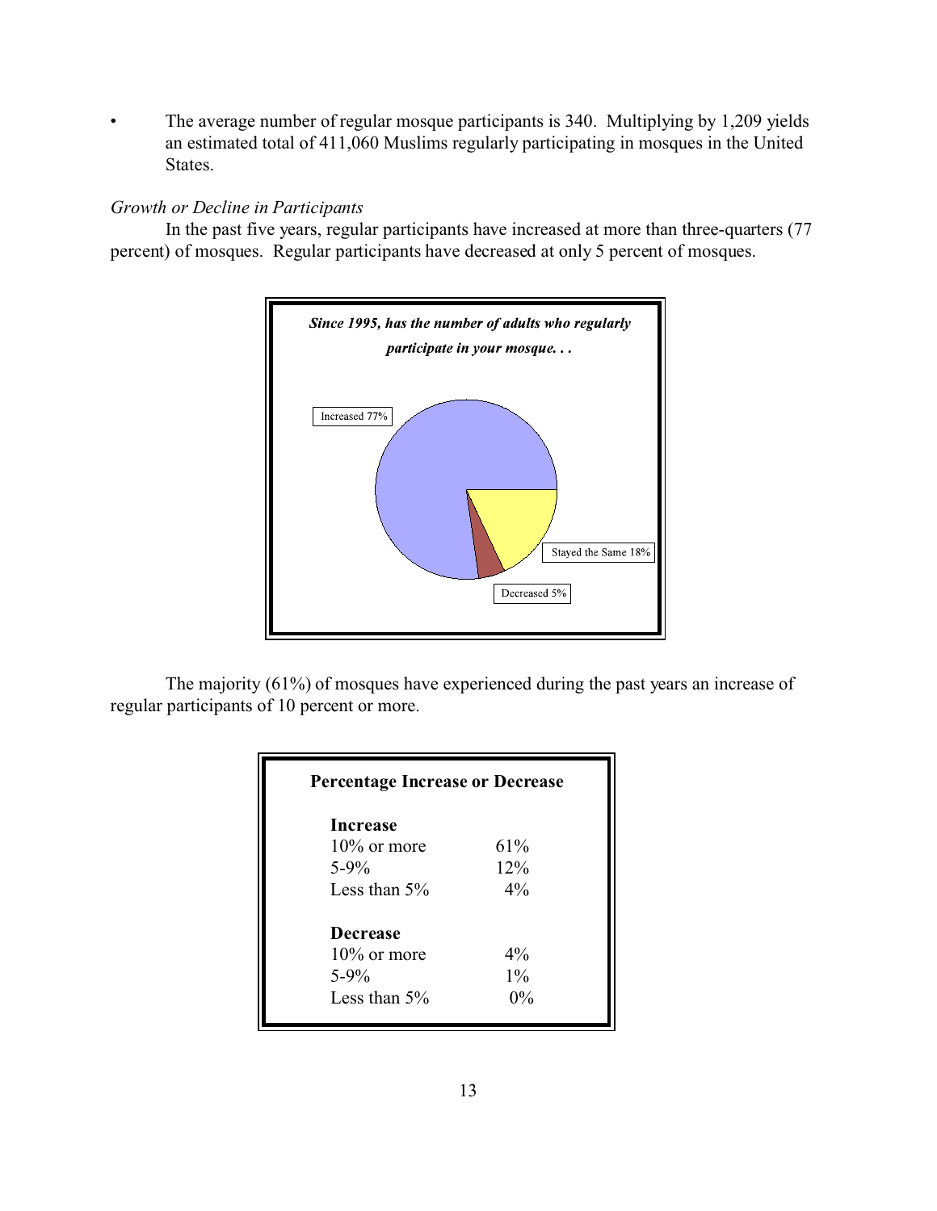- The average number of regular mosque participants is 340. Multiplying by 1,209 yields an estimated total of 411,060 Muslims regularly participating in mosques in the United States.

*Growth or Decline in Participants*

In the past five years, regular participants have increased at more than three-quarters (77 percent) of mosques. Regular participants have decreased at only 5 percent of mosques.

***Since 1995, has the number of adults who regularly participate in your mosque. . .***

| Response | Percent |
|---|---|
| Increased | 77% |
| Stayed the Same | 18% |
| Decreased | 5% |

The majority (61%) of mosques have experienced during the past years an increase of regular participants of 10 percent or more.

**Percentage Increase or Decrease**

| | |
|---|---|
| **Increase** | |
| 10% or more | 61% |
| 5-9% | 12% |
| Less than 5% | 4% |
| **Decrease** | |
| 10% or more | 4% |
| 5-9% | 1% |
| Less than 5% | 0% |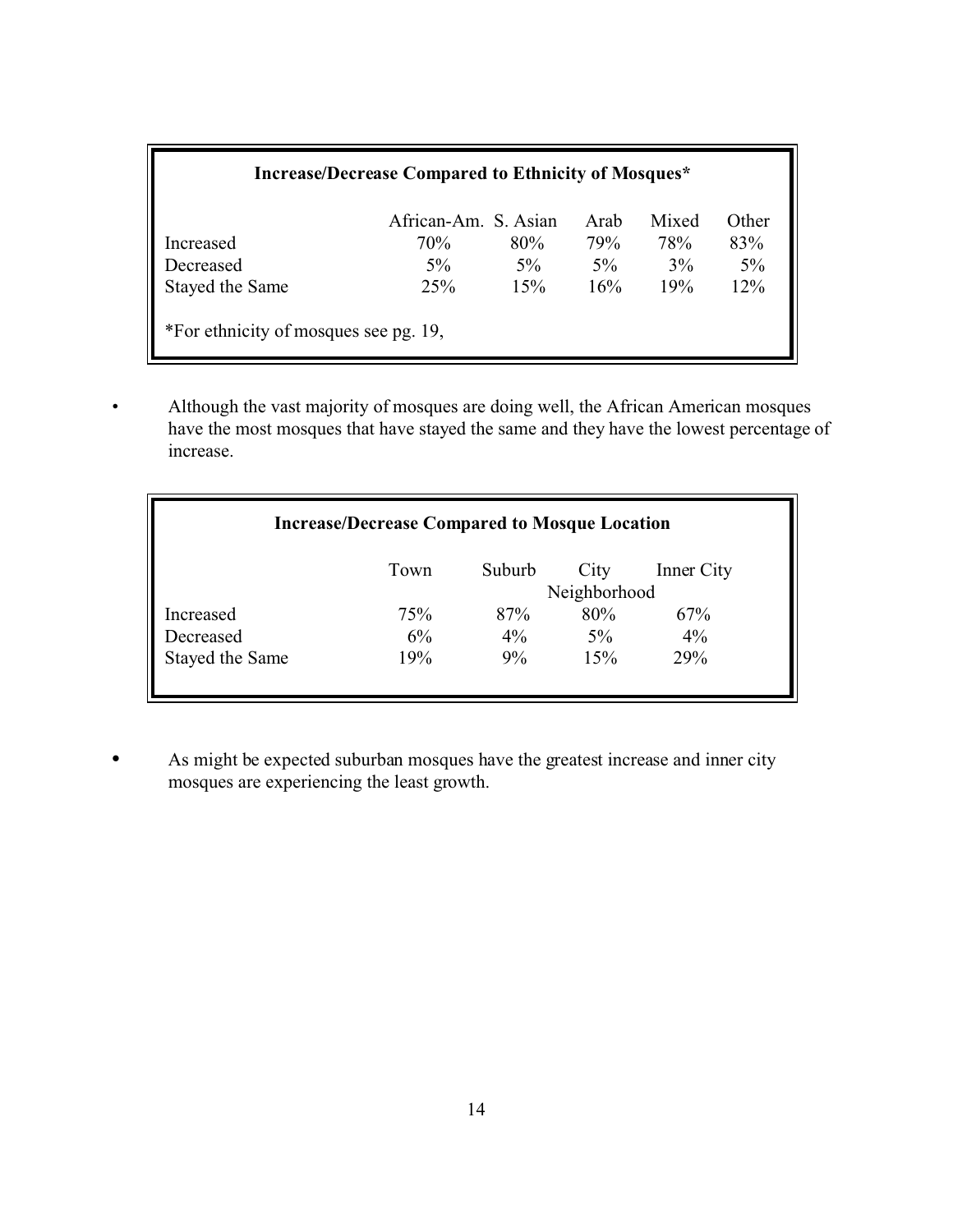**Increase/Decrease Compared to Ethnicity of Mosques***

| | African-Am. | S. Asian | Arab | Mixed | Other |
|---|---|---|---|---|---|
| Increased | 70% | 80% | 79% | 78% | 83% |
| Decreased | 5% | 5% | 5% | 3% | 5% |
| Stayed the Same | 25% | 15% | 16% | 19% | 12% |

*For ethnicity of mosques see pg. 19,

- Although the vast majority of mosques are doing well, the African American mosques have the most mosques that have stayed the same and they have the lowest percentage of increase.

**Increase/Decrease Compared to Mosque Location**

| | Town | Suburb | City Neighborhood | Inner City |
|---|---|---|---|---|
| Increased | 75% | 87% | 80% | 67% |
| Decreased | 6% | 4% | 5% | 4% |
| Stayed the Same | 19% | 9% | 15% | 29% |

- As might be expected suburban mosques have the greatest increase and inner city mosques are experiencing the least growth.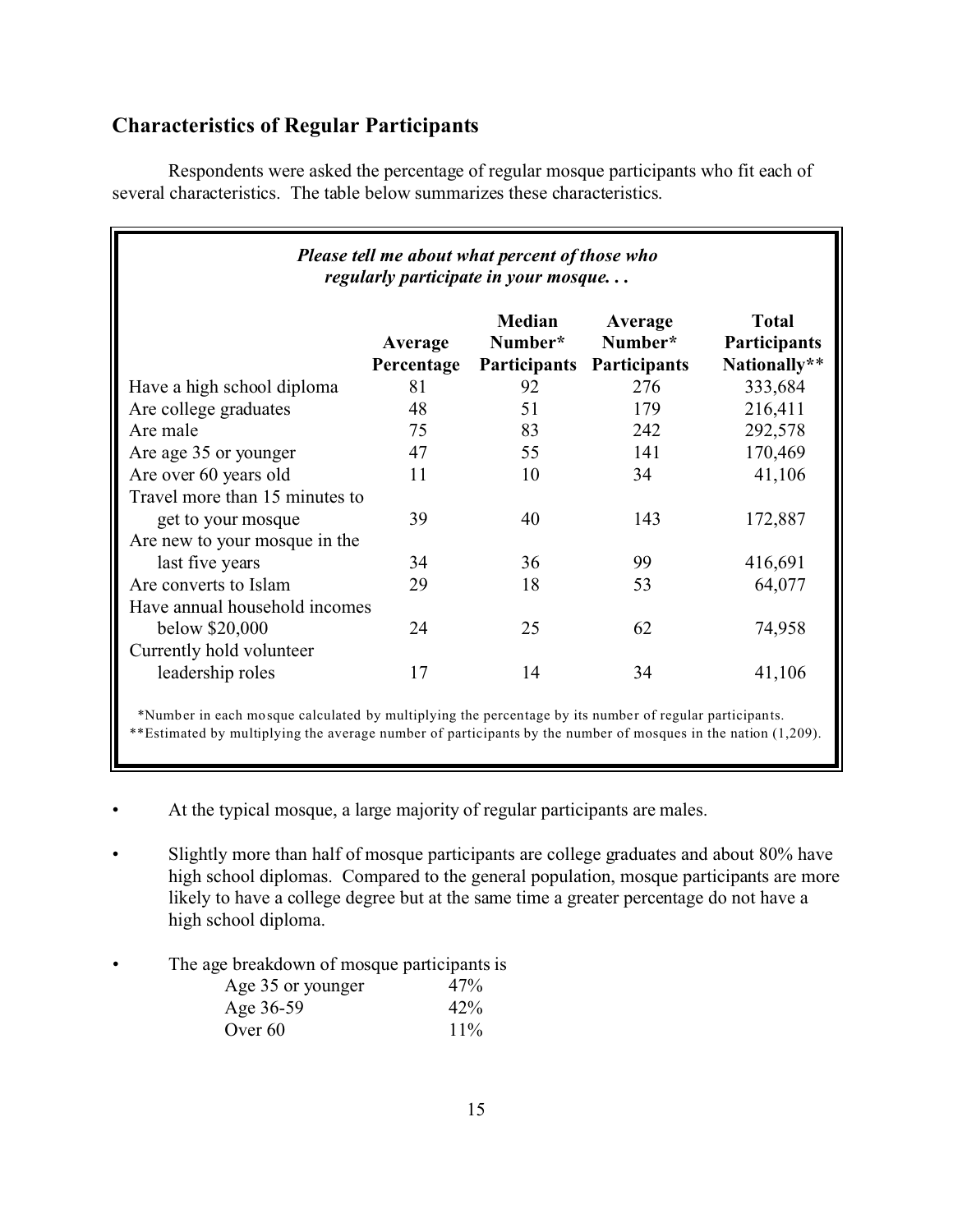## Characteristics of Regular Participants

Respondents were asked the percentage of regular mosque participants who fit each of several characteristics. The table below summarizes these characteristics.

***Please tell me about what percent of those who regularly participate in your mosque. . .***

| | Average Percentage | Median Number* Participants | Average Number* Participants | Total Participants Nationally** |
|---|---|---|---|---|
| Have a high school diploma | 81 | 92 | 276 | 333,684 |
| Are college graduates | 48 | 51 | 179 | 216,411 |
| Are male | 75 | 83 | 242 | 292,578 |
| Are age 35 or younger | 47 | 55 | 141 | 170,469 |
| Are over 60 years old | 11 | 10 | 34 | 41,106 |
| Travel more than 15 minutes to get to your mosque | 39 | 40 | 143 | 172,887 |
| Are new to your mosque in the last five years | 34 | 36 | 99 | 416,691 |
| Are converts to Islam | 29 | 18 | 53 | 64,077 |
| Have annual household incomes below $20,000 | 24 | 25 | 62 | 74,958 |
| Currently hold volunteer leadership roles | 17 | 14 | 34 | 41,106 |

*Number in each mosque calculated by multiplying the percentage by its number of regular participants.
**Estimated by multiplying the average number of participants by the number of mosques in the nation (1,209).

- At the typical mosque, a large majority of regular participants are males.
- Slightly more than half of mosque participants are college graduates and about 80% have high school diplomas. Compared to the general population, mosque participants are more likely to have a college degree but at the same time a greater percentage do not have a high school diploma.
- The age breakdown of mosque participants is

| | |
|---|---|
| Age 35 or younger | 47% |
| Age 36-59 | 42% |
| Over 60 | 11% |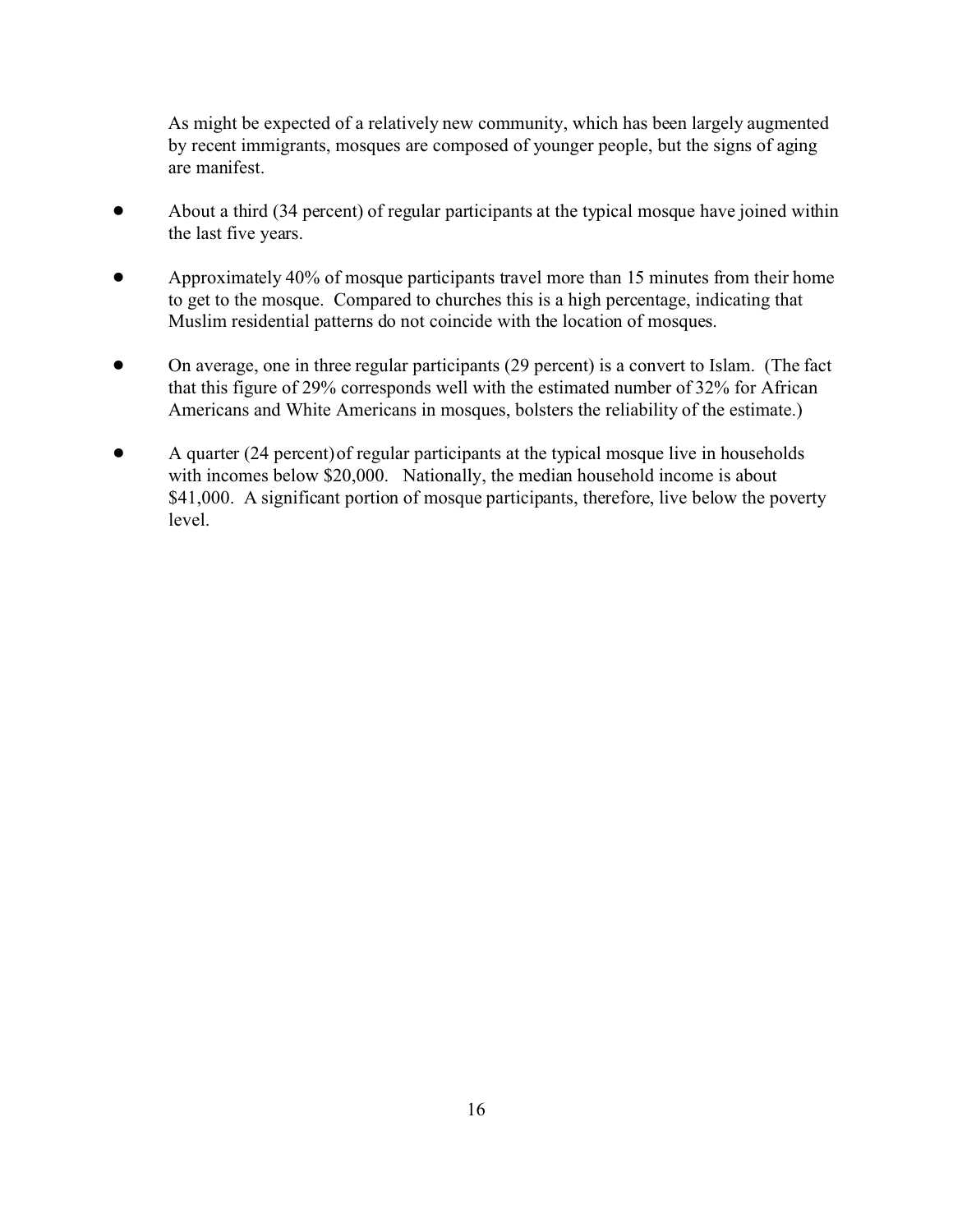As might be expected of a relatively new community, which has been largely augmented by recent immigrants, mosques are composed of younger people, but the signs of aging are manifest.

- About a third (34 percent) of regular participants at the typical mosque have joined within the last five years.
- Approximately 40% of mosque participants travel more than 15 minutes from their home to get to the mosque. Compared to churches this is a high percentage, indicating that Muslim residential patterns do not coincide with the location of mosques.
- On average, one in three regular participants (29 percent) is a convert to Islam. (The fact that this figure of 29% corresponds well with the estimated number of 32% for African Americans and White Americans in mosques, bolsters the reliability of the estimate.)
- A quarter (24 percent) of regular participants at the typical mosque live in households with incomes below $20,000. Nationally, the median household income is about $41,000. A significant portion of mosque participants, therefore, live below the poverty level.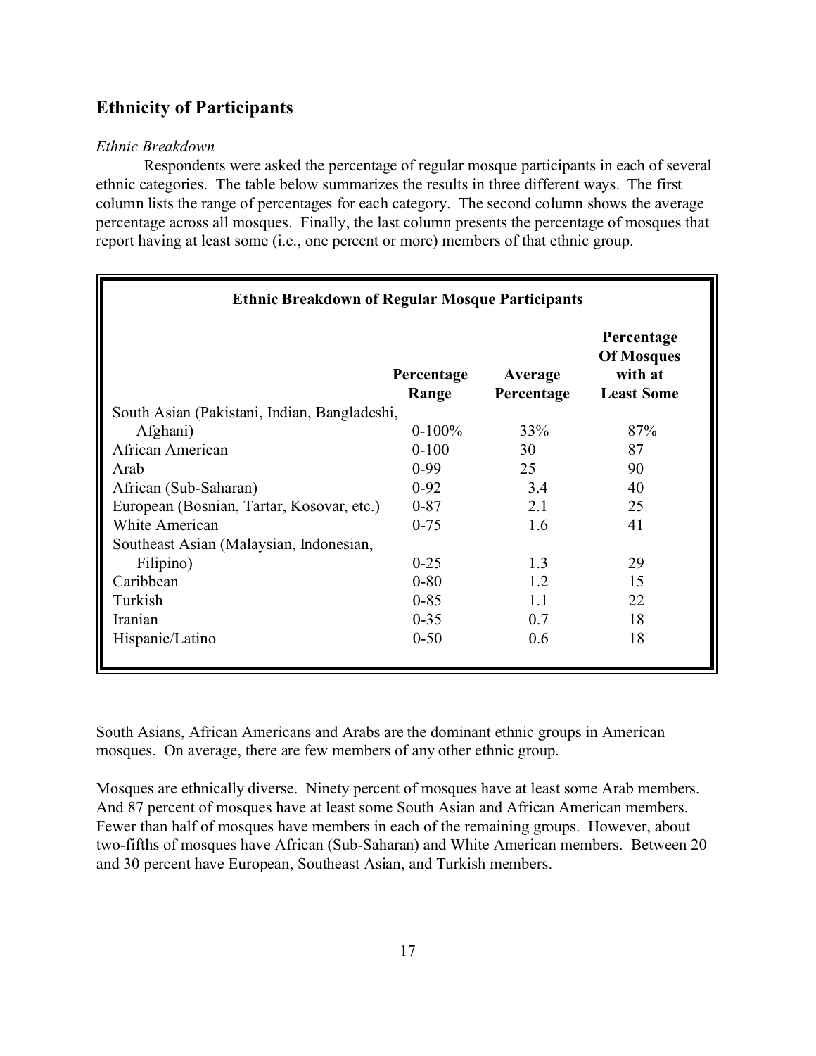## Ethnicity of Participants

*Ethnic Breakdown*

Respondents were asked the percentage of regular mosque participants in each of several ethnic categories. The table below summarizes the results in three different ways. The first column lists the range of percentages for each category. The second column shows the average percentage across all mosques. Finally, the last column presents the percentage of mosques that report having at least some (i.e., one percent or more) members of that ethnic group.

**Ethnic Breakdown of Regular Mosque Participants**

| | Percentage Range | Average Percentage | Percentage Of Mosques with at Least Some |
|---|---|---|---|
| South Asian (Pakistani, Indian, Bangladeshi, Afghani) | 0-100% | 33% | 87% |
| African American | 0-100 | 30 | 87 |
| Arab | 0-99 | 25 | 90 |
| African (Sub-Saharan) | 0-92 | 3.4 | 40 |
| European (Bosnian, Tartar, Kosovar, etc.) | 0-87 | 2.1 | 25 |
| White American | 0-75 | 1.6 | 41 |
| Southeast Asian (Malaysian, Indonesian, Filipino) | 0-25 | 1.3 | 29 |
| Caribbean | 0-80 | 1.2 | 15 |
| Turkish | 0-85 | 1.1 | 22 |
| Iranian | 0-35 | 0.7 | 18 |
| Hispanic/Latino | 0-50 | 0.6 | 18 |

South Asians, African Americans and Arabs are the dominant ethnic groups in American mosques. On average, there are few members of any other ethnic group.

Mosques are ethnically diverse. Ninety percent of mosques have at least some Arab members. And 87 percent of mosques have at least some South Asian and African American members. Fewer than half of mosques have members in each of the remaining groups. However, about two-fifths of mosques have African (Sub-Saharan) and White American members. Between 20 and 30 percent have European, Southeast Asian, and Turkish members.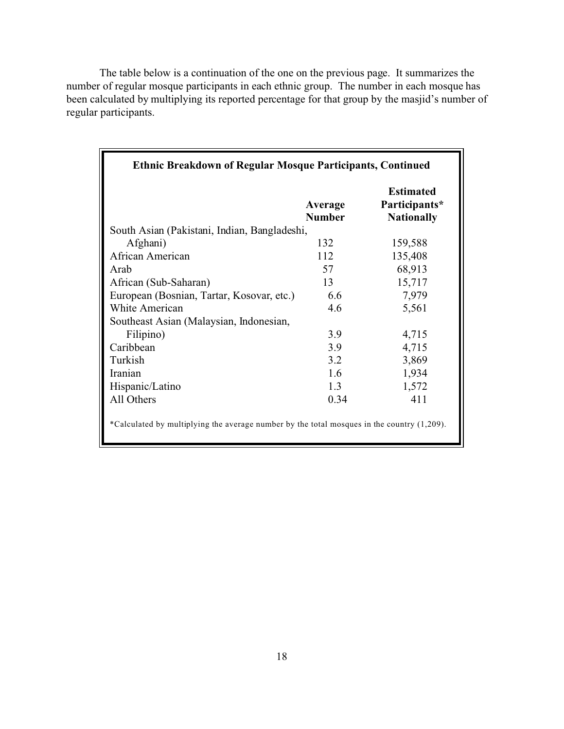The table below is a continuation of the one on the previous page. It summarizes the number of regular mosque participants in each ethnic group. The number in each mosque has been calculated by multiplying its reported percentage for that group by the masjid's number of regular participants.

**Ethnic Breakdown of Regular Mosque Participants, Continued**

| | Average Number | Estimated Participants* Nationally |
|---|---|---|
| South Asian (Pakistani, Indian, Bangladeshi, Afghani) | 132 | 159,588 |
| African American | 112 | 135,408 |
| Arab | 57 | 68,913 |
| African (Sub-Saharan) | 13 | 15,717 |
| European (Bosnian, Tartar, Kosovar, etc.) | 6.6 | 7,979 |
| White American | 4.6 | 5,561 |
| Southeast Asian (Malaysian, Indonesian, Filipino) | 3.9 | 4,715 |
| Caribbean | 3.9 | 4,715 |
| Turkish | 3.2 | 3,869 |
| Iranian | 1.6 | 1,934 |
| Hispanic/Latino | 1.3 | 1,572 |
| All Others | 0.34 | 411 |

*Calculated by multiplying the average number by the total mosques in the country (1,209).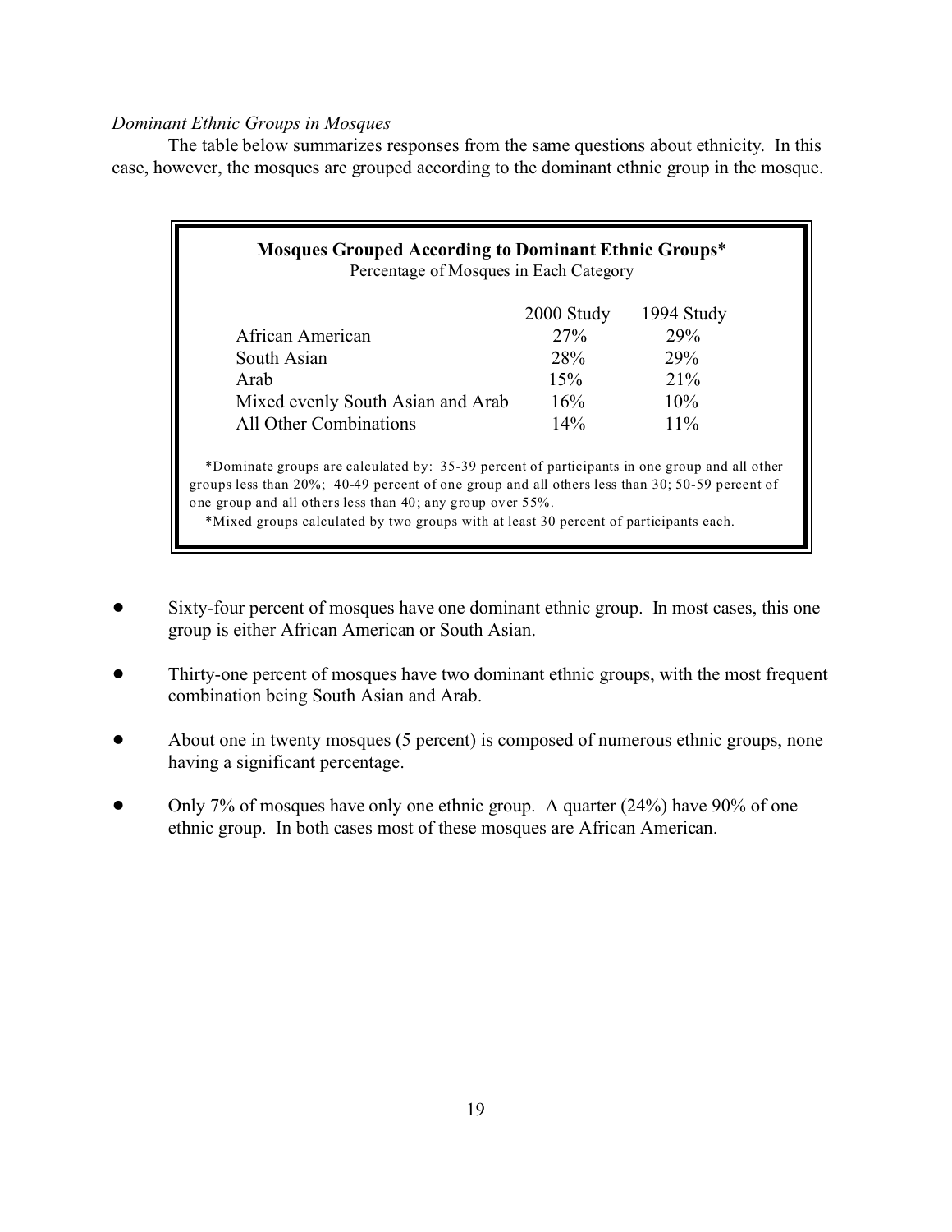*Dominant Ethnic Groups in Mosques*

The table below summarizes responses from the same questions about ethnicity. In this case, however, the mosques are grouped according to the dominant ethnic group in the mosque.

**Mosques Grouped According to Dominant Ethnic Groups***
Percentage of Mosques in Each Category

| | 2000 Study | 1994 Study |
|---|---|---|
| African American | 27% | 29% |
| South Asian | 28% | 29% |
| Arab | 15% | 21% |
| Mixed evenly South Asian and Arab | 16% | 10% |
| All Other Combinations | 14% | 11% |

*Dominate groups are calculated by: 35-39 percent of participants in one group and all other groups less than 20%; 40-49 percent of one group and all others less than 30; 50-59 percent of one group and all others less than 40; any group over 55%.

*Mixed groups calculated by two groups with at least 30 percent of participants each.

- Sixty-four percent of mosques have one dominant ethnic group. In most cases, this one group is either African American or South Asian.
- Thirty-one percent of mosques have two dominant ethnic groups, with the most frequent combination being South Asian and Arab.
- About one in twenty mosques (5 percent) is composed of numerous ethnic groups, none having a significant percentage.
- Only 7% of mosques have only one ethnic group. A quarter (24%) have 90% of one ethnic group. In both cases most of these mosques are African American.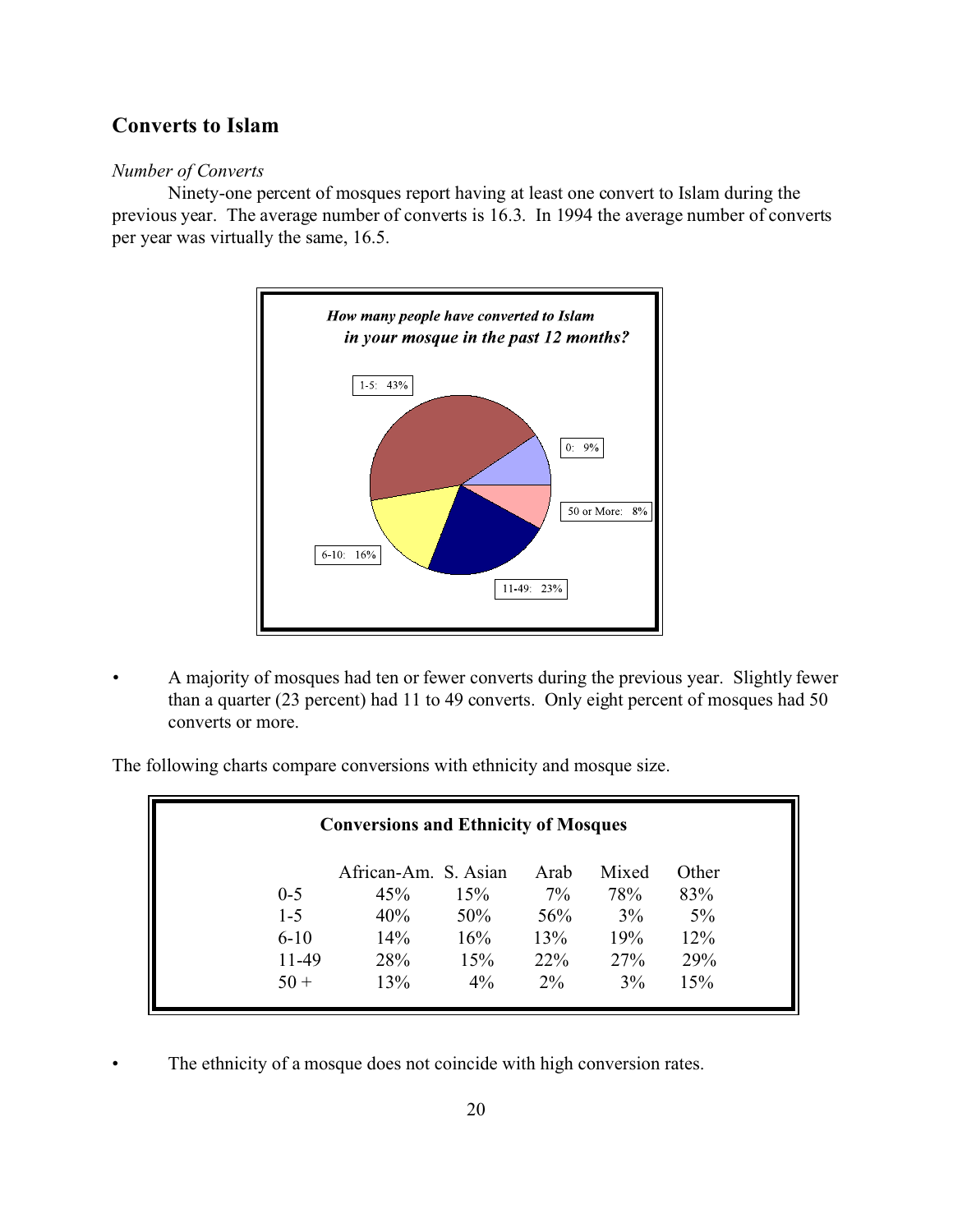## Converts to Islam

*Number of Converts*

Ninety-one percent of mosques report having at least one convert to Islam during the previous year. The average number of converts is 16.3. In 1994 the average number of converts per year was virtually the same, 16.5.

**How many people have converted to Islam in your mosque in the past 12 months?**

| Converts | Percent |
|---|---|
| 0 | 9% |
| 1-5 | 43% |
| 6-10 | 16% |
| 11-49 | 23% |
| 50 or More | 8% |

- A majority of mosques had ten or fewer converts during the previous year. Slightly fewer than a quarter (23 percent) had 11 to 49 converts. Only eight percent of mosques had 50 converts or more.

The following charts compare conversions with ethnicity and mosque size.

**Conversions and Ethnicity of Mosques**

| | African-Am. | S. Asian | Arab | Mixed | Other |
|---|---|---|---|---|---|
| 0-5 | 45% | 15% | 7% | 78% | 83% |
| 1-5 | 40% | 50% | 56% | 3% | 5% |
| 6-10 | 14% | 16% | 13% | 19% | 12% |
| 11-49 | 28% | 15% | 22% | 27% | 29% |
| 50 + | 13% | 4% | 2% | 3% | 15% |

- The ethnicity of a mosque does not coincide with high conversion rates.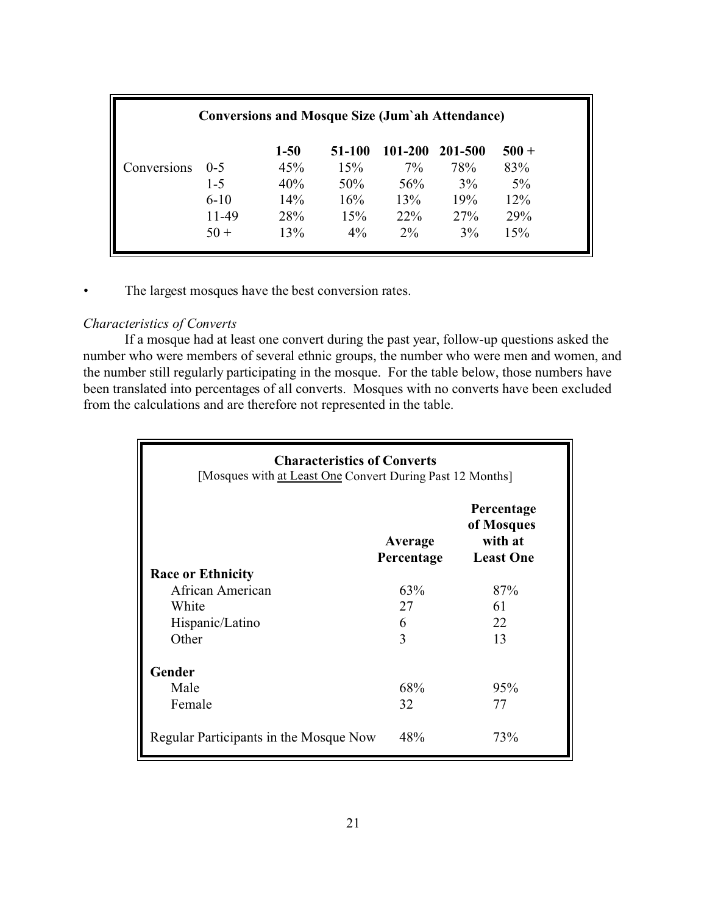| Conversions and Mosque Size (Jum`ah Attendance) | | | | | | |
|---|---|---|---|---|---|---|
| | | **1-50** | **51-100** | **101-200** | **201-500** | **500 +** |
| Conversions | 0-5 | 45% | 15% | 7% | 78% | 83% |
| | 1-5 | 40% | 50% | 56% | 3% | 5% |
| | 6-10 | 14% | 16% | 13% | 19% | 12% |
| | 11-49 | 28% | 15% | 22% | 27% | 29% |
| | 50 + | 13% | 4% | 2% | 3% | 15% |

- The largest mosques have the best conversion rates.

*Characteristics of Converts*

If a mosque had at least one convert during the past year, follow-up questions asked the number who were members of several ethnic groups, the number who were men and women, and the number still regularly participating in the mosque. For the table below, those numbers have been translated into percentages of all converts. Mosques with no converts have been excluded from the calculations and are therefore not represented in the table.

**Characteristics of Converts**
[Mosques with at Least One Convert During Past 12 Months]

| | Average Percentage | Percentage of Mosques with at Least One |
|---|---|---|
| **Race or Ethnicity** | | |
| African American | 63% | 87% |
| White | 27 | 61 |
| Hispanic/Latino | 6 | 22 |
| Other | 3 | 13 |
| **Gender** | | |
| Male | 68% | 95% |
| Female | 32 | 77 |
| Regular Participants in the Mosque Now | 48% | 73% |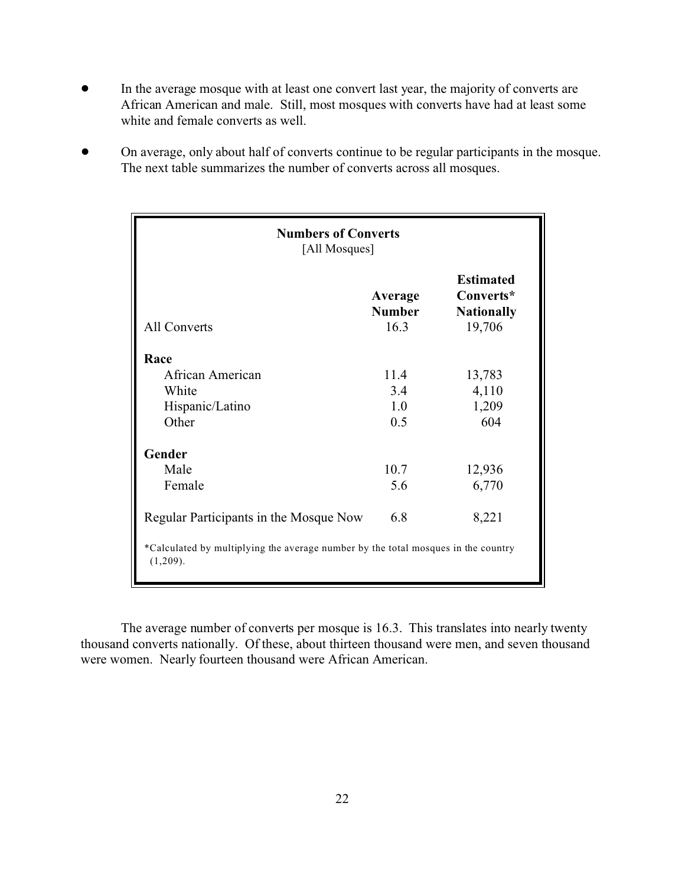- In the average mosque with at least one convert last year, the majority of converts are African American and male. Still, most mosques with converts have had at least some white and female converts as well.

- On average, only about half of converts continue to be regular participants in the mosque. The next table summarizes the number of converts across all mosques.

**Numbers of Converts**
[All Mosques]

| | **Average Number** | **Estimated Converts* Nationally** |
|---|---|---|
| All Converts | 16.3 | 19,706 |
| **Race** | | |
| African American | 11.4 | 13,783 |
| White | 3.4 | 4,110 |
| Hispanic/Latino | 1.0 | 1,209 |
| Other | 0.5 | 604 |
| **Gender** | | |
| Male | 10.7 | 12,936 |
| Female | 5.6 | 6,770 |
| Regular Participants in the Mosque Now | 6.8 | 8,221 |

*Calculated by multiplying the average number by the total mosques in the country (1,209).

The average number of converts per mosque is 16.3. This translates into nearly twenty thousand converts nationally. Of these, about thirteen thousand were men, and seven thousand were women. Nearly fourteen thousand were African American.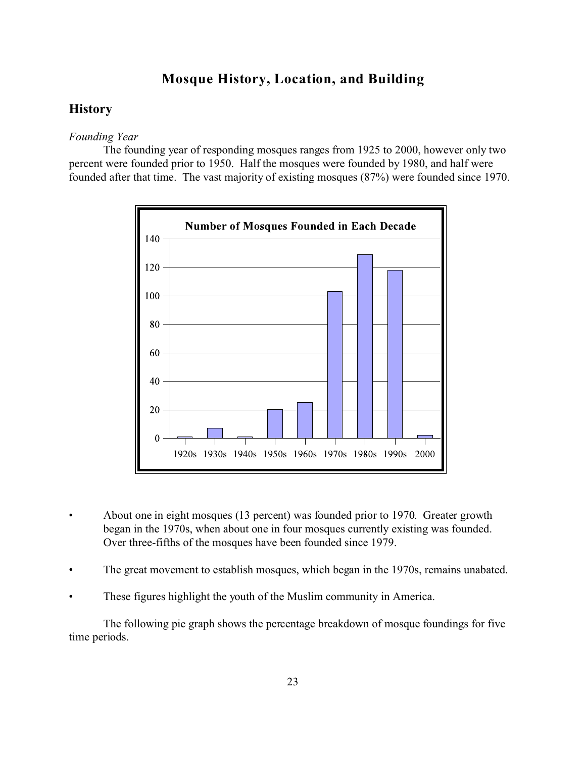# Mosque History, Location, and Building

## History

*Founding Year*

The founding year of responding mosques ranges from 1925 to 2000, however only two percent were founded prior to 1950. Half the mosques were founded by 1980, and half were founded after that time. The vast majority of existing mosques (87%) were founded since 1970.

**Number of Mosques Founded in Each Decade**

- About one in eight mosques (13 percent) was founded prior to 1970. Greater growth began in the 1970s, when about one in four mosques currently existing was founded. Over three-fifths of the mosques have been founded since 1979.
- The great movement to establish mosques, which began in the 1970s, remains unabated.
- These figures highlight the youth of the Muslim community in America.

The following pie graph shows the percentage breakdown of mosque foundings for five time periods.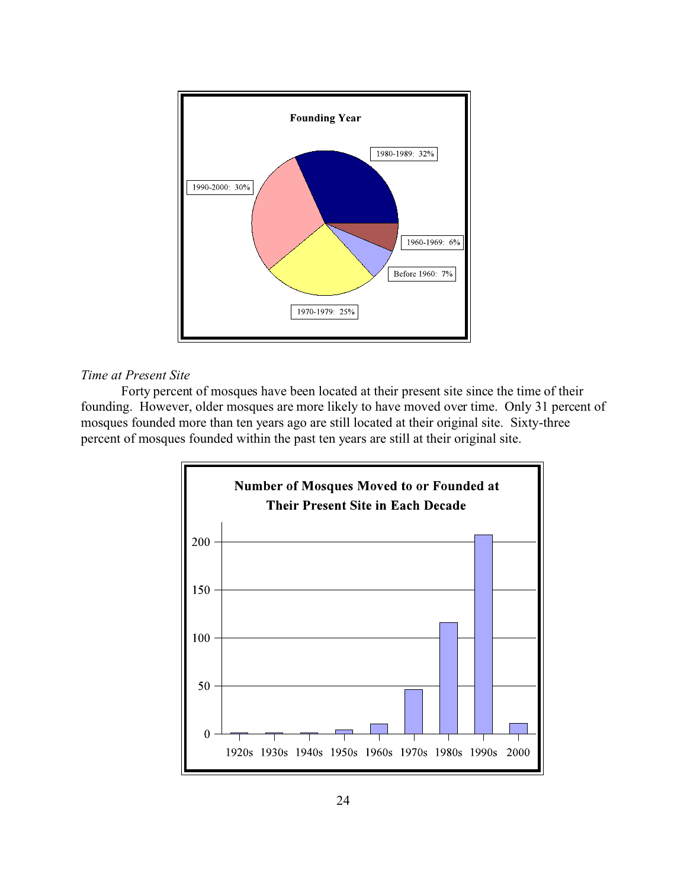**Founding Year**

- 1980-1989: 32%
- 1990-2000: 30%
- 1960-1969: 6%
- Before 1960: 7%
- 1970-1979: 25%

*Time at Present Site*

Forty percent of mosques have been located at their present site since the time of their founding. However, older mosques are more likely to have moved over time. Only 31 percent of mosques founded more than ten years ago are still located at their original site. Sixty-three percent of mosques founded within the past ten years are still at their original site.

**Number of Mosques Moved to or Founded at Their Present Site in Each Decade**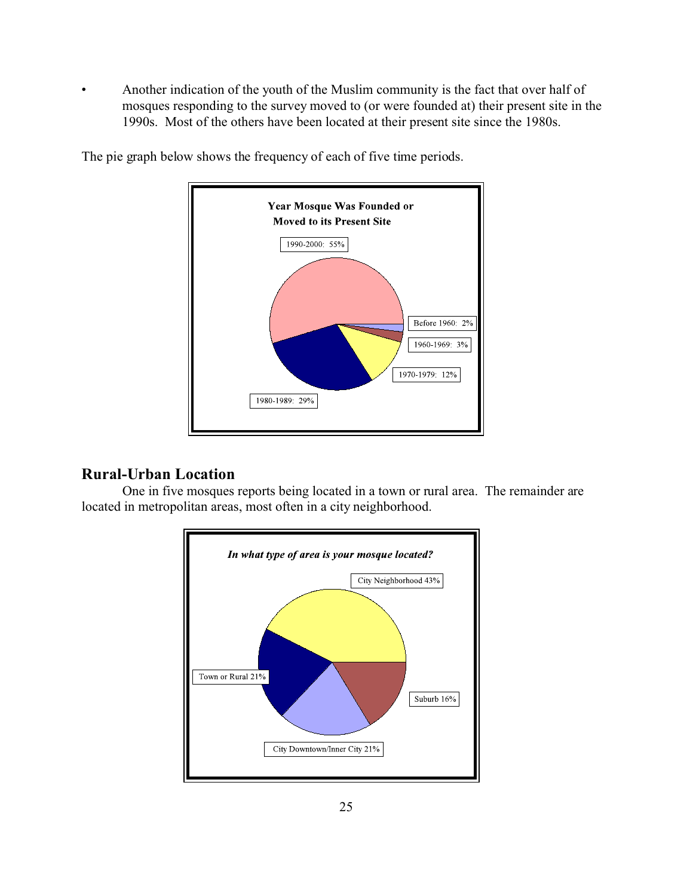- Another indication of the youth of the Muslim community is the fact that over half of mosques responding to the survey moved to (or were founded at) their present site in the 1990s. Most of the others have been located at their present site since the 1980s.

The pie graph below shows the frequency of each of five time periods.

**Year Mosque Was Founded or Moved to its Present Site**

| Period | Percent |
|---|---|
| 1990-2000 | 55% |
| Before 1960 | 2% |
| 1960-1969 | 3% |
| 1970-1979 | 12% |
| 1980-1989 | 29% |

## Rural-Urban Location

One in five mosques reports being located in a town or rural area. The remainder are located in metropolitan areas, most often in a city neighborhood.

***In what type of area is your mosque located?***

| Area | Percent |
|---|---|
| City Neighborhood | 43% |
| Town or Rural | 21% |
| Suburb | 16% |
| City Downtown/Inner City | 21% |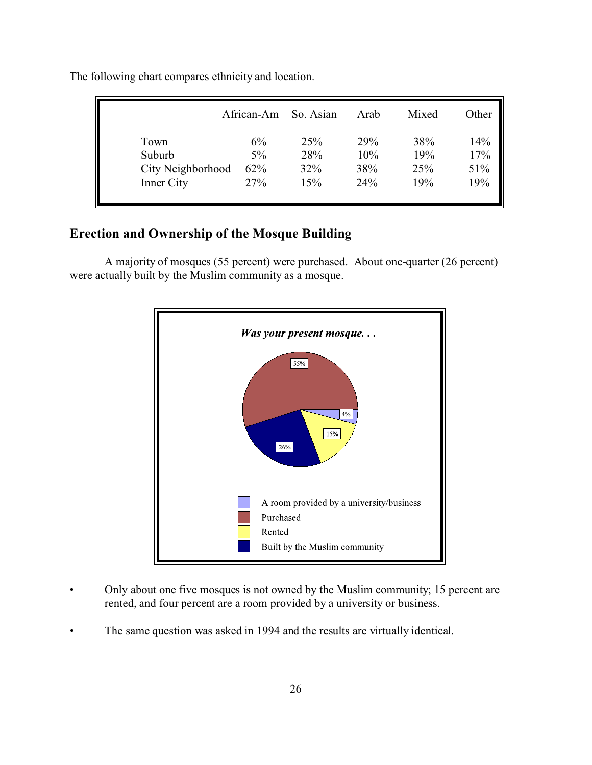The following chart compares ethnicity and location.

| | African-Am | So. Asian | Arab | Mixed | Other |
|---|---|---|---|---|---|
| Town | 6% | 25% | 29% | 38% | 14% |
| Suburb | 5% | 28% | 10% | 19% | 17% |
| City Neighborhood | 62% | 32% | 38% | 25% | 51% |
| Inner City | 27% | 15% | 24% | 19% | 19% |

## Erection and Ownership of the Mosque Building

A majority of mosques (55 percent) were purchased. About one-quarter (26 percent) were actually built by the Muslim community as a mosque.

***Was your present mosque. . .***

| Response | Percent |
|---|---|
| A room provided by a university/business | 4% |
| Purchased | 55% |
| Rented | 15% |
| Built by the Muslim community | 26% |

- Only about one five mosques is not owned by the Muslim community; 15 percent are rented, and four percent are a room provided by a university or business.
- The same question was asked in 1994 and the results are virtually identical.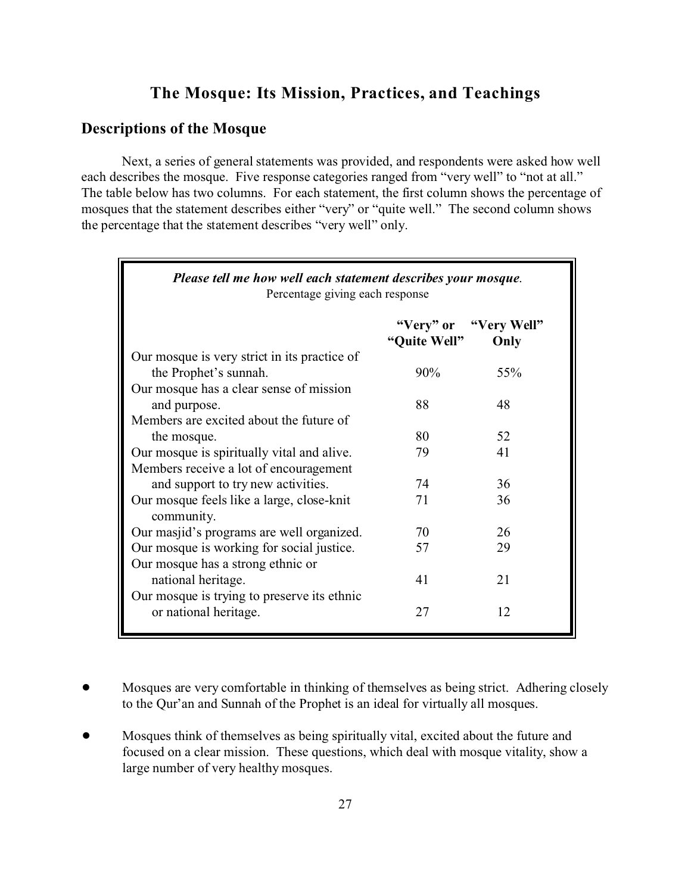## The Mosque: Its Mission, Practices, and Teachings

### Descriptions of the Mosque

Next, a series of general statements was provided, and respondents were asked how well each describes the mosque. Five response categories ranged from "very well" to "not at all." The table below has two columns. For each statement, the first column shows the percentage of mosques that the statement describes either "very" or "quite well." The second column shows the percentage that the statement describes "very well" only.

***Please tell me how well each statement describes your mosque.***
Percentage giving each response

| | "Very" or "Quite Well" | "Very Well" Only |
|---|---|---|
| Our mosque is very strict in its practice of the Prophet's sunnah. | 90% | 55% |
| Our mosque has a clear sense of mission and purpose. | 88 | 48 |
| Members are excited about the future of the mosque. | 80 | 52 |
| Our mosque is spiritually vital and alive. | 79 | 41 |
| Members receive a lot of encouragement and support to try new activities. | 74 | 36 |
| Our mosque feels like a large, close-knit community. | 71 | 36 |
| Our masjid's programs are well organized. | 70 | 26 |
| Our mosque is working for social justice. | 57 | 29 |
| Our mosque has a strong ethnic or national heritage. | 41 | 21 |
| Our mosque is trying to preserve its ethnic or national heritage. | 27 | 12 |

- Mosques are very comfortable in thinking of themselves as being strict. Adhering closely to the Qur'an and Sunnah of the Prophet is an ideal for virtually all mosques.
- Mosques think of themselves as being spiritually vital, excited about the future and focused on a clear mission. These questions, which deal with mosque vitality, show a large number of very healthy mosques.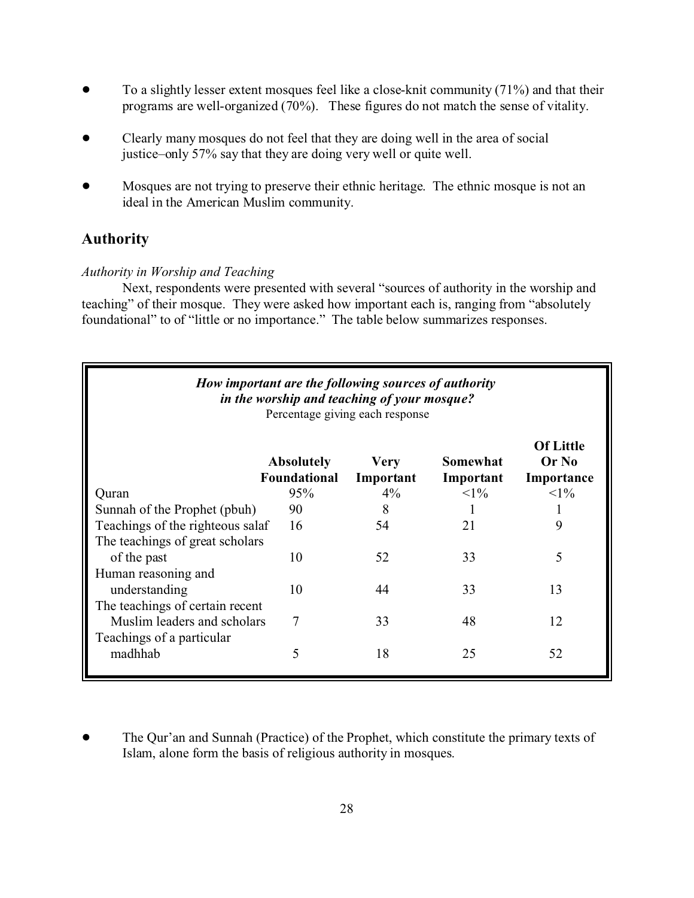- To a slightly lesser extent mosques feel like a close-knit community (71%) and that their programs are well-organized (70%). These figures do not match the sense of vitality.

- Clearly many mosques do not feel that they are doing well in the area of social justice–only 57% say that they are doing very well or quite well.

- Mosques are not trying to preserve their ethnic heritage. The ethnic mosque is not an ideal in the American Muslim community.

## Authority

*Authority in Worship and Teaching*

Next, respondents were presented with several "sources of authority in the worship and teaching" of their mosque. They were asked how important each is, ranging from "absolutely foundational" to of "little or no importance." The table below summarizes responses.

***How important are the following sources of authority in the worship and teaching of your mosque?***
Percentage giving each response

| | Absolutely Foundational | Very Important | Somewhat Important | Of Little Or No Importance |
|---|---|---|---|---|
| Quran | 95% | 4% | <1% | <1% |
| Sunnah of the Prophet (pbuh) | 90 | 8 | 1 | 1 |
| Teachings of the righteous salaf | 16 | 54 | 21 | 9 |
| The teachings of great scholars of the past | 10 | 52 | 33 | 5 |
| Human reasoning and understanding | 10 | 44 | 33 | 13 |
| The teachings of certain recent Muslim leaders and scholars | 7 | 33 | 48 | 12 |
| Teachings of a particular madhhab | 5 | 18 | 25 | 52 |

- The Qur'an and Sunnah (Practice) of the Prophet, which constitute the primary texts of Islam, alone form the basis of religious authority in mosques.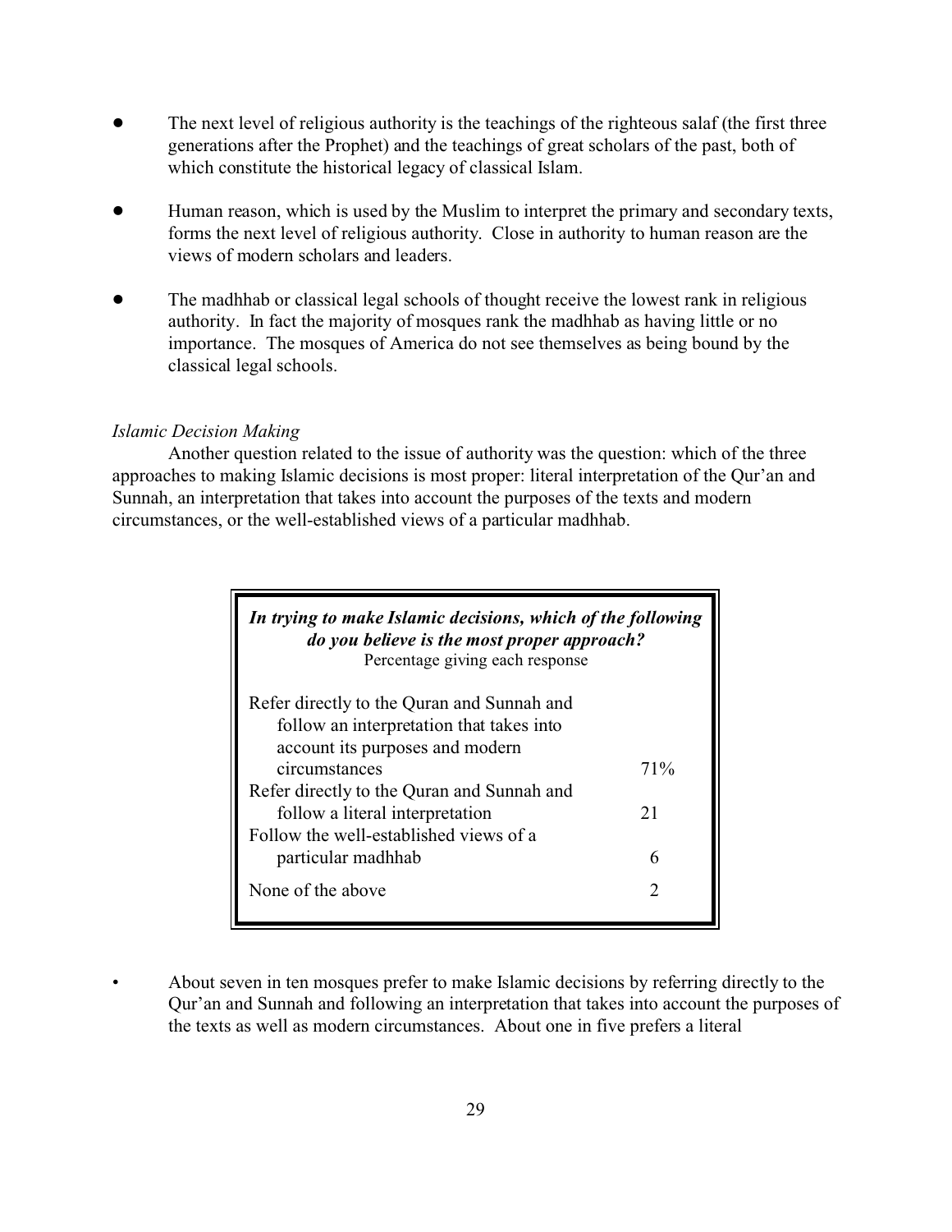- The next level of religious authority is the teachings of the righteous salaf (the first three generations after the Prophet) and the teachings of great scholars of the past, both of which constitute the historical legacy of classical Islam.

- Human reason, which is used by the Muslim to interpret the primary and secondary texts, forms the next level of religious authority. Close in authority to human reason are the views of modern scholars and leaders.

- The madhhab or classical legal schools of thought receive the lowest rank in religious authority. In fact the majority of mosques rank the madhhab as having little or no importance. The mosques of America do not see themselves as being bound by the classical legal schools.

*Islamic Decision Making*

Another question related to the issue of authority was the question: which of the three approaches to making Islamic decisions is most proper: literal interpretation of the Qur'an and Sunnah, an interpretation that takes into account the purposes of the texts and modern circumstances, or the well-established views of a particular madhhab.

***In trying to make Islamic decisions, which of the following do you believe is the most proper approach?***
Percentage giving each response

| Response | % |
|---|---|
| Refer directly to the Quran and Sunnah and follow an interpretation that takes into account its purposes and modern circumstances | 71% |
| Refer directly to the Quran and Sunnah and follow a literal interpretation | 21 |
| Follow the well-established views of a particular madhhab | 6 |
| None of the above | 2 |

- About seven in ten mosques prefer to make Islamic decisions by referring directly to the Qur'an and Sunnah and following an interpretation that takes into account the purposes of the texts as well as modern circumstances. About one in five prefers a literal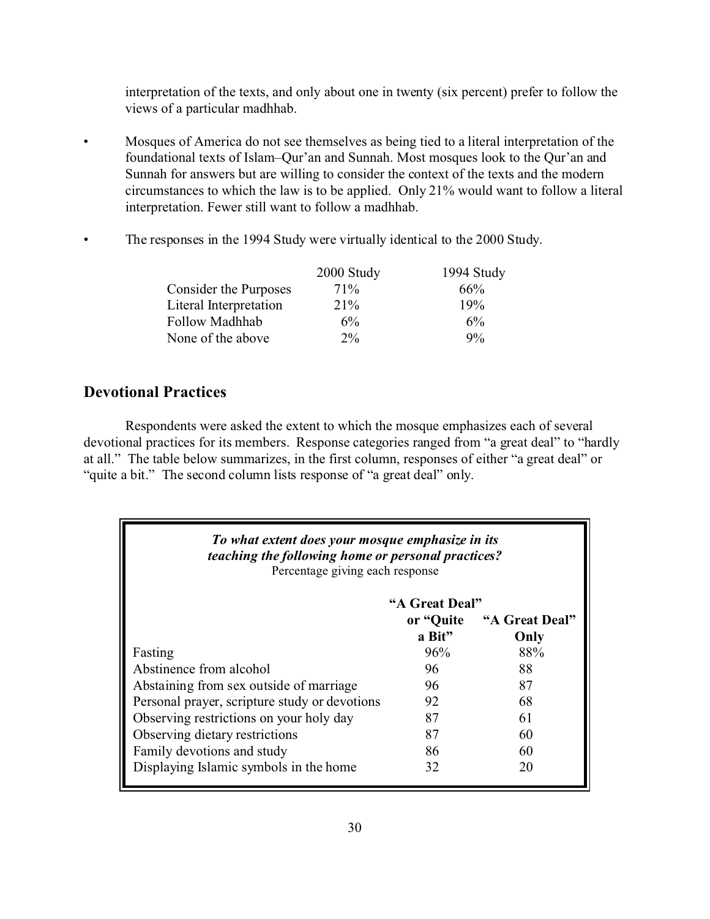interpretation of the texts, and only about one in twenty (six percent) prefer to follow the views of a particular madhhab.

- Mosques of America do not see themselves as being tied to a literal interpretation of the foundational texts of Islam–Qur'an and Sunnah. Most mosques look to the Qur'an and Sunnah for answers but are willing to consider the context of the texts and the modern circumstances to which the law is to be applied. Only 21% would want to follow a literal interpretation. Fewer still want to follow a madhhab.

- The responses in the 1994 Study were virtually identical to the 2000 Study.

| | 2000 Study | 1994 Study |
|---|---|---|
| Consider the Purposes | 71% | 66% |
| Literal Interpretation | 21% | 19% |
| Follow Madhhab | 6% | 6% |
| None of the above | 2% | 9% |

## Devotional Practices

Respondents were asked the extent to which the mosque emphasizes each of several devotional practices for its members. Response categories ranged from "a great deal" to "hardly at all." The table below summarizes, in the first column, responses of either "a great deal" or "quite a bit." The second column lists response of "a great deal" only.

***To what extent does your mosque emphasize in its teaching the following home or personal practices?***
Percentage giving each response

| | "A Great Deal" or "Quite a Bit" | "A Great Deal" Only |
|---|---|---|
| Fasting | 96% | 88% |
| Abstinence from alcohol | 96 | 88 |
| Abstaining from sex outside of marriage | 96 | 87 |
| Personal prayer, scripture study or devotions | 92 | 68 |
| Observing restrictions on your holy day | 87 | 61 |
| Observing dietary restrictions | 87 | 60 |
| Family devotions and study | 86 | 60 |
| Displaying Islamic symbols in the home | 32 | 20 |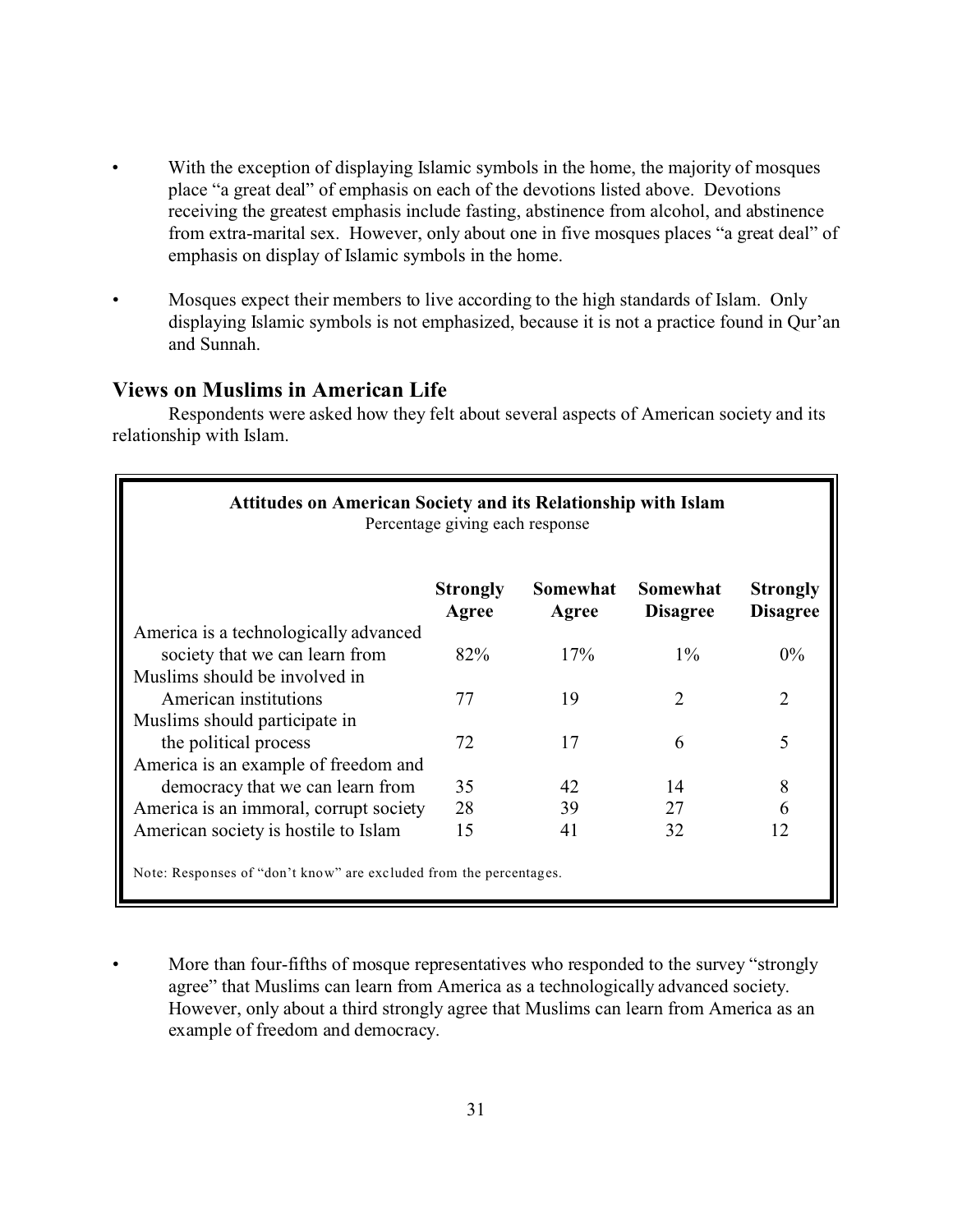- With the exception of displaying Islamic symbols in the home, the majority of mosques place "a great deal" of emphasis on each of the devotions listed above. Devotions receiving the greatest emphasis include fasting, abstinence from alcohol, and abstinence from extra-marital sex. However, only about one in five mosques places "a great deal" of emphasis on display of Islamic symbols in the home.
- Mosques expect their members to live according to the high standards of Islam. Only displaying Islamic symbols is not emphasized, because it is not a practice found in Qur'an and Sunnah.

## Views on Muslims in American Life

Respondents were asked how they felt about several aspects of American society and its relationship with Islam.

**Attitudes on American Society and its Relationship with Islam**
Percentage giving each response

| | Strongly Agree | Somewhat Agree | Somewhat Disagree | Strongly Disagree |
|---|---|---|---|---|
| America is a technologically advanced society that we can learn from | 82% | 17% | 1% | 0% |
| Muslims should be involved in American institutions | 77 | 19 | 2 | 2 |
| Muslims should participate in the political process | 72 | 17 | 6 | 5 |
| America is an example of freedom and democracy that we can learn from | 35 | 42 | 14 | 8 |
| America is an immoral, corrupt society | 28 | 39 | 27 | 6 |
| American society is hostile to Islam | 15 | 41 | 32 | 12 |

Note: Responses of "don't know" are excluded from the percentages.

- More than four-fifths of mosque representatives who responded to the survey "strongly agree" that Muslims can learn from America as a technologically advanced society. However, only about a third strongly agree that Muslims can learn from America as an example of freedom and democracy.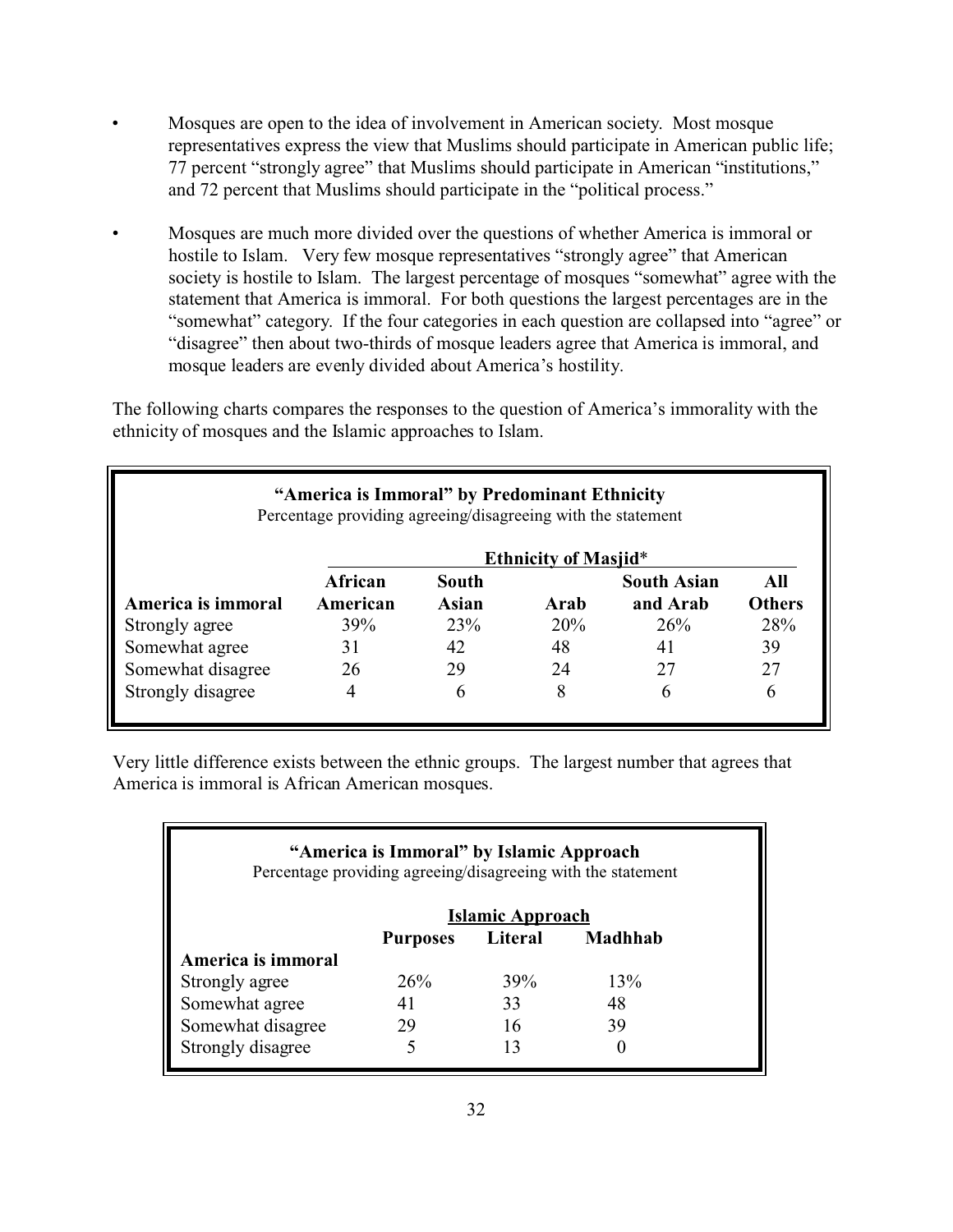- Mosques are open to the idea of involvement in American society. Most mosque representatives express the view that Muslims should participate in American public life; 77 percent "strongly agree" that Muslims should participate in American "institutions," and 72 percent that Muslims should participate in the "political process."

- Mosques are much more divided over the questions of whether America is immoral or hostile to Islam. Very few mosque representatives "strongly agree" that American society is hostile to Islam. The largest percentage of mosques "somewhat" agree with the statement that America is immoral. For both questions the largest percentages are in the "somewhat" category. If the four categories in each question are collapsed into "agree" or "disagree" then about two-thirds of mosque leaders agree that America is immoral, and mosque leaders are evenly divided about America's hostility.

The following charts compares the responses to the question of America's immorality with the ethnicity of mosques and the Islamic approaches to Islam.

**"America is Immoral" by Predominant Ethnicity**
Percentage providing agreeing/disagreeing with the statement

| | Ethnicity of Masjid* | | | | |
|---|---|---|---|---|---|
| **America is immoral** | **African American** | **South Asian** | **Arab** | **South Asian and Arab** | **All Others** |
| Strongly agree | 39% | 23% | 20% | 26% | 28% |
| Somewhat agree | 31 | 42 | 48 | 41 | 39 |
| Somewhat disagree | 26 | 29 | 24 | 27 | 27 |
| Strongly disagree | 4 | 6 | 8 | 6 | 6 |

Very little difference exists between the ethnic groups. The largest number that agrees that America is immoral is African American mosques.

**"America is Immoral" by Islamic Approach**
Percentage providing agreeing/disagreeing with the statement

| | Islamic Approach | | |
|---|---|---|---|
| | **Purposes** | **Literal** | **Madhhab** |
| **America is immoral** | | | |
| Strongly agree | 26% | 39% | 13% |
| Somewhat agree | 41 | 33 | 48 |
| Somewhat disagree | 29 | 16 | 39 |
| Strongly disagree | 5 | 13 | 0 |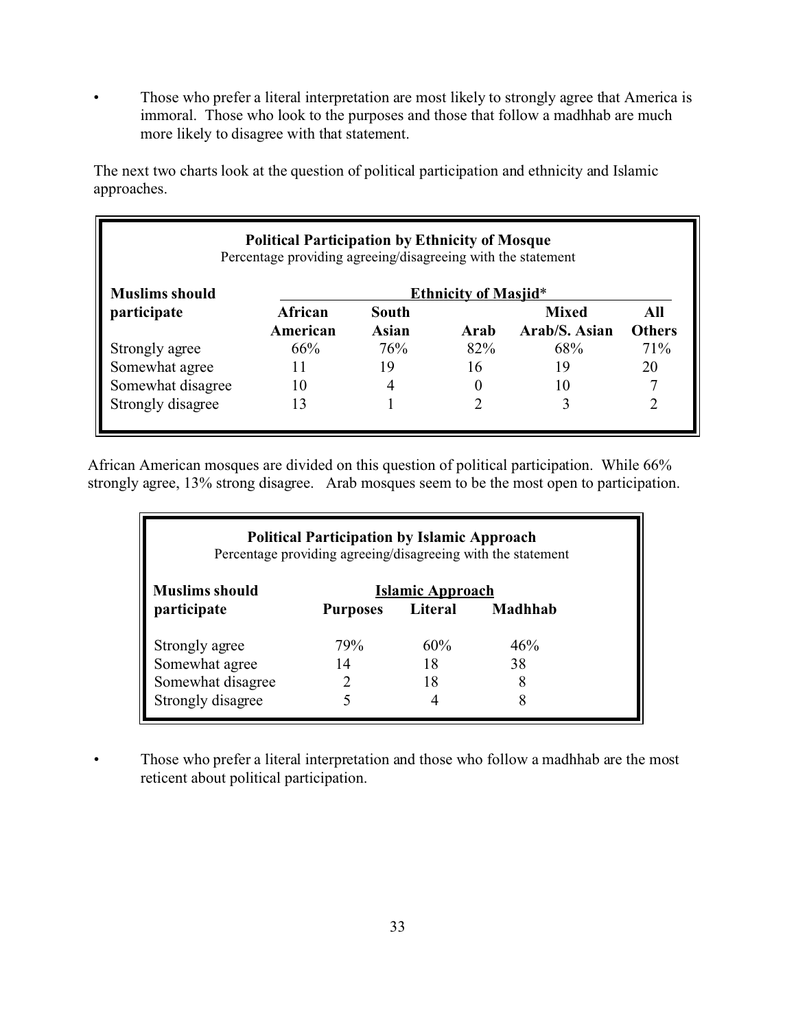- Those who prefer a literal interpretation are most likely to strongly agree that America is immoral. Those who look to the purposes and those that follow a madhhab are much more likely to disagree with that statement.

The next two charts look at the question of political participation and ethnicity and Islamic approaches.

**Political Participation by Ethnicity of Mosque**
Percentage providing agreeing/disagreeing with the statement

| Muslims should participate | Ethnicity of Masjid* | | | | |
|---|---|---|---|---|---|
| | African American | South Asian | Arab | Mixed Arab/S. Asian | All Others |
| Strongly agree | 66% | 76% | 82% | 68% | 71% |
| Somewhat agree | 11 | 19 | 16 | 19 | 20 |
| Somewhat disagree | 10 | 4 | 0 | 10 | 7 |
| Strongly disagree | 13 | 1 | 2 | 3 | 2 |

African American mosques are divided on this question of political participation. While 66% strongly agree, 13% strong disagree. Arab mosques seem to be the most open to participation.

**Political Participation by Islamic Approach**
Percentage providing agreeing/disagreeing with the statement

| Muslims should participate | Islamic Approach | | |
|---|---|---|---|
| | Purposes | Literal | Madhhab |
| Strongly agree | 79% | 60% | 46% |
| Somewhat agree | 14 | 18 | 38 |
| Somewhat disagree | 2 | 18 | 8 |
| Strongly disagree | 5 | 4 | 8 |

- Those who prefer a literal interpretation and those who follow a madhhab are the most reticent about political participation.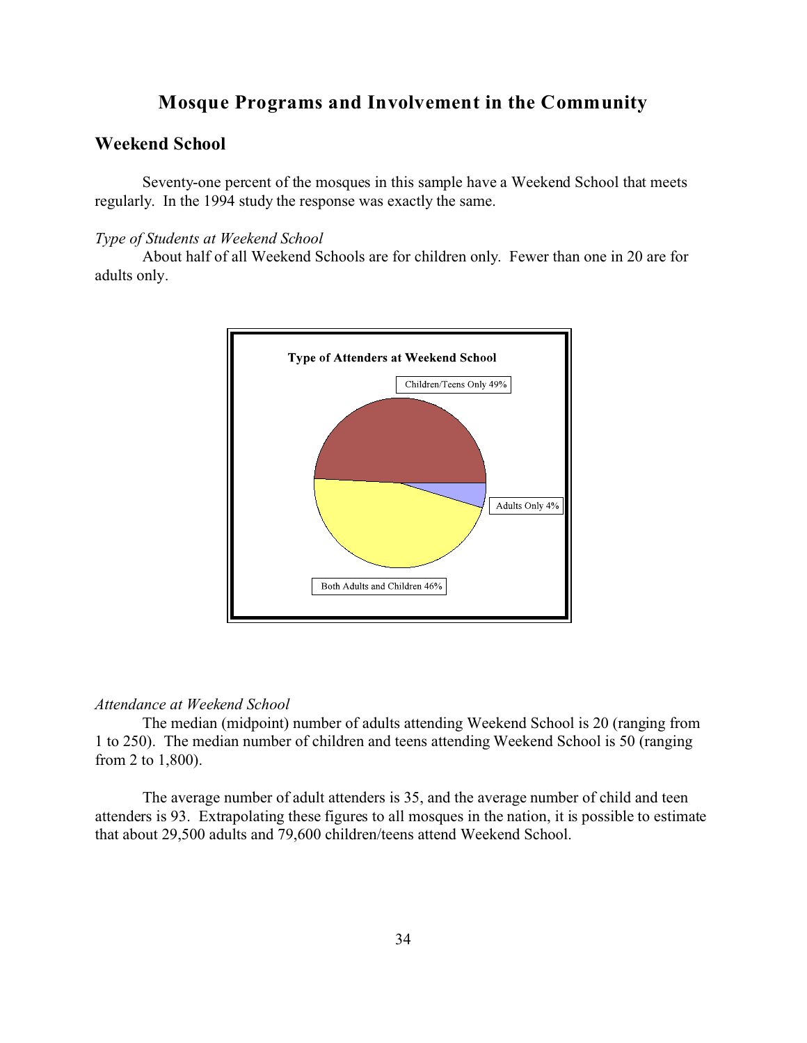# Mosque Programs and Involvement in the Community

## Weekend School

Seventy-one percent of the mosques in this sample have a Weekend School that meets regularly. In the 1994 study the response was exactly the same.

*Type of Students at Weekend School*

About half of all Weekend Schools are for children only. Fewer than one in 20 are for adults only.

**Type of Attenders at Weekend School**

Children/Teens Only 49%

Adults Only 4%

Both Adults and Children 46%

*Attendance at Weekend School*

The median (midpoint) number of adults attending Weekend School is 20 (ranging from 1 to 250). The median number of children and teens attending Weekend School is 50 (ranging from 2 to 1,800).

The average number of adult attenders is 35, and the average number of child and teen attenders is 93. Extrapolating these figures to all mosques in the nation, it is possible to estimate that about 29,500 adults and 79,600 children/teens attend Weekend School.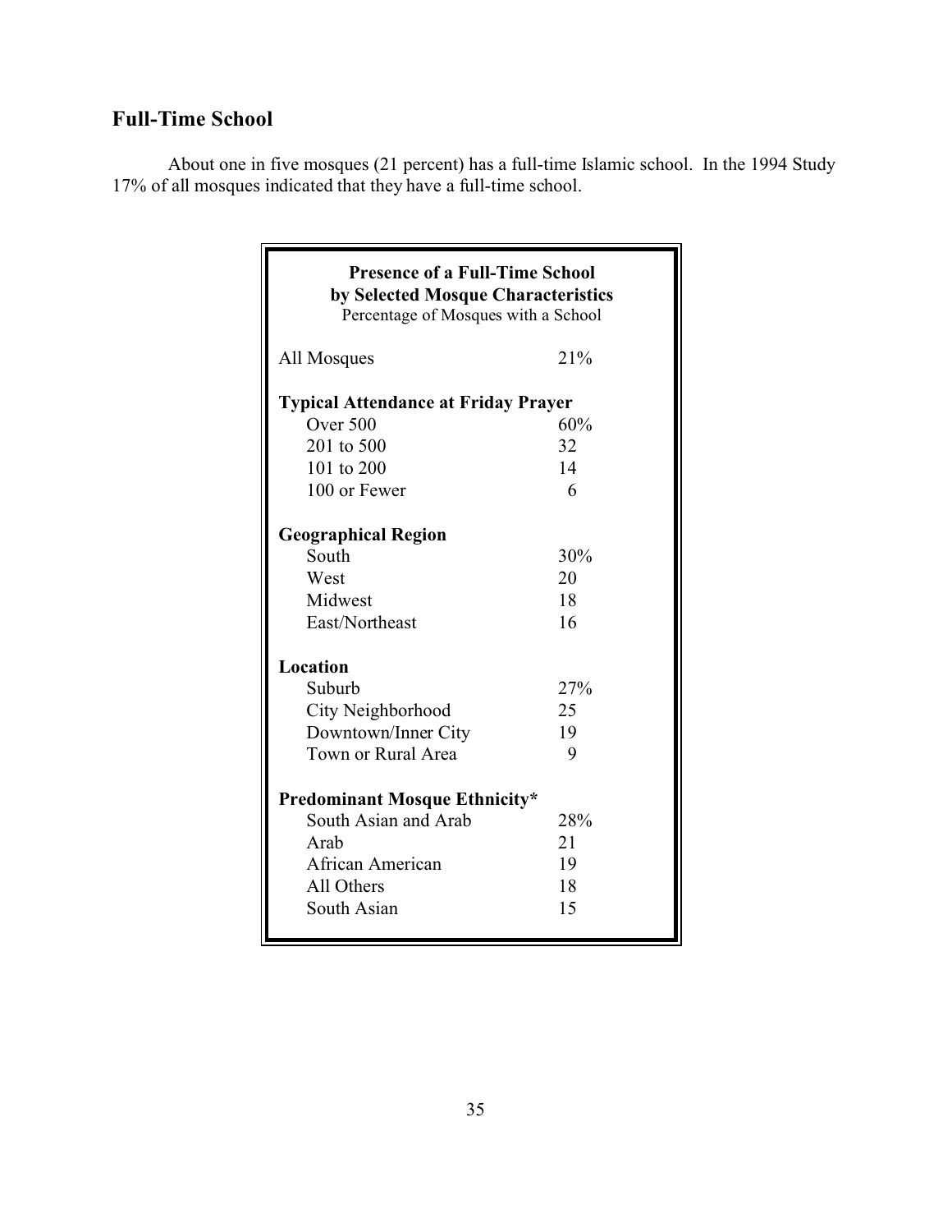## Full-Time School

About one in five mosques (21 percent) has a full-time Islamic school. In the 1994 Study 17% of all mosques indicated that they have a full-time school.

**Presence of a Full-Time School by Selected Mosque Characteristics**
Percentage of Mosques with a School

| | |
|---|---|
| All Mosques | 21% |
| **Typical Attendance at Friday Prayer** | |
| Over 500 | 60% |
| 201 to 500 | 32 |
| 101 to 200 | 14 |
| 100 or Fewer | 6 |
| **Geographical Region** | |
| South | 30% |
| West | 20 |
| Midwest | 18 |
| East/Northeast | 16 |
| **Location** | |
| Suburb | 27% |
| City Neighborhood | 25 |
| Downtown/Inner City | 19 |
| Town or Rural Area | 9 |
| **Predominant Mosque Ethnicity*** | |
| South Asian and Arab | 28% |
| Arab | 21 |
| African American | 19 |
| All Others | 18 |
| South Asian | 15 |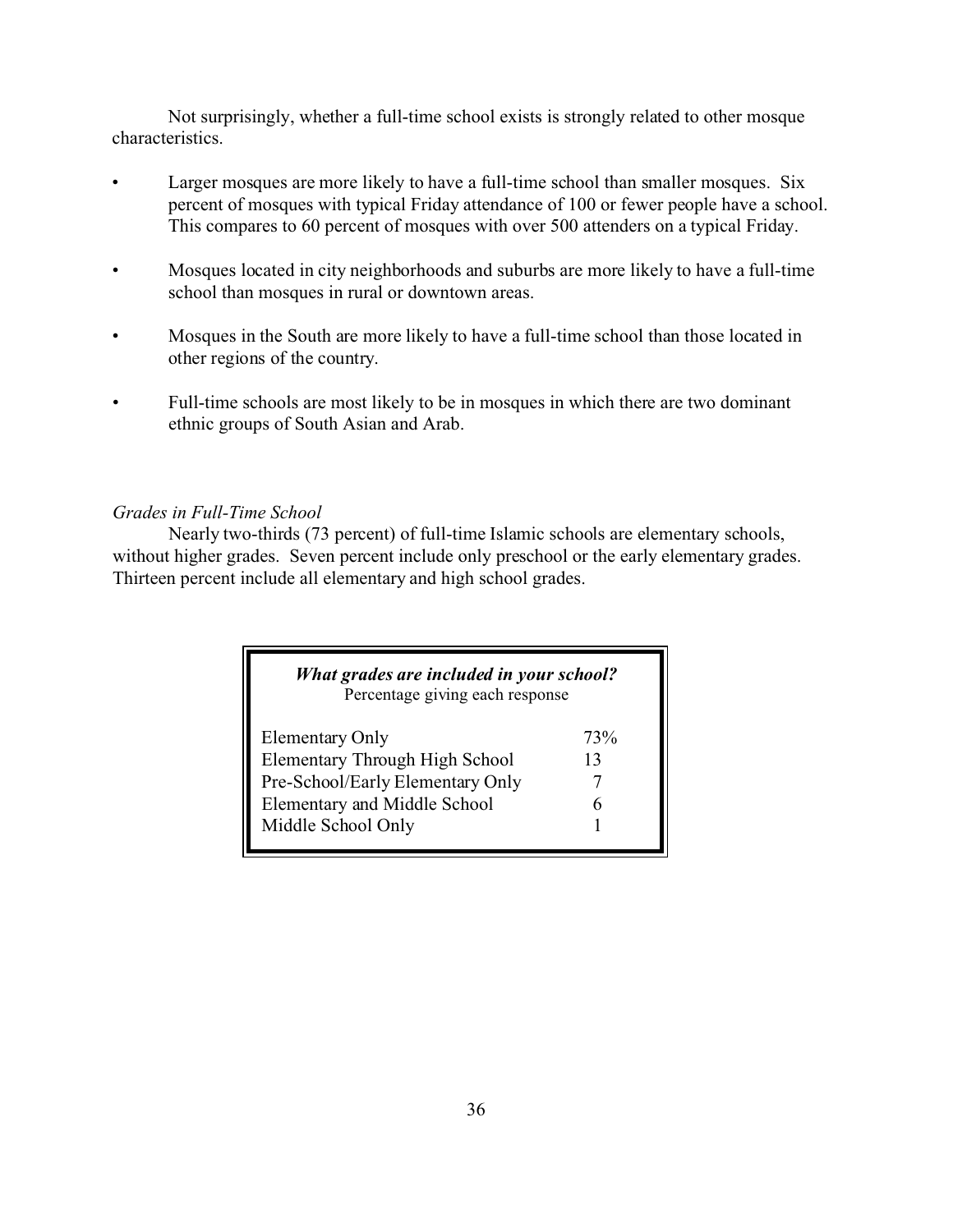Not surprisingly, whether a full-time school exists is strongly related to other mosque characteristics.

- Larger mosques are more likely to have a full-time school than smaller mosques. Six percent of mosques with typical Friday attendance of 100 or fewer people have a school. This compares to 60 percent of mosques with over 500 attenders on a typical Friday.
- Mosques located in city neighborhoods and suburbs are more likely to have a full-time school than mosques in rural or downtown areas.
- Mosques in the South are more likely to have a full-time school than those located in other regions of the country.
- Full-time schools are most likely to be in mosques in which there are two dominant ethnic groups of South Asian and Arab.

*Grades in Full-Time School*

Nearly two-thirds (73 percent) of full-time Islamic schools are elementary schools, without higher grades. Seven percent include only preschool or the early elementary grades. Thirteen percent include all elementary and high school grades.

***What grades are included in your school?***
Percentage giving each response

| Response | Percentage |
|---|---|
| Elementary Only | 73% |
| Elementary Through High School | 13 |
| Pre-School/Early Elementary Only | 7 |
| Elementary and Middle School | 6 |
| Middle School Only | 1 |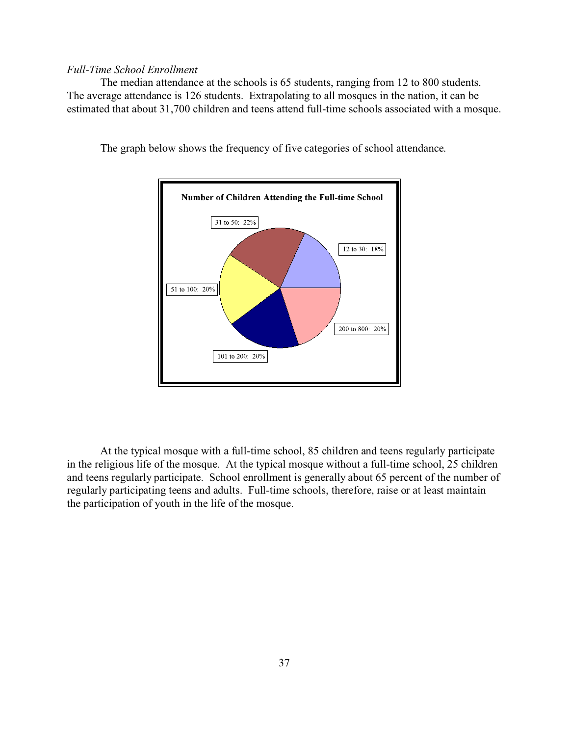*Full-Time School Enrollment*

The median attendance at the schools is 65 students, ranging from 12 to 800 students. The average attendance is 126 students. Extrapolating to all mosques in the nation, it can be estimated that about 31,700 children and teens attend full-time schools associated with a mosque.

The graph below shows the frequency of five categories of school attendance.

**Number of Children Attending the Full-time School**

| Category | Percent |
|---|---|
| 12 to 30 | 18% |
| 31 to 50 | 22% |
| 51 to 100 | 20% |
| 101 to 200 | 20% |
| 200 to 800 | 20% |

At the typical mosque with a full-time school, 85 children and teens regularly participate in the religious life of the mosque. At the typical mosque without a full-time school, 25 children and teens regularly participate. School enrollment is generally about 65 percent of the number of regularly participating teens and adults. Full-time schools, therefore, raise or at least maintain the participation of youth in the life of the mosque.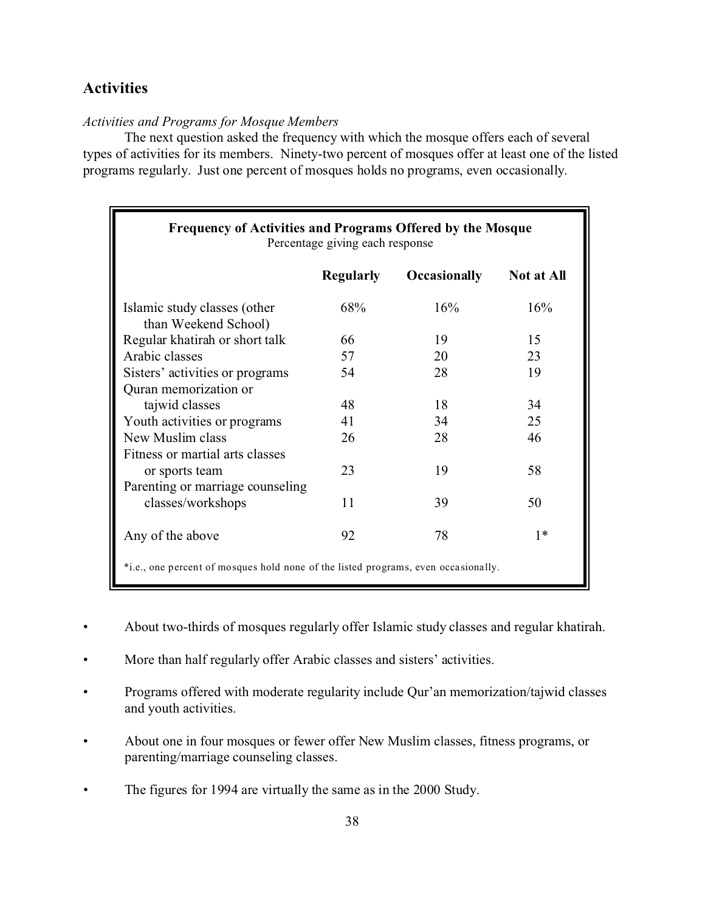## Activities

*Activities and Programs for Mosque Members*

The next question asked the frequency with which the mosque offers each of several types of activities for its members. Ninety-two percent of mosques offer at least one of the listed programs regularly. Just one percent of mosques holds no programs, even occasionally.

**Frequency of Activities and Programs Offered by the Mosque**
Percentage giving each response

| | Regularly | Occasionally | Not at All |
|---|---|---|---|
| Islamic study classes (other than Weekend School) | 68% | 16% | 16% |
| Regular khatirah or short talk | 66 | 19 | 15 |
| Arabic classes | 57 | 20 | 23 |
| Sisters' activities or programs | 54 | 28 | 19 |
| Quran memorization or tajwid classes | 48 | 18 | 34 |
| Youth activities or programs | 41 | 34 | 25 |
| New Muslim class | 26 | 28 | 46 |
| Fitness or martial arts classes or sports team | 23 | 19 | 58 |
| Parenting or marriage counseling classes/workshops | 11 | 39 | 50 |
| Any of the above | 92 | 78 | 1* |

*i.e., one percent of mosques hold none of the listed programs, even occasionally.

- About two-thirds of mosques regularly offer Islamic study classes and regular khatirah.
- More than half regularly offer Arabic classes and sisters' activities.
- Programs offered with moderate regularity include Qur'an memorization/tajwid classes and youth activities.
- About one in four mosques or fewer offer New Muslim classes, fitness programs, or parenting/marriage counseling classes.
- The figures for 1994 are virtually the same as in the 2000 Study.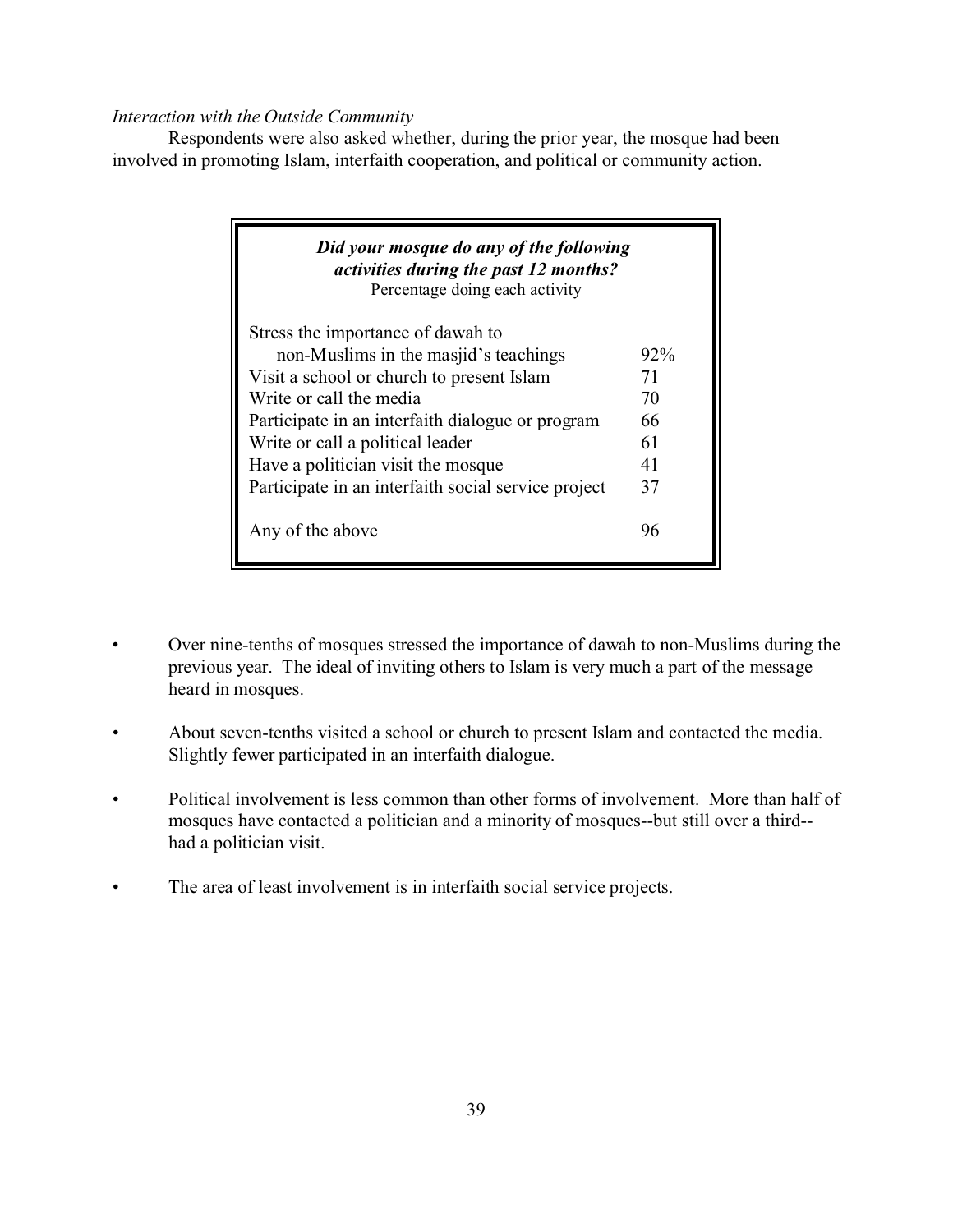*Interaction with the Outside Community*

Respondents were also asked whether, during the prior year, the mosque had been involved in promoting Islam, interfaith cooperation, and political or community action.

| ***Did your mosque do any of the following activities during the past 12 months?*** Percentage doing each activity | |
|---|---|
| Stress the importance of dawah to non-Muslims in the masjid's teachings | 92% |
| Visit a school or church to present Islam | 71 |
| Write or call the media | 70 |
| Participate in an interfaith dialogue or program | 66 |
| Write or call a political leader | 61 |
| Have a politician visit the mosque | 41 |
| Participate in an interfaith social service project | 37 |
| Any of the above | 96 |

- Over nine-tenths of mosques stressed the importance of dawah to non-Muslims during the previous year. The ideal of inviting others to Islam is very much a part of the message heard in mosques.
- About seven-tenths visited a school or church to present Islam and contacted the media. Slightly fewer participated in an interfaith dialogue.
- Political involvement is less common than other forms of involvement. More than half of mosques have contacted a politician and a minority of mosques--but still over a third--had a politician visit.
- The area of least involvement is in interfaith social service projects.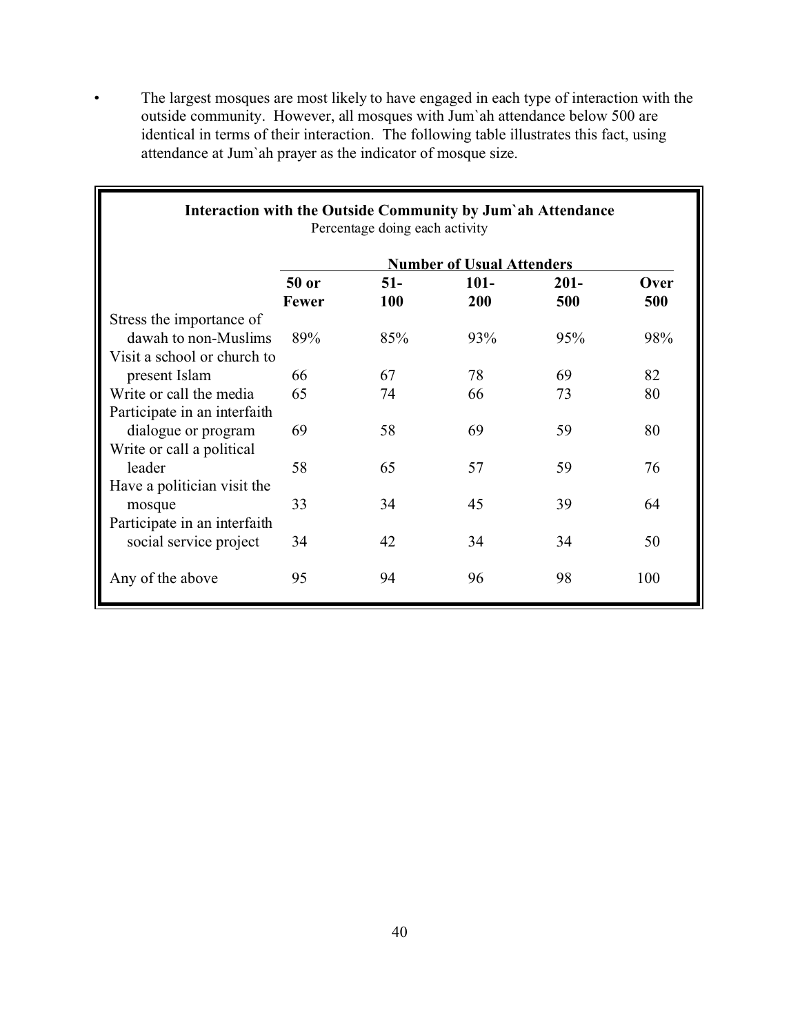- The largest mosques are most likely to have engaged in each type of interaction with the outside community. However, all mosques with Jum`ah attendance below 500 are identical in terms of their interaction. The following table illustrates this fact, using attendance at Jum`ah prayer as the indicator of mosque size.

**Interaction with the Outside Community by Jum`ah Attendance**
Percentage doing each activity

| | Number of Usual Attenders | | | | |
|---|---|---|---|---|---|
| | **50 or Fewer** | **51-100** | **101-200** | **201-500** | **Over 500** |
| Stress the importance of dawah to non-Muslims | 89% | 85% | 93% | 95% | 98% |
| Visit a school or church to present Islam | 66 | 67 | 78 | 69 | 82 |
| Write or call the media | 65 | 74 | 66 | 73 | 80 |
| Participate in an interfaith dialogue or program | 69 | 58 | 69 | 59 | 80 |
| Write or call a political leader | 58 | 65 | 57 | 59 | 76 |
| Have a politician visit the mosque | 33 | 34 | 45 | 39 | 64 |
| Participate in an interfaith social service project | 34 | 42 | 34 | 34 | 50 |
| Any of the above | 95 | 94 | 96 | 98 | 100 |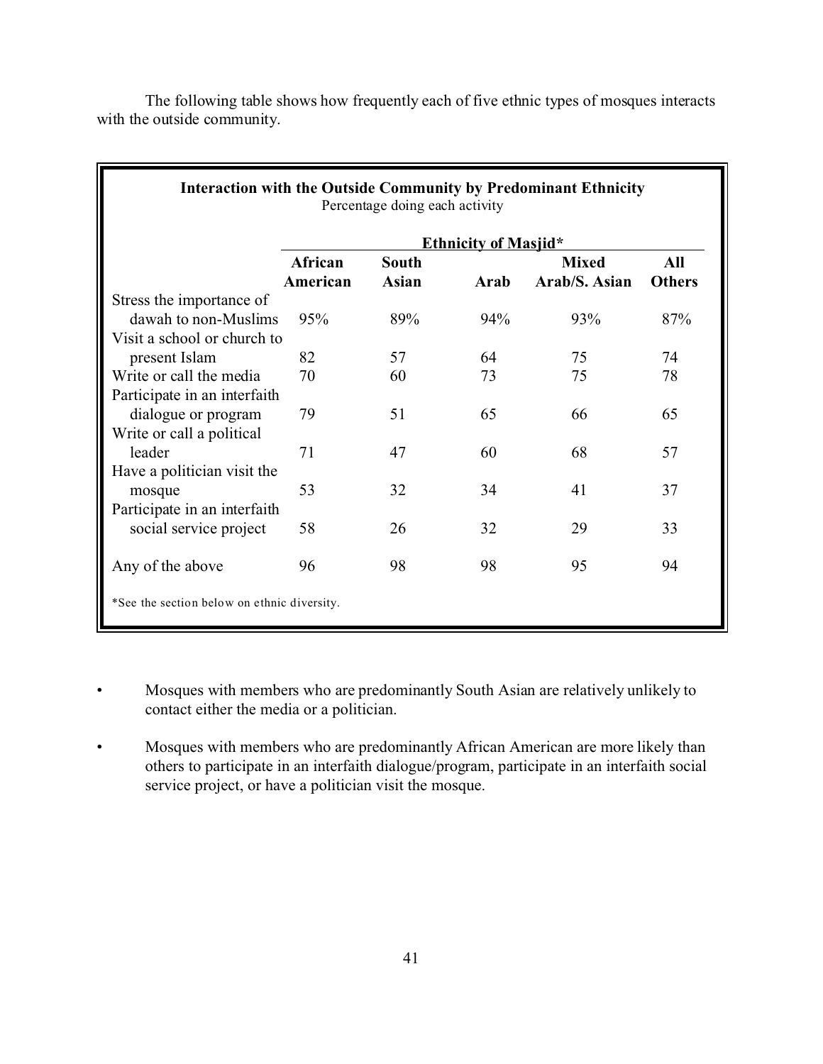The following table shows how frequently each of five ethnic types of mosques interacts with the outside community.

**Interaction with the Outside Community by Predominant Ethnicity**
Percentage doing each activity

| | Ethnicity of Masjid* | | | | |
|---|---|---|---|---|---|
| | **African American** | **South Asian** | **Arab** | **Mixed Arab/S. Asian** | **All Others** |
| Stress the importance of dawah to non-Muslims | 95% | 89% | 94% | 93% | 87% |
| Visit a school or church to present Islam | 82 | 57 | 64 | 75 | 74 |
| Write or call the media | 70 | 60 | 73 | 75 | 78 |
| Participate in an interfaith dialogue or program | 79 | 51 | 65 | 66 | 65 |
| Write or call a political leader | 71 | 47 | 60 | 68 | 57 |
| Have a politician visit the mosque | 53 | 32 | 34 | 41 | 37 |
| Participate in an interfaith social service project | 58 | 26 | 32 | 29 | 33 |
| Any of the above | 96 | 98 | 98 | 95 | 94 |

*See the section below on ethnic diversity.

- Mosques with members who are predominantly South Asian are relatively unlikely to contact either the media or a politician.
- Mosques with members who are predominantly African American are more likely than others to participate in an interfaith dialogue/program, participate in an interfaith social service project, or have a politician visit the mosque.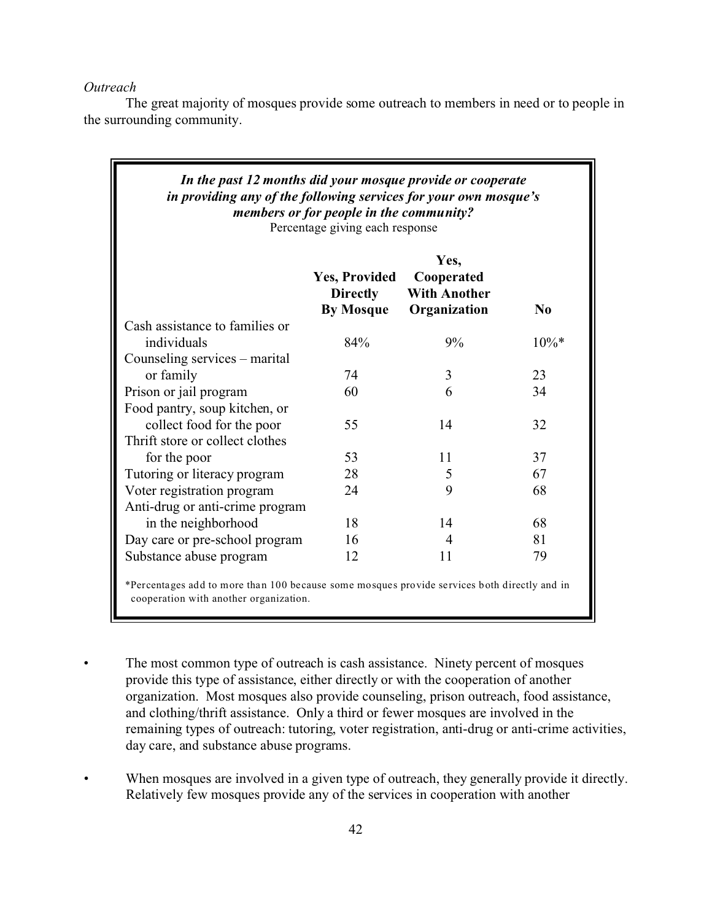*Outreach*

The great majority of mosques provide some outreach to members in need or to people in the surrounding community.

***In the past 12 months did your mosque provide or cooperate in providing any of the following services for your own mosque's members or for people in the community?***

Percentage giving each response

| | Yes, Provided Directly By Mosque | Yes, Cooperated With Another Organization | No |
|---|---|---|---|
| Cash assistance to families or individuals | 84% | 9% | 10%* |
| Counseling services – marital or family | 74 | 3 | 23 |
| Prison or jail program | 60 | 6 | 34 |
| Food pantry, soup kitchen, or collect food for the poor | 55 | 14 | 32 |
| Thrift store or collect clothes for the poor | 53 | 11 | 37 |
| Tutoring or literacy program | 28 | 5 | 67 |
| Voter registration program | 24 | 9 | 68 |
| Anti-drug or anti-crime program in the neighborhood | 18 | 14 | 68 |
| Day care or pre-school program | 16 | 4 | 81 |
| Substance abuse program | 12 | 11 | 79 |

*Percentages add to more than 100 because some mosques provide services both directly and in cooperation with another organization.

- The most common type of outreach is cash assistance. Ninety percent of mosques provide this type of assistance, either directly or with the cooperation of another organization. Most mosques also provide counseling, prison outreach, food assistance, and clothing/thrift assistance. Only a third or fewer mosques are involved in the remaining types of outreach: tutoring, voter registration, anti-drug or anti-crime activities, day care, and substance abuse programs.

- When mosques are involved in a given type of outreach, they generally provide it directly. Relatively few mosques provide any of the services in cooperation with another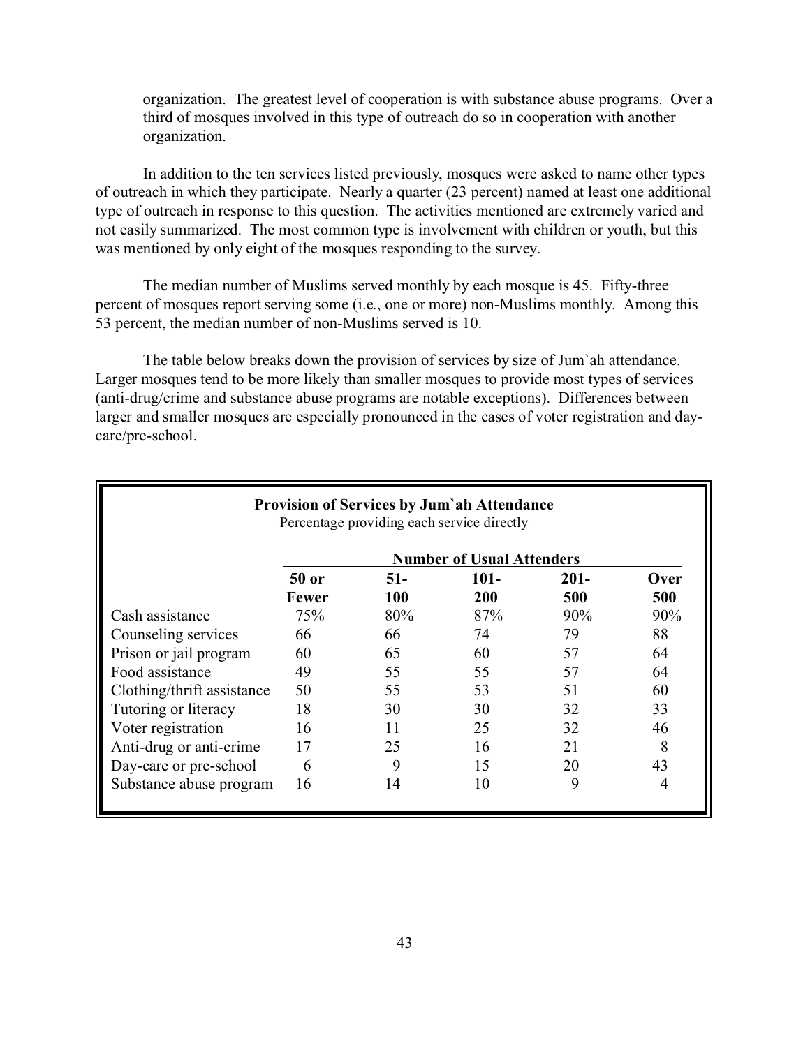organization. The greatest level of cooperation is with substance abuse programs. Over a third of mosques involved in this type of outreach do so in cooperation with another organization.

In addition to the ten services listed previously, mosques were asked to name other types of outreach in which they participate. Nearly a quarter (23 percent) named at least one additional type of outreach in response to this question. The activities mentioned are extremely varied and not easily summarized. The most common type is involvement with children or youth, but this was mentioned by only eight of the mosques responding to the survey.

The median number of Muslims served monthly by each mosque is 45. Fifty-three percent of mosques report serving some (i.e., one or more) non-Muslims monthly. Among this 53 percent, the median number of non-Muslims served is 10.

The table below breaks down the provision of services by size of Jum`ah attendance. Larger mosques tend to be more likely than smaller mosques to provide most types of services (anti-drug/crime and substance abuse programs are notable exceptions). Differences between larger and smaller mosques are especially pronounced in the cases of voter registration and day-care/pre-school.

**Provision of Services by Jum`ah Attendance**
Percentage providing each service directly

| | Number of Usual Attenders | | | | |
|---|---|---|---|---|---|
| | **50 or Fewer** | **51-100** | **101-200** | **201-500** | **Over 500** |
| Cash assistance | 75% | 80% | 87% | 90% | 90% |
| Counseling services | 66 | 66 | 74 | 79 | 88 |
| Prison or jail program | 60 | 65 | 60 | 57 | 64 |
| Food assistance | 49 | 55 | 55 | 57 | 64 |
| Clothing/thrift assistance | 50 | 55 | 53 | 51 | 60 |
| Tutoring or literacy | 18 | 30 | 30 | 32 | 33 |
| Voter registration | 16 | 11 | 25 | 32 | 46 |
| Anti-drug or anti-crime | 17 | 25 | 16 | 21 | 8 |
| Day-care or pre-school | 6 | 9 | 15 | 20 | 43 |
| Substance abuse program | 16 | 14 | 10 | 9 | 4 |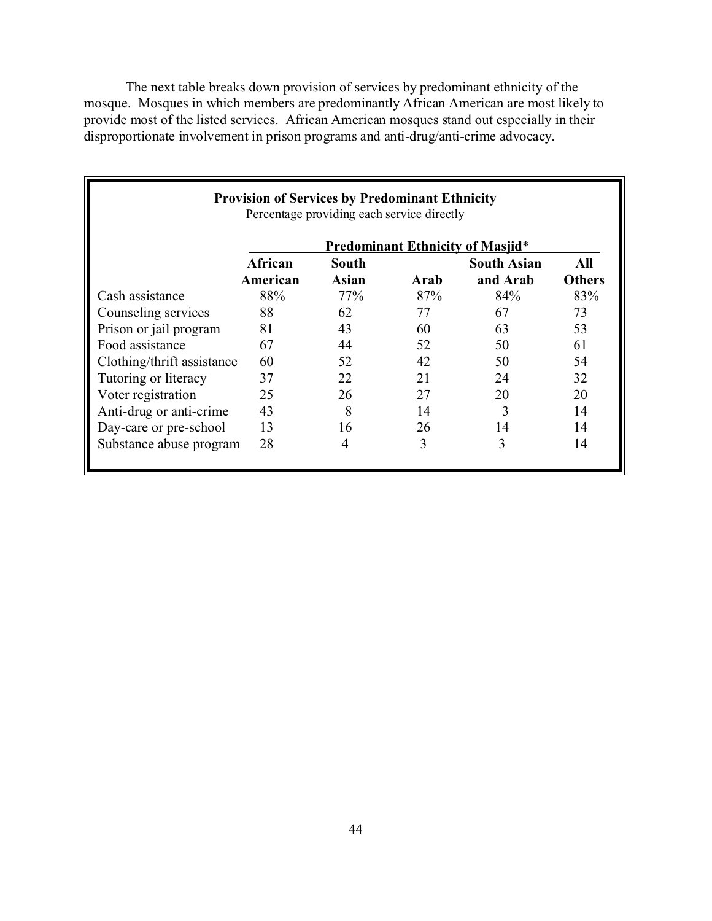The next table breaks down provision of services by predominant ethnicity of the mosque. Mosques in which members are predominantly African American are most likely to provide most of the listed services. African American mosques stand out especially in their disproportionate involvement in prison programs and anti-drug/anti-crime advocacy.

**Provision of Services by Predominant Ethnicity**

Percentage providing each service directly

| | Predominant Ethnicity of Masjid* | | | | |
|---|---|---|---|---|---|
| | **African American** | **South Asian** | **Arab** | **South Asian and Arab** | **All Others** |
| Cash assistance | 88% | 77% | 87% | 84% | 83% |
| Counseling services | 88 | 62 | 77 | 67 | 73 |
| Prison or jail program | 81 | 43 | 60 | 63 | 53 |
| Food assistance | 67 | 44 | 52 | 50 | 61 |
| Clothing/thrift assistance | 60 | 52 | 42 | 50 | 54 |
| Tutoring or literacy | 37 | 22 | 21 | 24 | 32 |
| Voter registration | 25 | 26 | 27 | 20 | 20 |
| Anti-drug or anti-crime | 43 | 8 | 14 | 3 | 14 |
| Day-care or pre-school | 13 | 16 | 26 | 14 | 14 |
| Substance abuse program | 28 | 4 | 3 | 3 | 14 |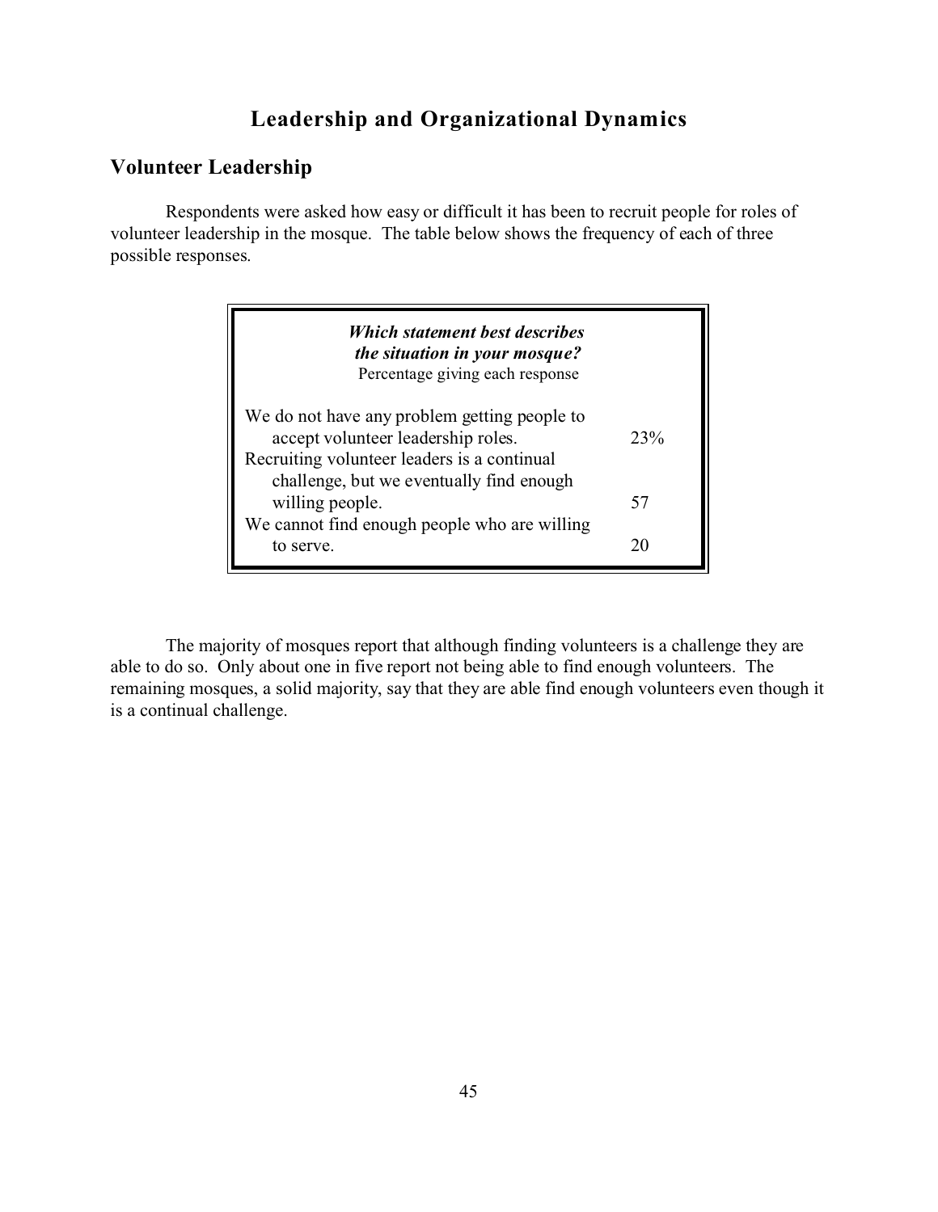# Leadership and Organizational Dynamics

## Volunteer Leadership

Respondents were asked how easy or difficult it has been to recruit people for roles of volunteer leadership in the mosque. The table below shows the frequency of each of three possible responses.

| ***Which statement best describes the situation in your mosque?*** Percentage giving each response | |
|---|---|
| We do not have any problem getting people to accept volunteer leadership roles. | 23% |
| Recruiting volunteer leaders is a continual challenge, but we eventually find enough willing people. | 57 |
| We cannot find enough people who are willing to serve. | 20 |

The majority of mosques report that although finding volunteers is a challenge they are able to do so. Only about one in five report not being able to find enough volunteers. The remaining mosques, a solid majority, say that they are able find enough volunteers even though it is a continual challenge.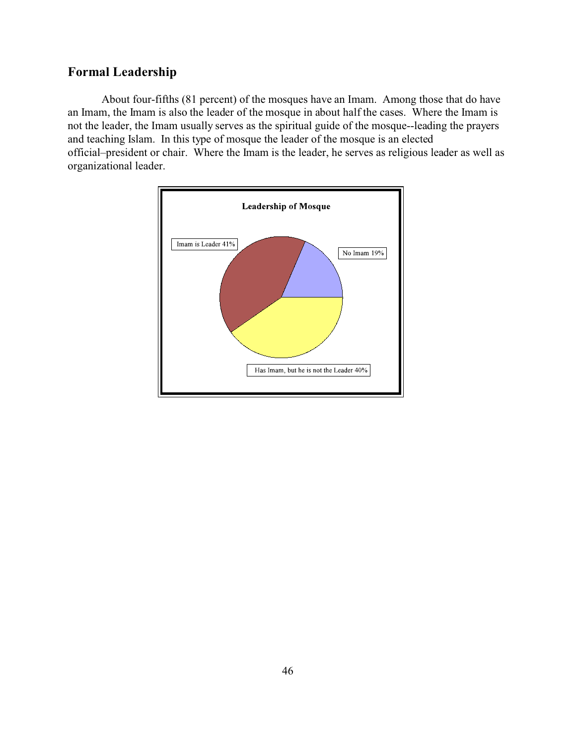## Formal Leadership

About four-fifths (81 percent) of the mosques have an Imam. Among those that do have an Imam, the Imam is also the leader of the mosque in about half the cases. Where the Imam is not the leader, the Imam usually serves as the spiritual guide of the mosque--leading the prayers and teaching Islam. In this type of mosque the leader of the mosque is an elected official–president or chair. Where the Imam is the leader, he serves as religious leader as well as organizational leader.

**Leadership of Mosque**

| Category | Percent |
|---|---|
| Imam is Leader | 41% |
| No Imam | 19% |
| Has Imam, but he is not the Leader | 40% |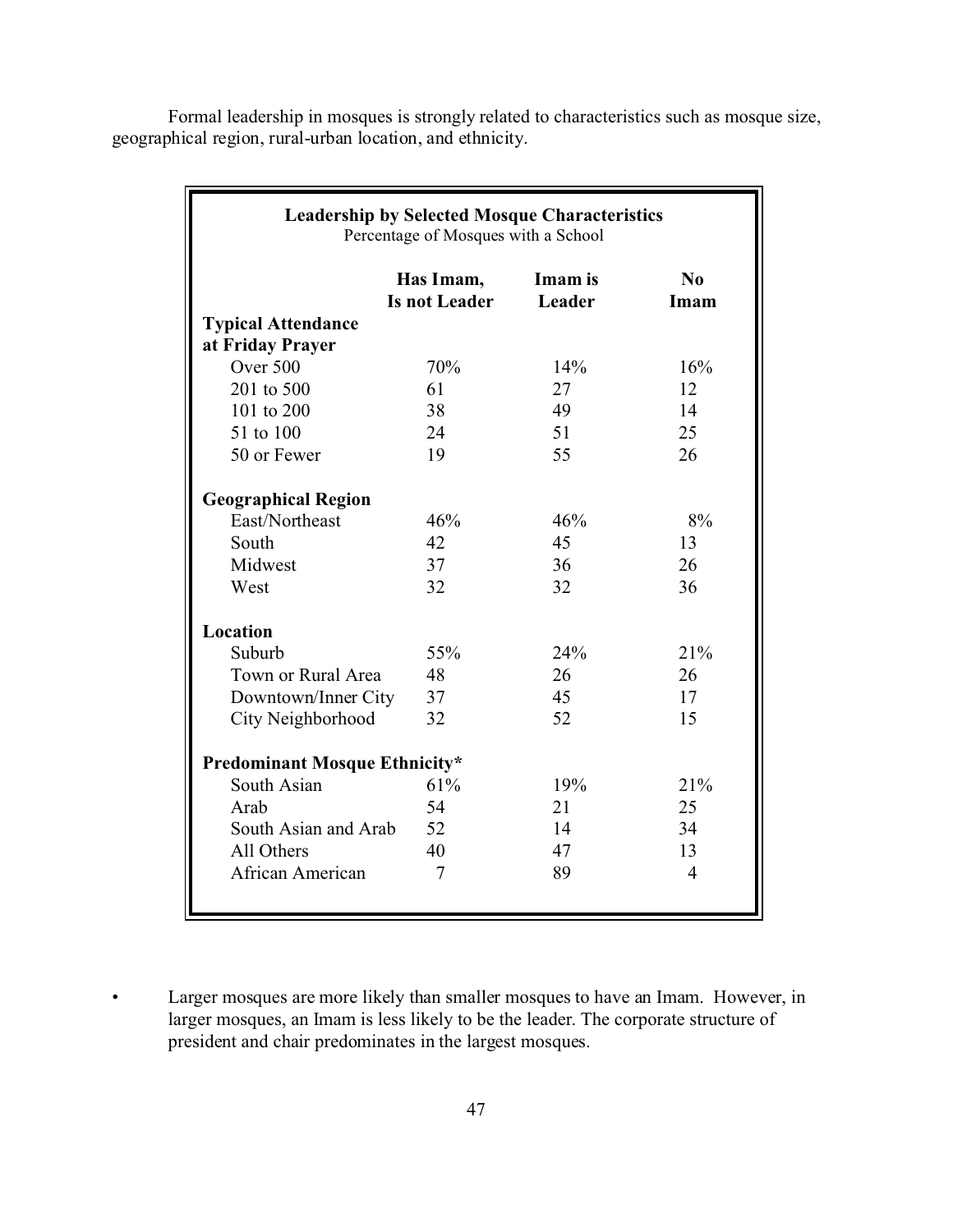Formal leadership in mosques is strongly related to characteristics such as mosque size, geographical region, rural-urban location, and ethnicity.

**Leadership by Selected Mosque Characteristics**
Percentage of Mosques with a School

| | Has Imam, Is not Leader | Imam is Leader | No Imam |
|---|---|---|---|
| **Typical Attendance at Friday Prayer** | | | |
| Over 500 | 70% | 14% | 16% |
| 201 to 500 | 61 | 27 | 12 |
| 101 to 200 | 38 | 49 | 14 |
| 51 to 100 | 24 | 51 | 25 |
| 50 or Fewer | 19 | 55 | 26 |
| **Geographical Region** | | | |
| East/Northeast | 46% | 46% | 8% |
| South | 42 | 45 | 13 |
| Midwest | 37 | 36 | 26 |
| West | 32 | 32 | 36 |
| **Location** | | | |
| Suburb | 55% | 24% | 21% |
| Town or Rural Area | 48 | 26 | 26 |
| Downtown/Inner City | 37 | 45 | 17 |
| City Neighborhood | 32 | 52 | 15 |
| **Predominant Mosque Ethnicity*** | | | |
| South Asian | 61% | 19% | 21% |
| Arab | 54 | 21 | 25 |
| South Asian and Arab | 52 | 14 | 34 |
| All Others | 40 | 47 | 13 |
| African American | 7 | 89 | 4 |

- Larger mosques are more likely than smaller mosques to have an Imam. However, in larger mosques, an Imam is less likely to be the leader. The corporate structure of president and chair predominates in the largest mosques.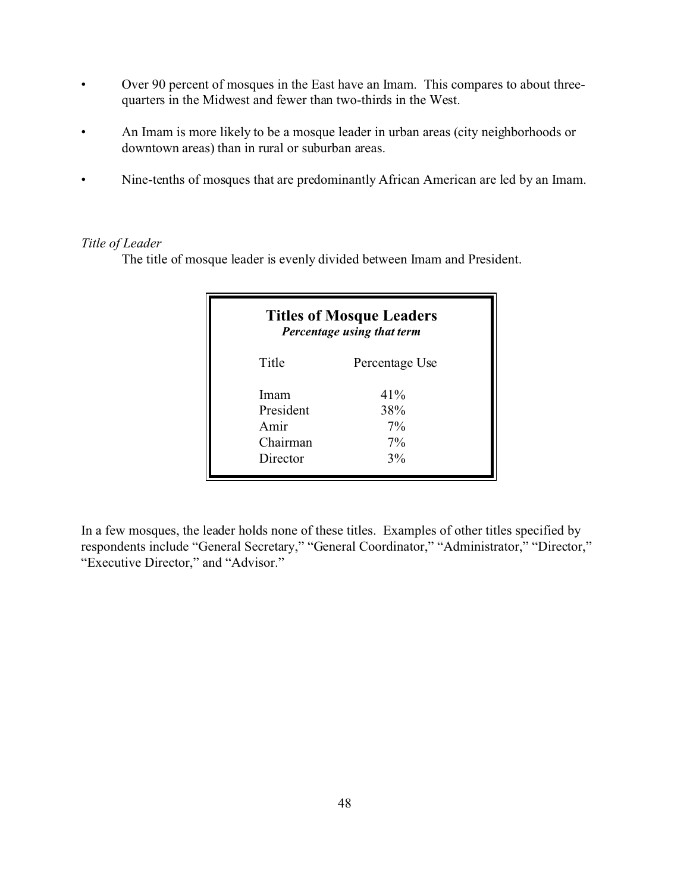- Over 90 percent of mosques in the East have an Imam. This compares to about three-quarters in the Midwest and fewer than two-thirds in the West.
- An Imam is more likely to be a mosque leader in urban areas (city neighborhoods or downtown areas) than in rural or suburban areas.
- Nine-tenths of mosques that are predominantly African American are led by an Imam.

*Title of Leader*

The title of mosque leader is evenly divided between Imam and President.

**Titles of Mosque Leaders**
***Percentage using that term***

| Title | Percentage Use |
|---|---|
| Imam | 41% |
| President | 38% |
| Amir | 7% |
| Chairman | 7% |
| Director | 3% |

In a few mosques, the leader holds none of these titles. Examples of other titles specified by respondents include "General Secretary," "General Coordinator," "Administrator," "Director," "Executive Director," and "Advisor."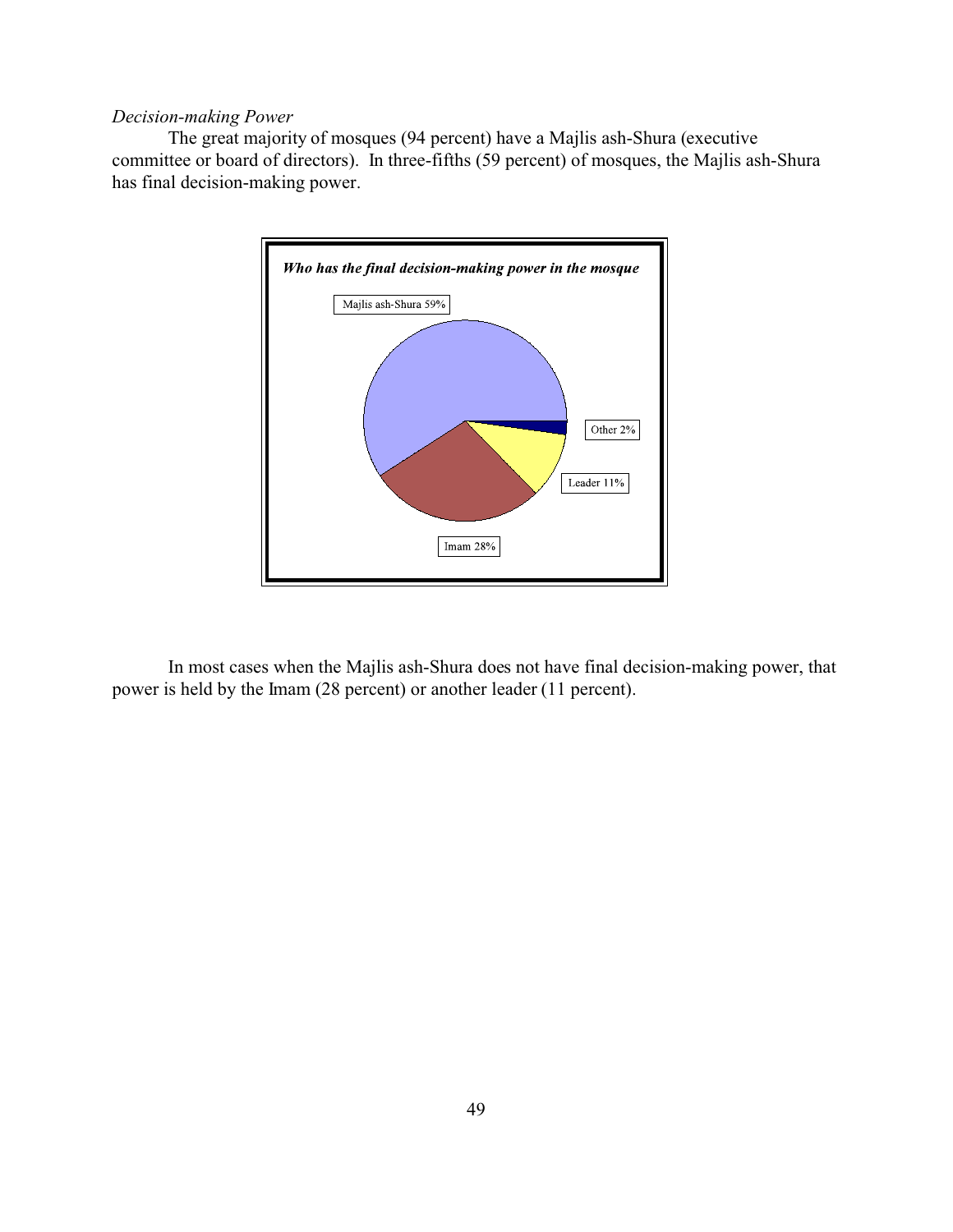*Decision-making Power*

The great majority of mosques (94 percent) have a Majlis ash-Shura (executive committee or board of directors). In three-fifths (59 percent) of mosques, the Majlis ash-Shura has final decision-making power.

***Who has the final decision-making power in the mosque***

Majlis ash-Shura 59%

Other 2%

Leader 11%

Imam 28%

In most cases when the Majlis ash-Shura does not have final decision-making power, that power is held by the Imam (28 percent) or another leader (11 percent).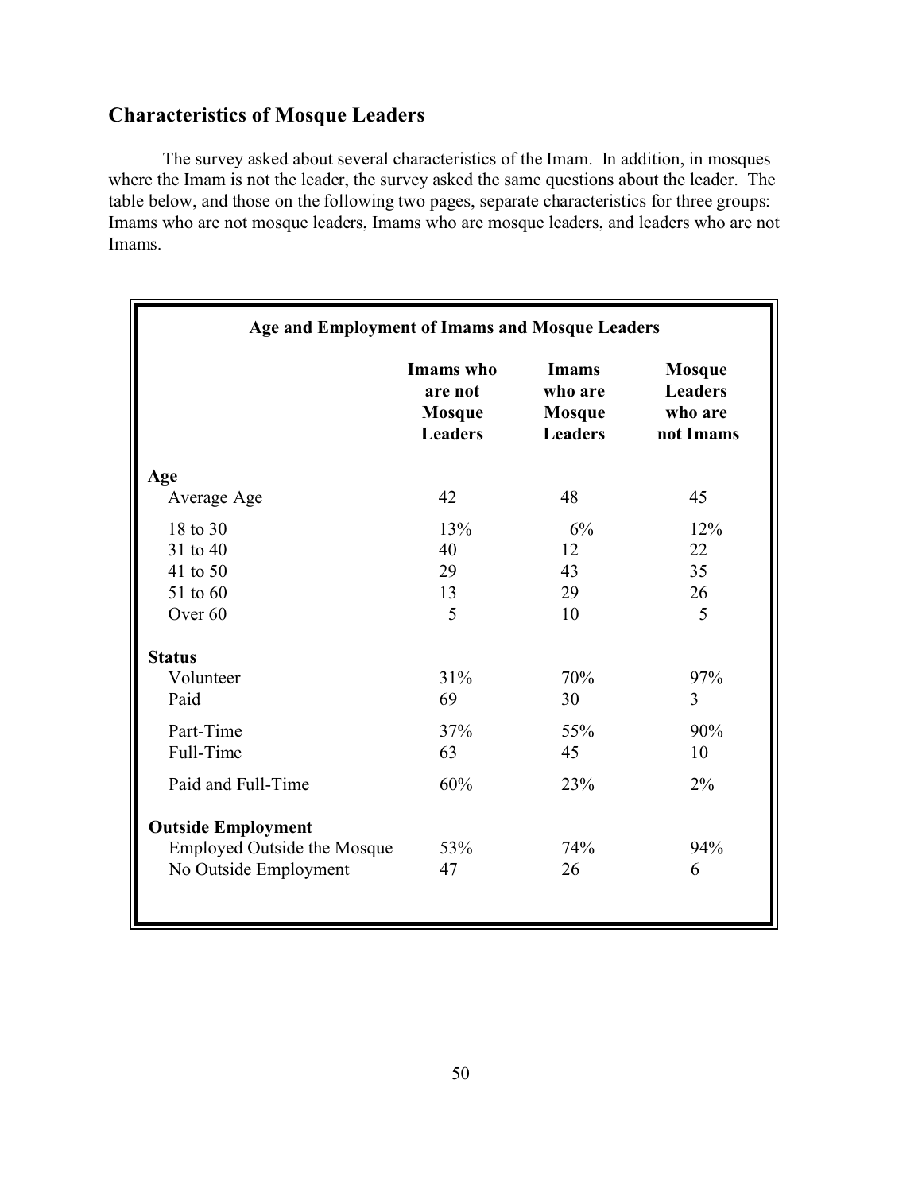## Characteristics of Mosque Leaders

The survey asked about several characteristics of the Imam. In addition, in mosques where the Imam is not the leader, the survey asked the same questions about the leader. The table below, and those on the following two pages, separate characteristics for three groups: Imams who are not mosque leaders, Imams who are mosque leaders, and leaders who are not Imams.

**Age and Employment of Imams and Mosque Leaders**

| | Imams who are not Mosque Leaders | Imams who are Mosque Leaders | Mosque Leaders who are not Imams |
|---|---|---|---|
| **Age** | | | |
| Average Age | 42 | 48 | 45 |
| 18 to 30 | 13% | 6% | 12% |
| 31 to 40 | 40 | 12 | 22 |
| 41 to 50 | 29 | 43 | 35 |
| 51 to 60 | 13 | 29 | 26 |
| Over 60 | 5 | 10 | 5 |
| **Status** | | | |
| Volunteer | 31% | 70% | 97% |
| Paid | 69 | 30 | 3 |
| Part-Time | 37% | 55% | 90% |
| Full-Time | 63 | 45 | 10 |
| Paid and Full-Time | 60% | 23% | 2% |
| **Outside Employment** | | | |
| Employed Outside the Mosque | 53% | 74% | 94% |
| No Outside Employment | 47 | 26 | 6 |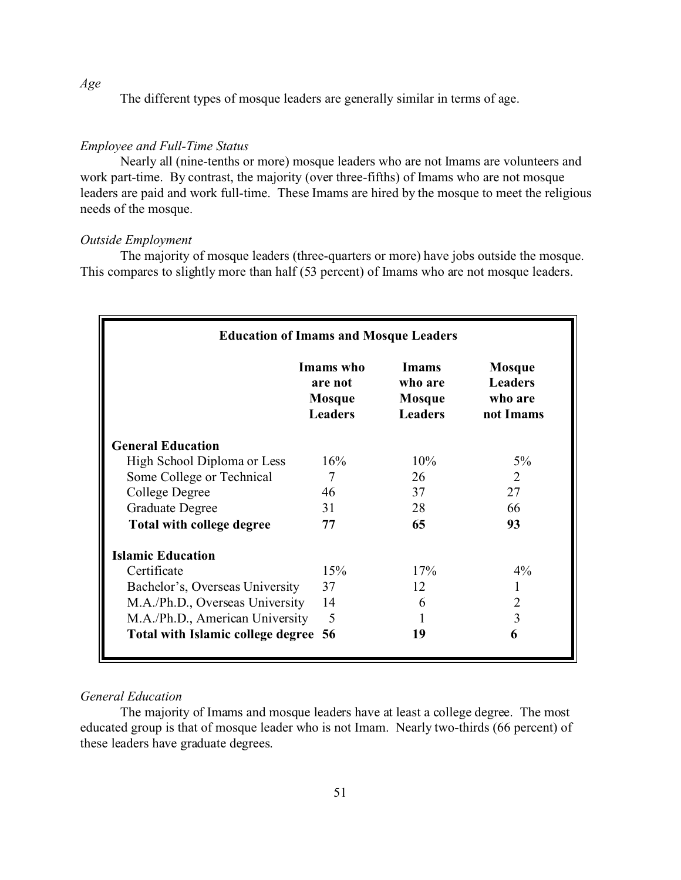*Age*

The different types of mosque leaders are generally similar in terms of age.

*Employee and Full-Time Status*

Nearly all (nine-tenths or more) mosque leaders who are not Imams are volunteers and work part-time. By contrast, the majority (over three-fifths) of Imams who are not mosque leaders are paid and work full-time. These Imams are hired by the mosque to meet the religious needs of the mosque.

*Outside Employment*

The majority of mosque leaders (three-quarters or more) have jobs outside the mosque. This compares to slightly more than half (53 percent) of Imams who are not mosque leaders.

**Education of Imams and Mosque Leaders**

| | Imams who are not Mosque Leaders | Imams who are Mosque Leaders | Mosque Leaders who are not Imams |
|---|---|---|---|
| **General Education** | | | |
| High School Diploma or Less | 16% | 10% | 5% |
| Some College or Technical | 7 | 26 | 2 |
| College Degree | 46 | 37 | 27 |
| Graduate Degree | 31 | 28 | 66 |
| **Total with college degree** | **77** | **65** | **93** |
| **Islamic Education** | | | |
| Certificate | 15% | 17% | 4% |
| Bachelor's, Overseas University | 37 | 12 | 1 |
| M.A./Ph.D., Overseas University | 14 | 6 | 2 |
| M.A./Ph.D., American University | 5 | 1 | 3 |
| **Total with Islamic college degree** | **56** | **19** | **6** |

*General Education*

The majority of Imams and mosque leaders have at least a college degree. The most educated group is that of mosque leader who is not Imam. Nearly two-thirds (66 percent) of these leaders have graduate degrees.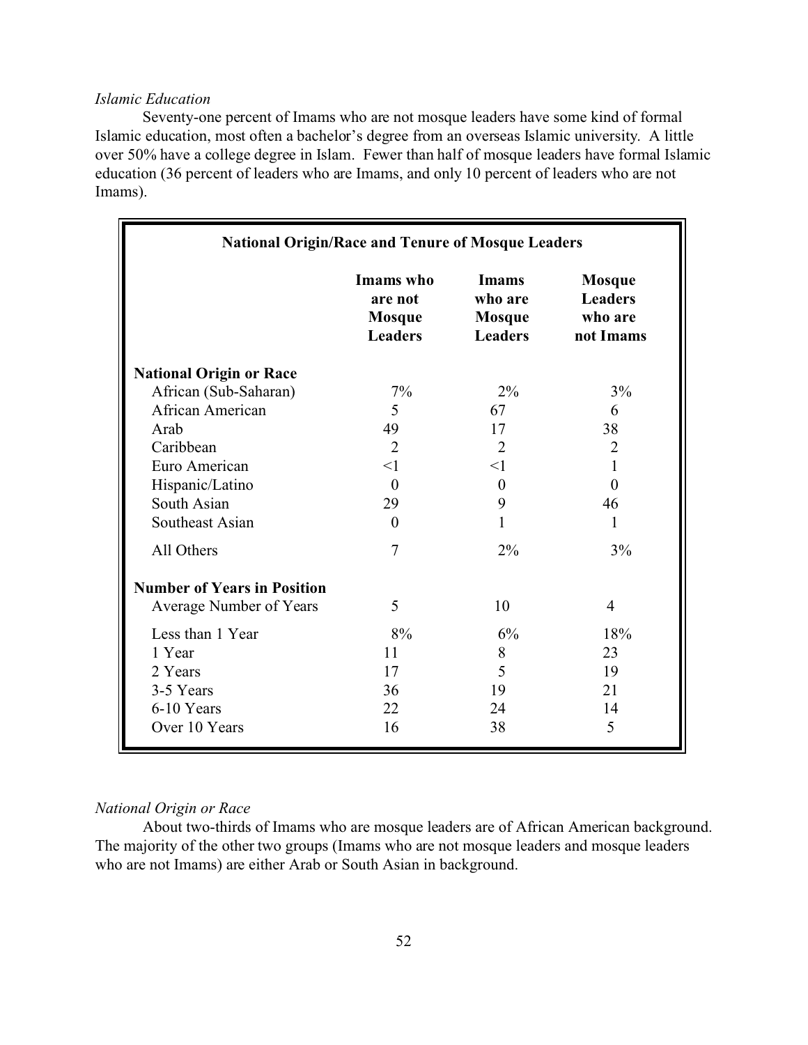*Islamic Education*

Seventy-one percent of Imams who are not mosque leaders have some kind of formal Islamic education, most often a bachelor's degree from an overseas Islamic university. A little over 50% have a college degree in Islam. Fewer than half of mosque leaders have formal Islamic education (36 percent of leaders who are Imams, and only 10 percent of leaders who are not Imams).

**National Origin/Race and Tenure of Mosque Leaders**

| | Imams who are not Mosque Leaders | Imams who are Mosque Leaders | Mosque Leaders who are not Imams |
|---|---|---|---|
| **National Origin or Race** | | | |
| African (Sub-Saharan) | 7% | 2% | 3% |
| African American | 5 | 67 | 6 |
| Arab | 49 | 17 | 38 |
| Caribbean | 2 | 2 | 2 |
| Euro American | <1 | <1 | 1 |
| Hispanic/Latino | 0 | 0 | 0 |
| South Asian | 29 | 9 | 46 |
| Southeast Asian | 0 | 1 | 1 |
| All Others | 7 | 2% | 3% |
| **Number of Years in Position** | | | |
| Average Number of Years | 5 | 10 | 4 |
| Less than 1 Year | 8% | 6% | 18% |
| 1 Year | 11 | 8 | 23 |
| 2 Years | 17 | 5 | 19 |
| 3-5 Years | 36 | 19 | 21 |
| 6-10 Years | 22 | 24 | 14 |
| Over 10 Years | 16 | 38 | 5 |

*National Origin or Race*

About two-thirds of Imams who are mosque leaders are of African American background. The majority of the other two groups (Imams who are not mosque leaders and mosque leaders who are not Imams) are either Arab or South Asian in background.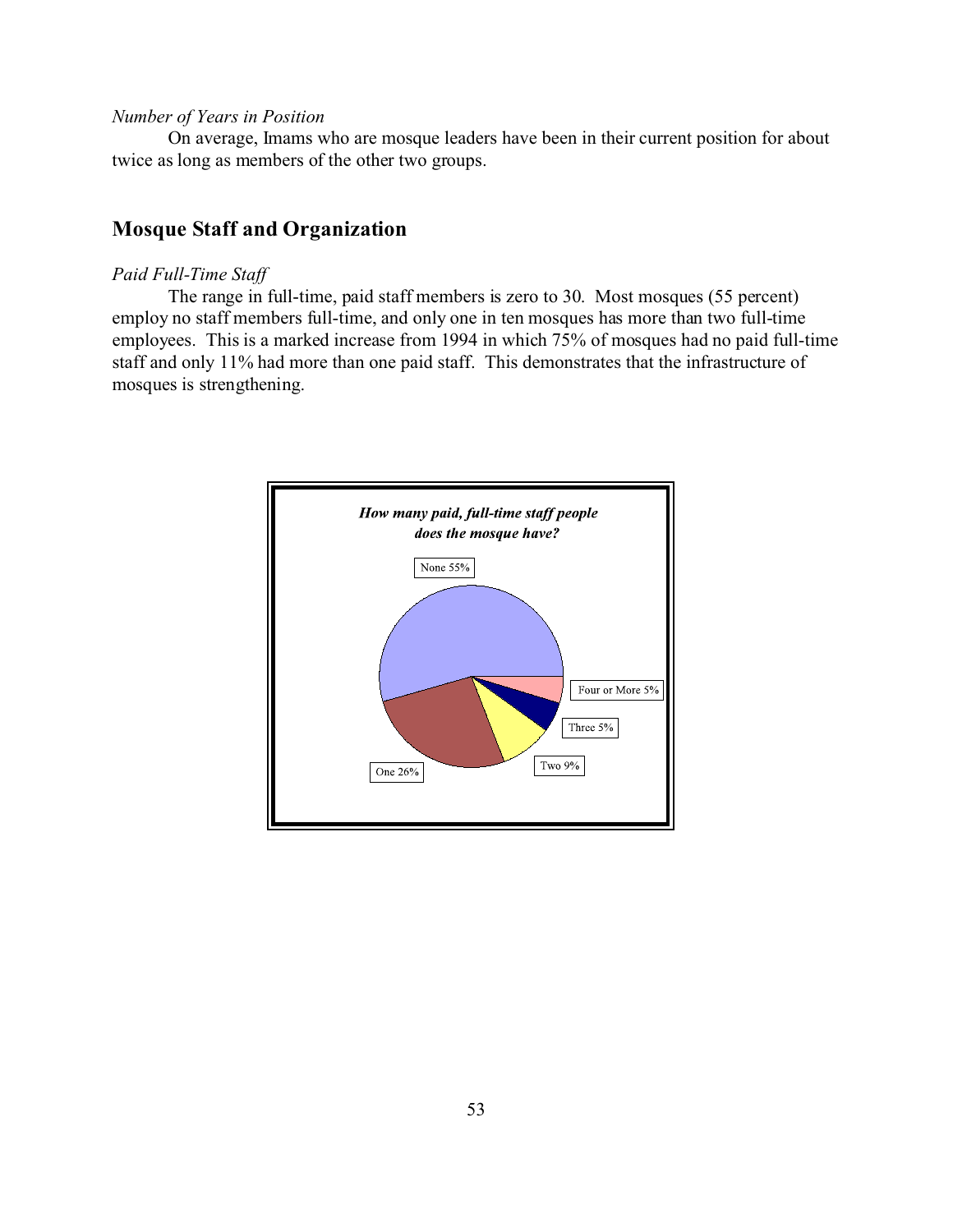*Number of Years in Position*

On average, Imams who are mosque leaders have been in their current position for about twice as long as members of the other two groups.

## Mosque Staff and Organization

*Paid Full-Time Staff*

The range in full-time, paid staff members is zero to 30. Most mosques (55 percent) employ no staff members full-time, and only one in ten mosques has more than two full-time employees. This is a marked increase from 1994 in which 75% of mosques had no paid full-time staff and only 11% had more than one paid staff. This demonstrates that the infrastructure of mosques is strengthening.

***How many paid, full-time staff people does the mosque have?***

| Response | Percent |
|---|---|
| None | 55% |
| One | 26% |
| Two | 9% |
| Three | 5% |
| Four or More | 5% |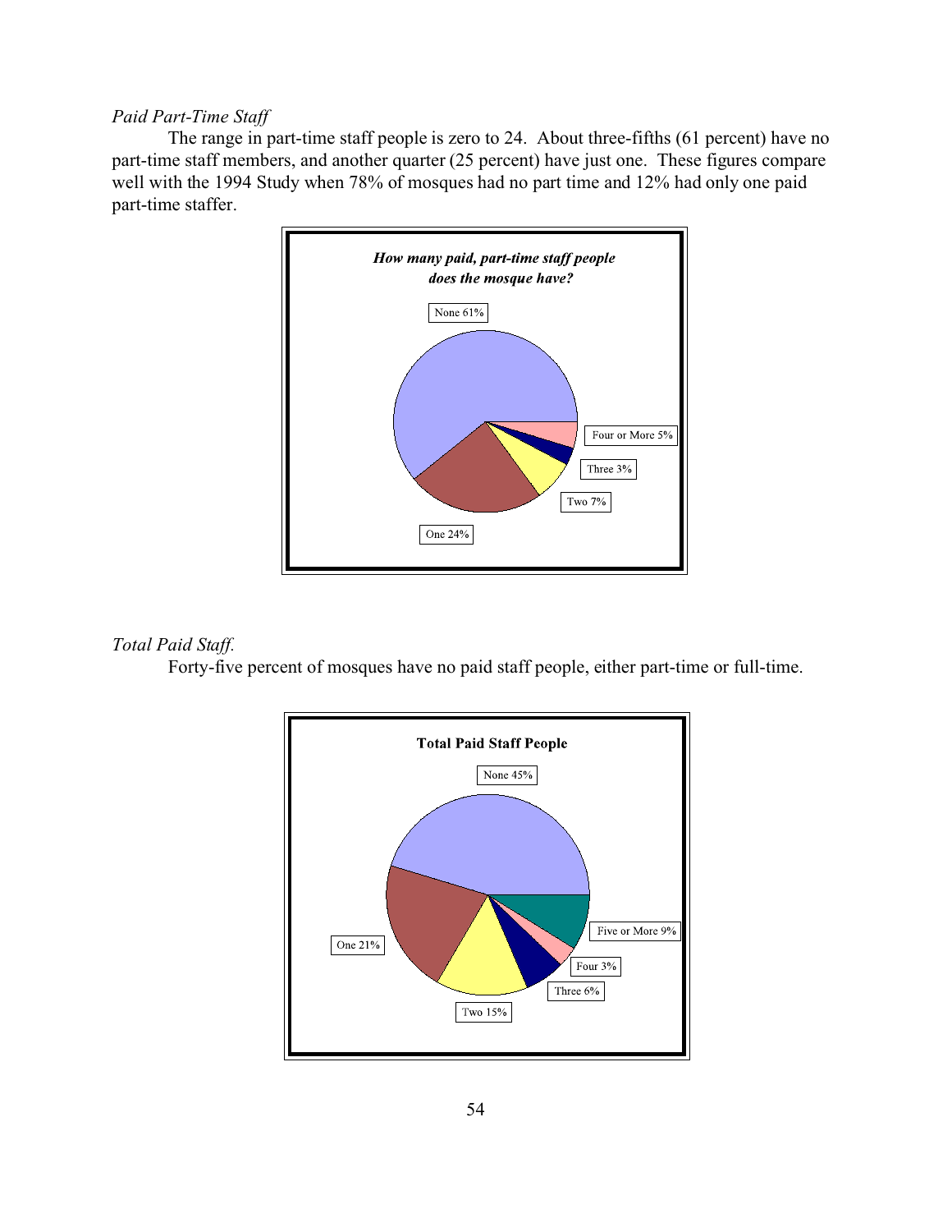*Paid Part-Time Staff*

The range in part-time staff people is zero to 24. About three-fifths (61 percent) have no part-time staff members, and another quarter (25 percent) have just one. These figures compare well with the 1994 Study when 78% of mosques had no part time and 12% had only one paid part-time staffer.

***How many paid, part-time staff people does the mosque have?***

None 61%

Four or More 5%

Three 3%

Two 7%

One 24%

*Total Paid Staff.*

Forty-five percent of mosques have no paid staff people, either part-time or full-time.

**Total Paid Staff People**

None 45%

Five or More 9%

Four 3%

Three 6%

Two 15%

One 21%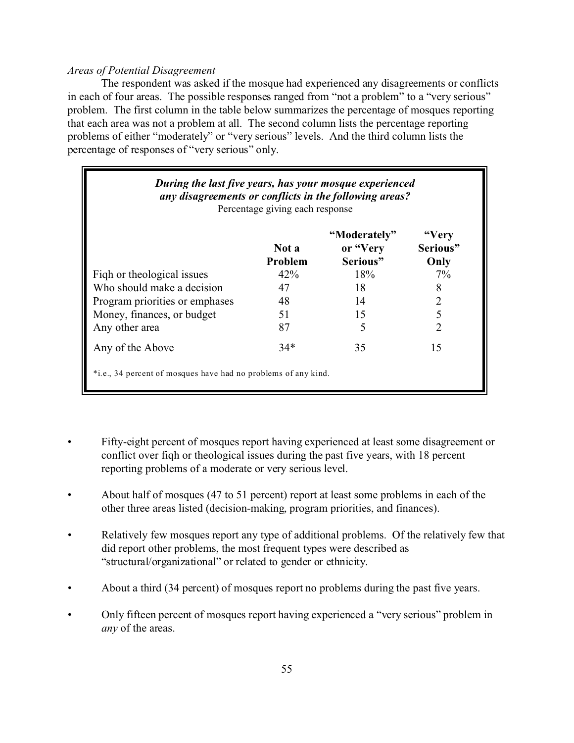*Areas of Potential Disagreement*

The respondent was asked if the mosque had experienced any disagreements or conflicts in each of four areas. The possible responses ranged from "not a problem" to a "very serious" problem. The first column in the table below summarizes the percentage of mosques reporting that each area was not a problem at all. The second column lists the percentage reporting problems of either "moderately" or "very serious" levels. And the third column lists the percentage of responses of "very serious" only.

***During the last five years, has your mosque experienced any disagreements or conflicts in the following areas?***
Percentage giving each response

| | **Not a Problem** | **"Moderately" or "Very Serious"** | **"Very Serious" Only** |
|---|---|---|---|
| Fiqh or theological issues | 42% | 18% | 7% |
| Who should make a decision | 47 | 18 | 8 |
| Program priorities or emphases | 48 | 14 | 2 |
| Money, finances, or budget | 51 | 15 | 5 |
| Any other area | 87 | 5 | 2 |
| Any of the Above | 34* | 35 | 15 |

*i.e., 34 percent of mosques have had no problems of any kind.

- Fifty-eight percent of mosques report having experienced at least some disagreement or conflict over fiqh or theological issues during the past five years, with 18 percent reporting problems of a moderate or very serious level.
- About half of mosques (47 to 51 percent) report at least some problems in each of the other three areas listed (decision-making, program priorities, and finances).
- Relatively few mosques report any type of additional problems. Of the relatively few that did report other problems, the most frequent types were described as "structural/organizational" or related to gender or ethnicity.
- About a third (34 percent) of mosques report no problems during the past five years.
- Only fifteen percent of mosques report having experienced a "very serious" problem in *any* of the areas.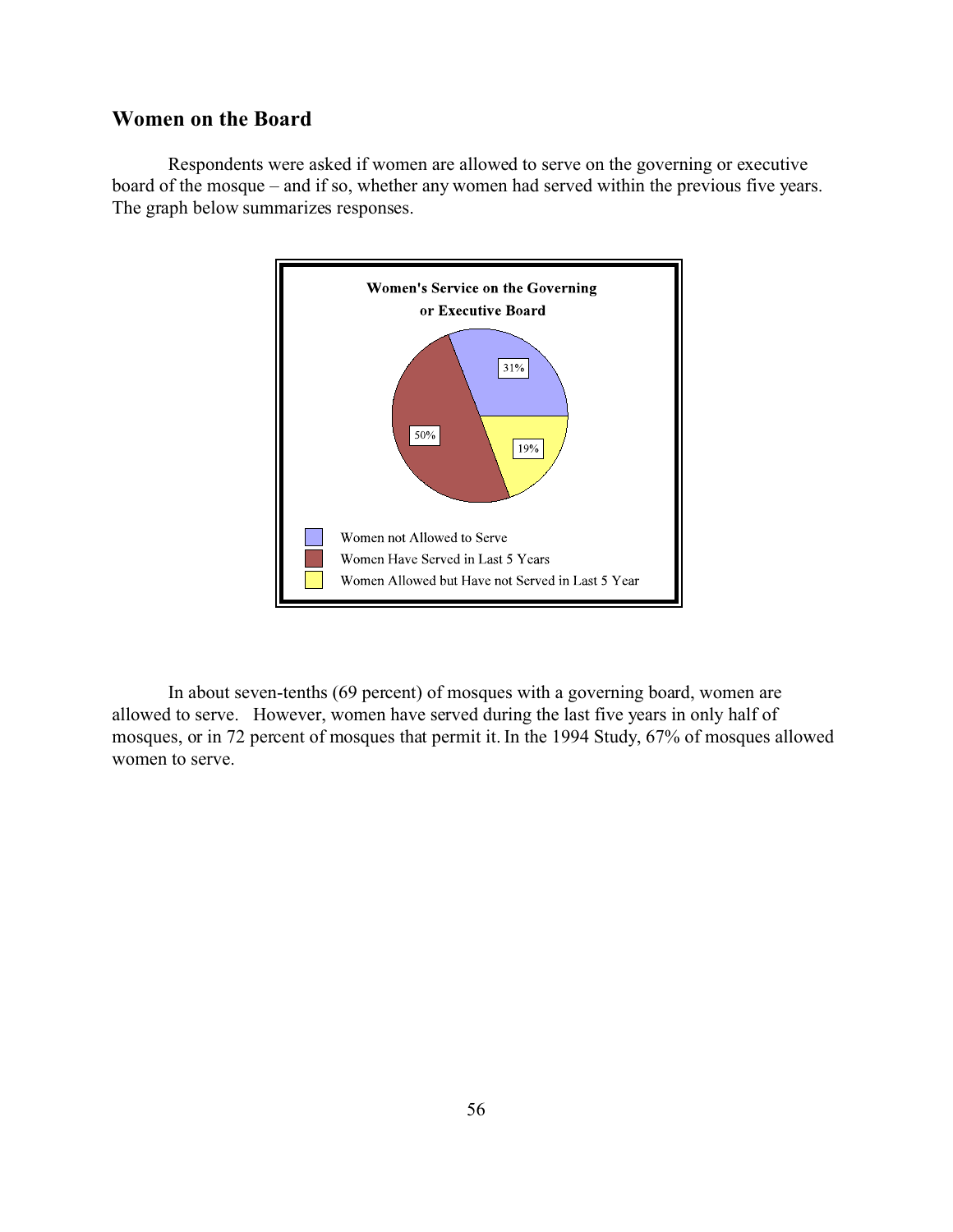## Women on the Board

Respondents were asked if women are allowed to serve on the governing or executive board of the mosque – and if so, whether any women had served within the previous five years. The graph below summarizes responses.

**Women's Service on the Governing or Executive Board**

| Category | Percent |
|---|---|
| Women not Allowed to Serve | 31% |
| Women Have Served in Last 5 Years | 50% |
| Women Allowed but Have not Served in Last 5 Year | 19% |

In about seven-tenths (69 percent) of mosques with a governing board, women are allowed to serve. However, women have served during the last five years in only half of mosques, or in 72 percent of mosques that permit it. In the 1994 Study, 67% of mosques allowed women to serve.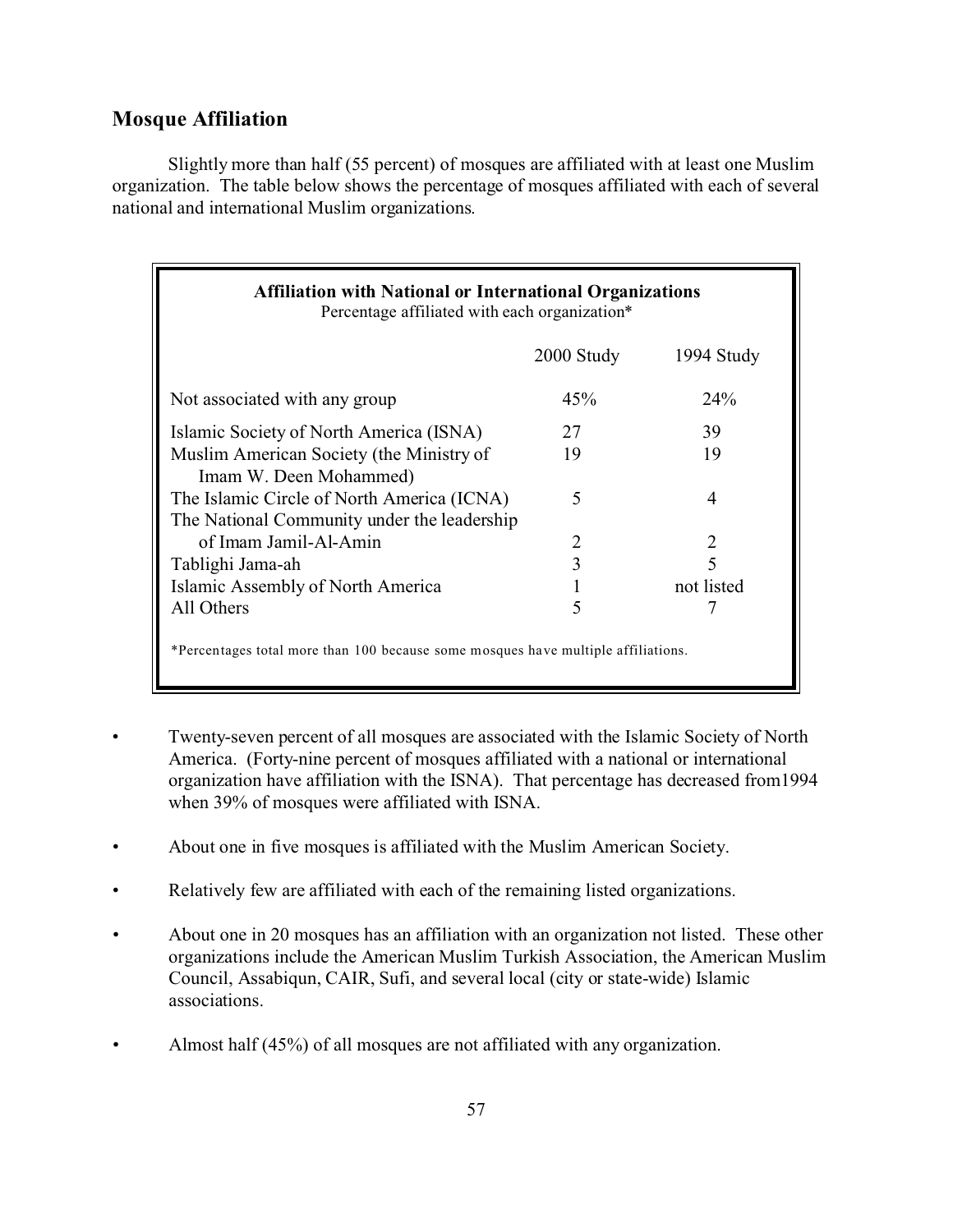## Mosque Affiliation

Slightly more than half (55 percent) of mosques are affiliated with at least one Muslim organization. The table below shows the percentage of mosques affiliated with each of several national and international Muslim organizations.

**Affiliation with National or International Organizations**
Percentage affiliated with each organization*

| | 2000 Study | 1994 Study |
|---|---|---|
| Not associated with any group | 45% | 24% |
| Islamic Society of North America (ISNA) | 27 | 39 |
| Muslim American Society (the Ministry of Imam W. Deen Mohammed) | 19 | 19 |
| The Islamic Circle of North America (ICNA) | 5 | 4 |
| The National Community under the leadership of Imam Jamil-Al-Amin | 2 | 2 |
| Tablighi Jama-ah | 3 | 5 |
| Islamic Assembly of North America | 1 | not listed |
| All Others | 5 | 7 |

*Percentages total more than 100 because some mosques have multiple affiliations.

- Twenty-seven percent of all mosques are associated with the Islamic Society of North America. (Forty-nine percent of mosques affiliated with a national or international organization have affiliation with the ISNA). That percentage has decreased from1994 when 39% of mosques were affiliated with ISNA.
- About one in five mosques is affiliated with the Muslim American Society.
- Relatively few are affiliated with each of the remaining listed organizations.
- About one in 20 mosques has an affiliation with an organization not listed. These other organizations include the American Muslim Turkish Association, the American Muslim Council, Assabiqun, CAIR, Sufi, and several local (city or state-wide) Islamic associations.
- Almost half (45%) of all mosques are not affiliated with any organization.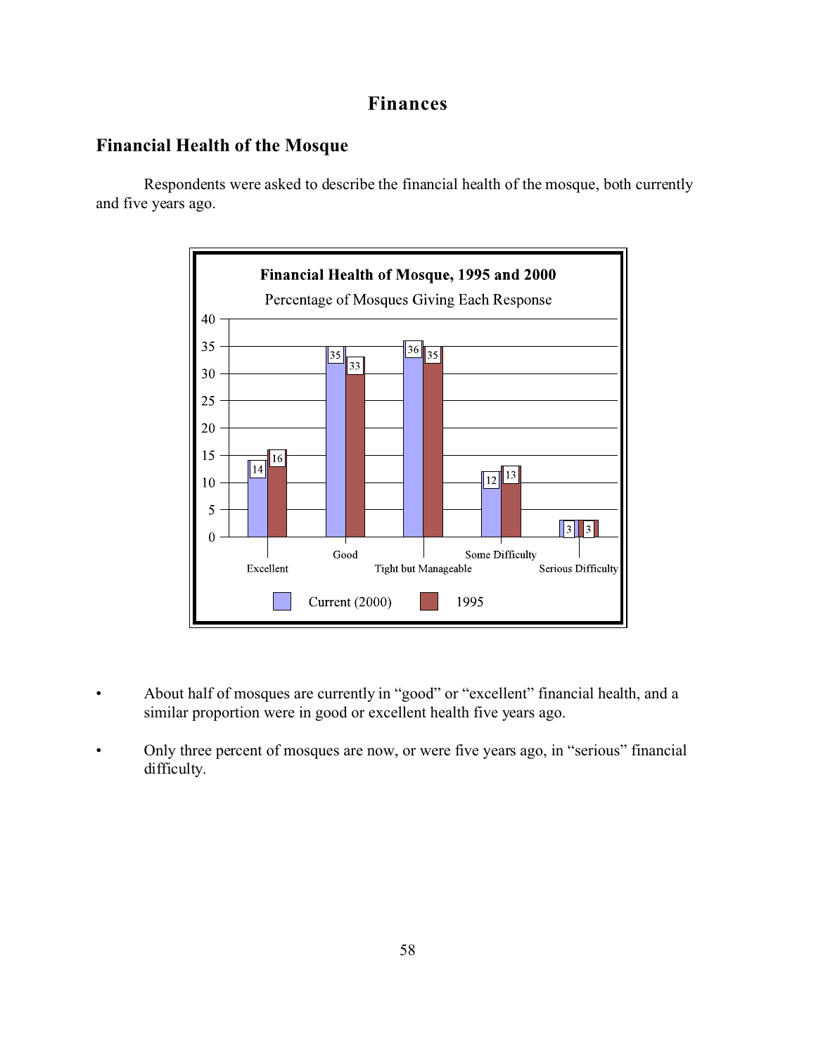# Finances

## Financial Health of the Mosque

Respondents were asked to describe the financial health of the mosque, both currently and five years ago.

**Financial Health of Mosque, 1995 and 2000**

Percentage of Mosques Giving Each Response

| | Current (2000) | 1995 |
|---|---|---|
| Excellent | 14 | 16 |
| Good | 35 | 33 |
| Tight but Manageable | 36 | 35 |
| Some Difficulty | 12 | 13 |
| Serious Difficulty | 3 | 3 |

- About half of mosques are currently in "good" or "excellent" financial health, and a similar proportion were in good or excellent health five years ago.
- Only three percent of mosques are now, or were five years ago, in "serious" financial difficulty.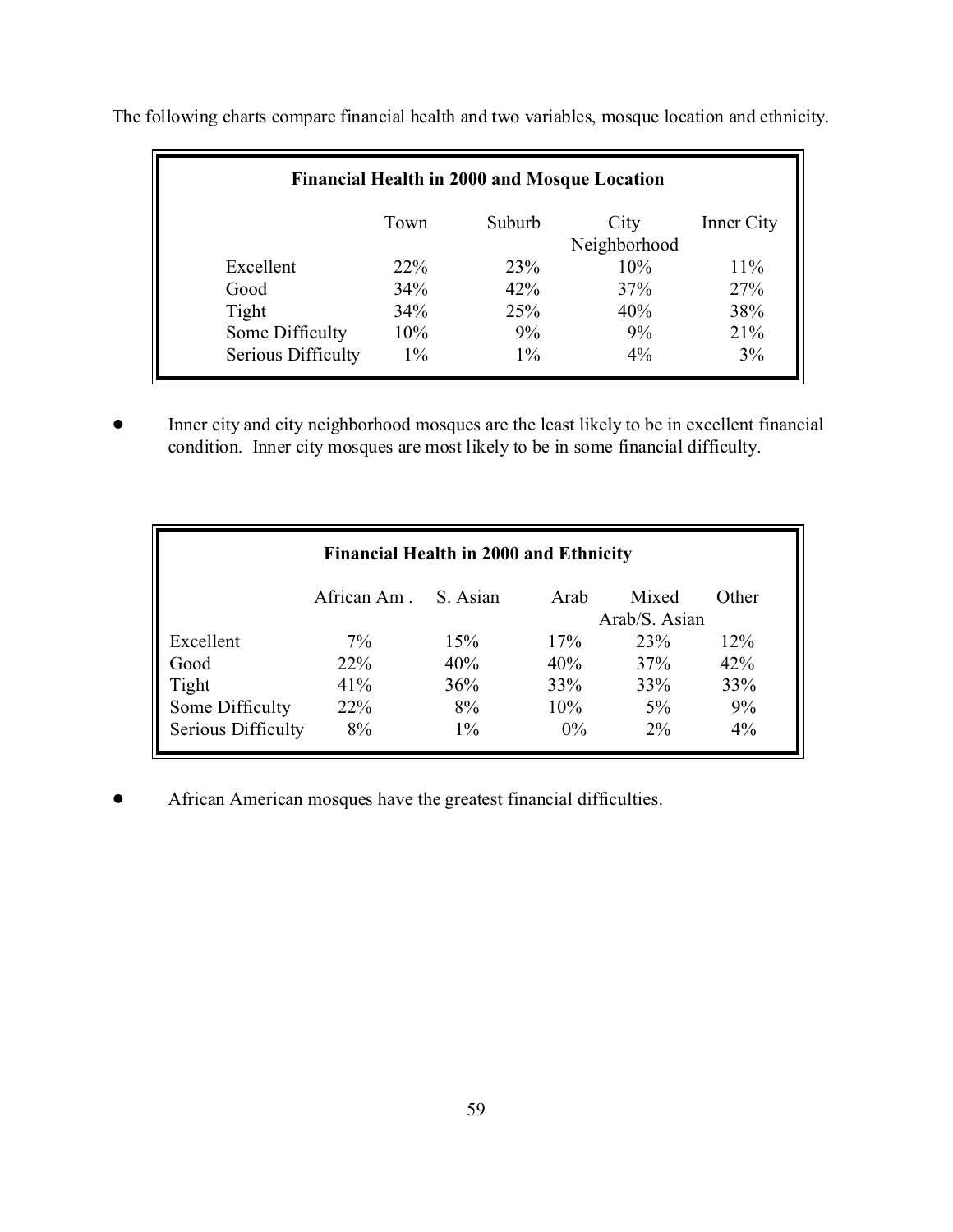The following charts compare financial health and two variables, mosque location and ethnicity.

| **Financial Health in 2000 and Mosque Location** | | | | |
|---|---|---|---|---|
| | Town | Suburb | City Neighborhood | Inner City |
| Excellent | 22% | 23% | 10% | 11% |
| Good | 34% | 42% | 37% | 27% |
| Tight | 34% | 25% | 40% | 38% |
| Some Difficulty | 10% | 9% | 9% | 21% |
| Serious Difficulty | 1% | 1% | 4% | 3% |

- Inner city and city neighborhood mosques are the least likely to be in excellent financial condition. Inner city mosques are most likely to be in some financial difficulty.

| **Financial Health in 2000 and Ethnicity** | | | | | |
|---|---|---|---|---|---|
| | African Am . | S. Asian | Arab | Mixed Arab/S. Asian | Other |
| Excellent | 7% | 15% | 17% | 23% | 12% |
| Good | 22% | 40% | 40% | 37% | 42% |
| Tight | 41% | 36% | 33% | 33% | 33% |
| Some Difficulty | 22% | 8% | 10% | 5% | 9% |
| Serious Difficulty | 8% | 1% | 0% | 2% | 4% |

- African American mosques have the greatest financial difficulties.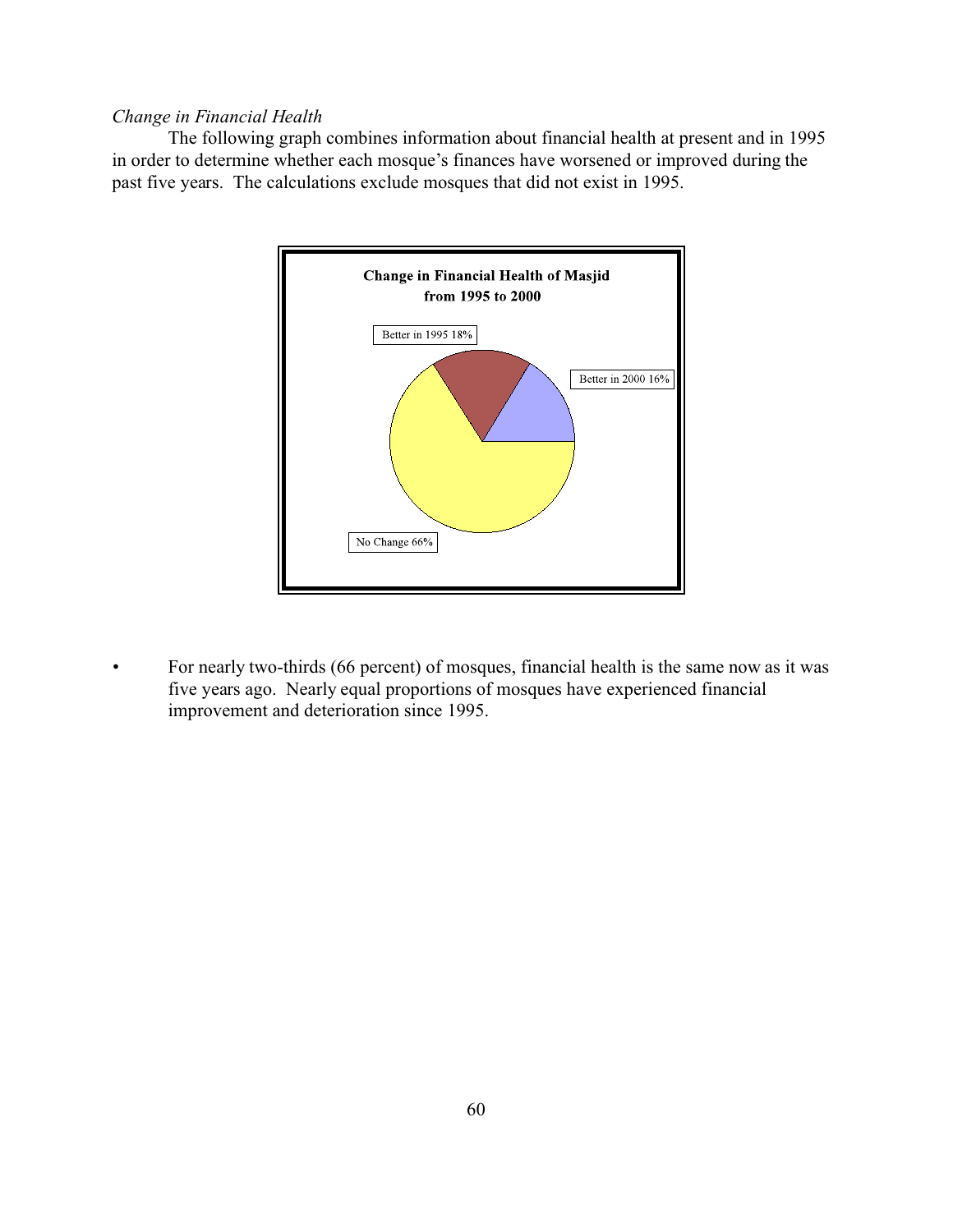*Change in Financial Health*

The following graph combines information about financial health at present and in 1995 in order to determine whether each mosque's finances have worsened or improved during the past five years. The calculations exclude mosques that did not exist in 1995.

**Change in Financial Health of Masjid from 1995 to 2000**

Better in 1995 18%

Better in 2000 16%

No Change 66%

- For nearly two-thirds (66 percent) of mosques, financial health is the same now as it was five years ago. Nearly equal proportions of mosques have experienced financial improvement and deterioration since 1995.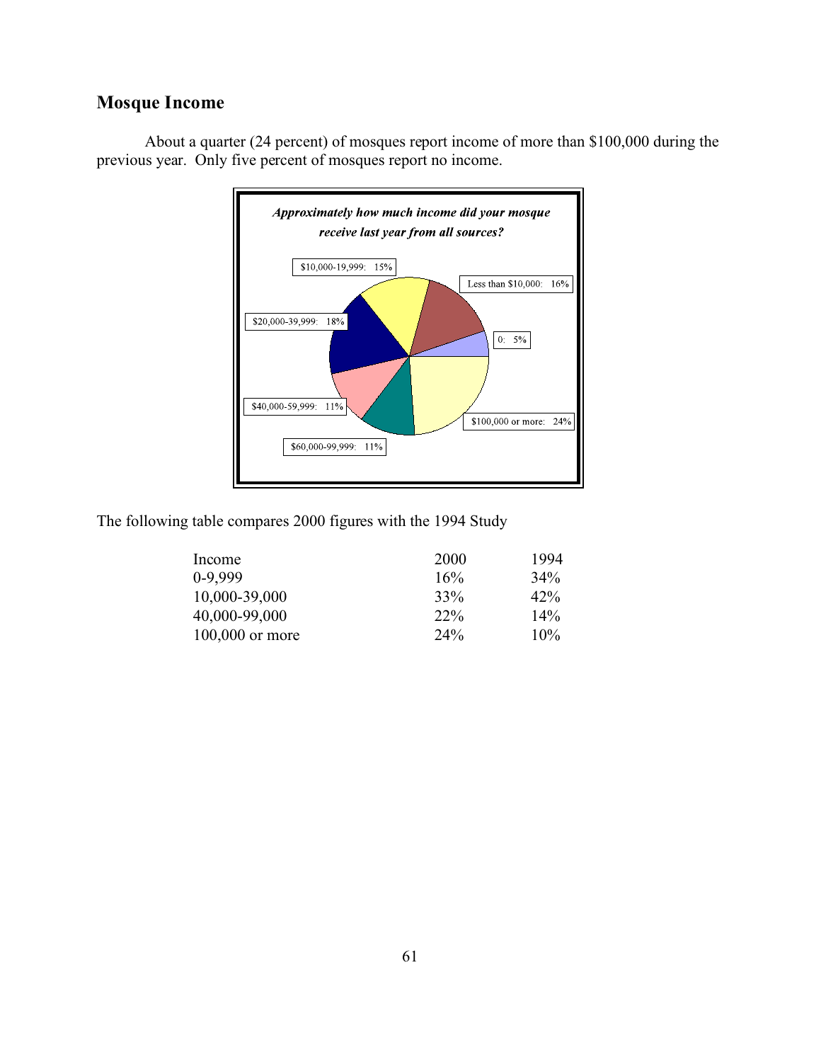## Mosque Income

About a quarter (24 percent) of mosques report income of more than $100,000 during the previous year. Only five percent of mosques report no income.

***Approximately how much income did your mosque receive last year from all sources?***

| Income | Percent |
|---|---|
| 0 | 5% |
| Less than $10,000 | 16% |
| $10,000-19,999 | 15% |
| $20,000-39,999 | 18% |
| $40,000-59,999 | 11% |
| $60,000-99,999 | 11% |
| $100,000 or more | 24% |

The following table compares 2000 figures with the 1994 Study

| Income | 2000 | 1994 |
|---|---|---|
| 0-9,999 | 16% | 34% |
| 10,000-39,000 | 33% | 42% |
| 40,000-99,000 | 22% | 14% |
| 100,000 or more | 24% | 10% |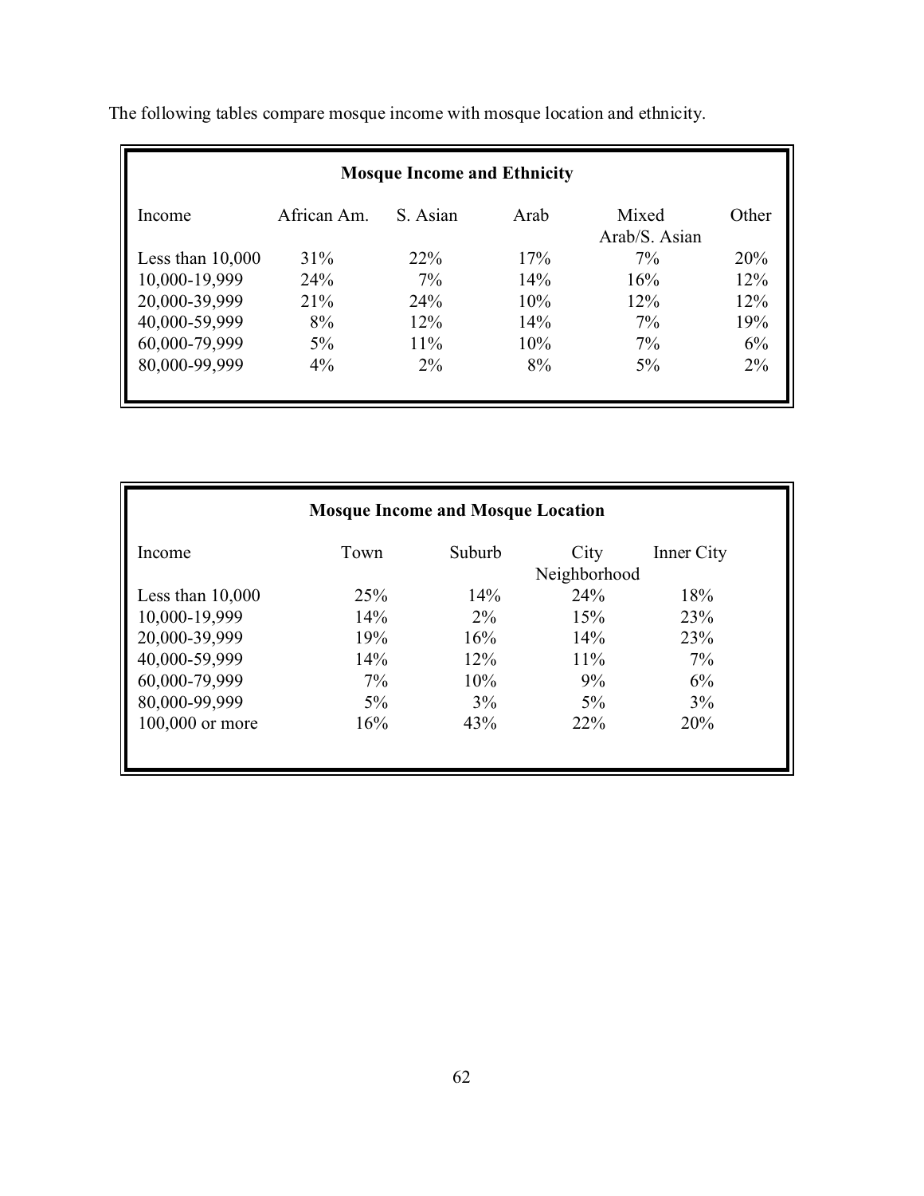The following tables compare mosque income with mosque location and ethnicity.

**Mosque Income and Ethnicity**

| Income | African Am. | S. Asian | Arab | Mixed Arab/S. Asian | Other |
|---|---|---|---|---|---|
| Less than 10,000 | 31% | 22% | 17% | 7% | 20% |
| 10,000-19,999 | 24% | 7% | 14% | 16% | 12% |
| 20,000-39,999 | 21% | 24% | 10% | 12% | 12% |
| 40,000-59,999 | 8% | 12% | 14% | 7% | 19% |
| 60,000-79,999 | 5% | 11% | 10% | 7% | 6% |
| 80,000-99,999 | 4% | 2% | 8% | 5% | 2% |

**Mosque Income and Mosque Location**

| Income | Town | Suburb | City Neighborhood | Inner City |
|---|---|---|---|---|
| Less than 10,000 | 25% | 14% | 24% | 18% |
| 10,000-19,999 | 14% | 2% | 15% | 23% |
| 20,000-39,999 | 19% | 16% | 14% | 23% |
| 40,000-59,999 | 14% | 12% | 11% | 7% |
| 60,000-79,999 | 7% | 10% | 9% | 6% |
| 80,000-99,999 | 5% | 3% | 5% | 3% |
| 100,000 or more | 16% | 43% | 22% | 20% |